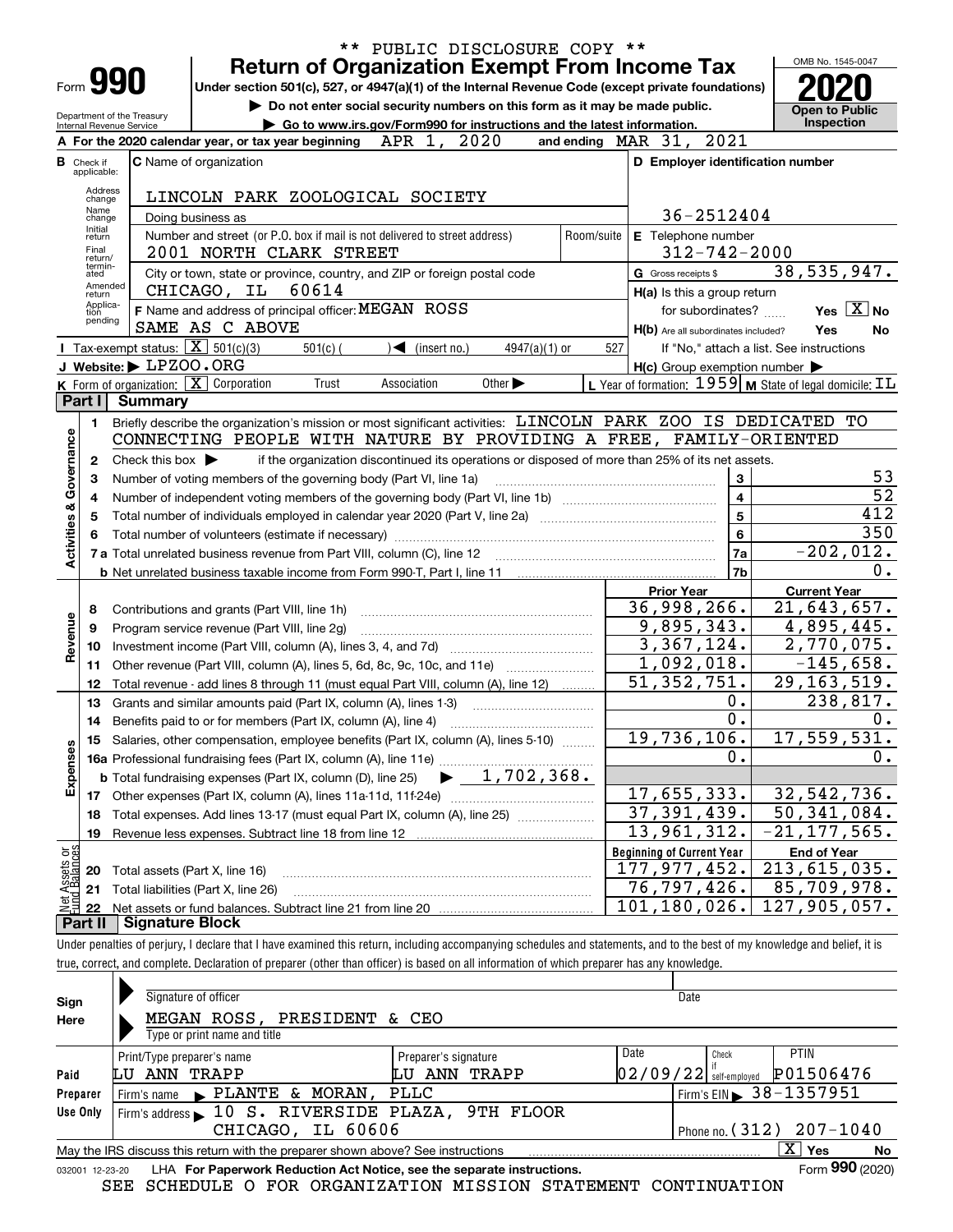** PUBLIC DISCLOSURE COPY **

# Form 990 — Return of Organization Exempt From Income Tax

Under section 501(c), 527, or 4947(a)(1) of the Internal Revenue Code (except private foundations)

▶ Do not enter social security numbers on this form as it may be made public.

▶ Go to www.irs.gov/Form990 for instructions and the latest information.

Department of the Treasury
Internal Revenue Service

OMB No. 1545-0047

**2020**

**Open to Public Inspection**

**A** For the 2020 calendar year, or tax year beginning APR 1, 2020 and ending MAR 31, 2021

**B** Check if applicable: Address change, Name change, Initial return, Final return/terminated, Amended return, Application pending

**C** Name of organization: LINCOLN PARK ZOOLOGICAL SOCIETY

Doing business as

Number and street (or P.O. box if mail is not delivered to street address): 2001 NORTH CLARK STREET — Room/suite

City or town, state or province, country, and ZIP or foreign postal code: CHICAGO, IL 60614

**D** Employer identification number: 36-2512404

**E** Telephone number: 312-742-2000

**G** Gross receipts $ 38,535,947.

**F** Name and address of principal officer: MEGAN ROSS
SAME AS C ABOVE

**H(a)** Is this a group return for subordinates? Yes [X] No

**H(b)** Are all subordinates included? Yes No
If "No," attach a list. See instructions

**H(c)** Group exemption number ▶

**I** Tax-exempt status: [X] 501(c)(3) 501(c) ( ) ◀ (insert no.) 4947(a)(1) or 527

**J** Website: ▶ LPZOO.ORG

**K** Form of organization: [X] Corporation Trust Association Other ▶

**L** Year of formation: 1959 **M** State of legal domicile: IL

## Part I Summary

### Activities & Governance

1 Briefly describe the organization's mission or most significant activities: LINCOLN PARK ZOO IS DEDICATED TO CONNECTING PEOPLE WITH NATURE BY PROVIDING A FREE, FAMILY-ORIENTED

2 Check this box ▶ if the organization discontinued its operations or disposed of more than 25% of its net assets.

| Line | Description | No. | Value |
|---|---|---|---|
| 3 | Number of voting members of the governing body (Part VI, line 1a) | 3 | 53 |
| 4 | Number of independent voting members of the governing body (Part VI, line 1b) | 4 | 52 |
| 5 | Total number of individuals employed in calendar year 2020 (Part V, line 2a) | 5 | 412 |
| 6 | Total number of volunteers (estimate if necessary) | 6 | 350 |
| 7a | Total unrelated business revenue from Part VIII, column (C), line 12 | 7a | -202,012. |
| 7b | Net unrelated business taxable income from Form 990-T, Part I, line 11 | 7b | 0. |

### Revenue / Expenses

| Line | Description | Prior Year | Current Year |
|---|---|---|---|
| 8 | Contributions and grants (Part VIII, line 1h) | 36,998,266. | 21,643,657. |
| 9 | Program service revenue (Part VIII, line 2g) | 9,895,343. | 4,895,445. |
| 10 | Investment income (Part VIII, column (A), lines 3, 4, and 7d) | 3,367,124. | 2,770,075. |
| 11 | Other revenue (Part VIII, column (A), lines 5, 6d, 8c, 9c, 10c, and 11e) | 1,092,018. | -145,658. |
| 12 | Total revenue - add lines 8 through 11 (must equal Part VIII, column (A), line 12) | 51,352,751. | 29,163,519. |
| 13 | Grants and similar amounts paid (Part IX, column (A), lines 1-3) | 0. | 238,817. |
| 14 | Benefits paid to or for members (Part IX, column (A), line 4) | 0. | 0. |
| 15 | Salaries, other compensation, employee benefits (Part IX, column (A), lines 5-10) | 19,736,106. | 17,559,531. |
| 16a | Professional fundraising fees (Part IX, column (A), line 11e) | 0. | 0. |
| b | Total fundraising expenses (Part IX, column (D), line 25) ▶ 1,702,368. | | |
| 17 | Other expenses (Part IX, column (A), lines 11a-11d, 11f-24e) | 17,655,333. | 32,542,736. |
| 18 | Total expenses. Add lines 13-17 (must equal Part IX, column (A), line 25) | 37,391,439. | 50,341,084. |
| 19 | Revenue less expenses. Subtract line 18 from line 12 | 13,961,312. | -21,177,565. |

### Net Assets or Fund Balances

| Line | Description | Beginning of Current Year | End of Year |
|---|---|---|---|
| 20 | Total assets (Part X, line 16) | 177,977,452. | 213,615,035. |
| 21 | Total liabilities (Part X, line 26) | 76,797,426. | 85,709,978. |
| 22 | Net assets or fund balances. Subtract line 21 from line 20 | 101,180,026. | 127,905,057. |

## Part II Signature Block

Under penalties of perjury, I declare that I have examined this return, including accompanying schedules and statements, and to the best of my knowledge and belief, it is true, correct, and complete. Declaration of preparer (other than officer) is based on all information of which preparer has any knowledge.

**Sign Here**

Signature of officer — Date

MEGAN ROSS, PRESIDENT & CEO
Type or print name and title

**Paid Preparer Use Only**

| Print/Type preparer's name | Preparer's signature | Date | Check if self-employed | PTIN |
|---|---|---|---|---|
| LU ANN TRAPP | LU ANN TRAPP | 02/09/22 | | P01506476 |

Firm's name ▶ PLANTE & MORAN, PLLC — Firm's EIN ▶ 38-1357951

Firm's address ▶ 10 S. RIVERSIDE PLAZA, 9TH FLOOR, CHICAGO, IL 60606 — Phone no. (312) 207-1040

May the IRS discuss this return with the preparer shown above? See instructions [X] Yes No

032001 12-23-20 LHA For Paperwork Reduction Act Notice, see the separate instructions. Form 990 (2020)

SEE SCHEDULE O FOR ORGANIZATION MISSION STATEMENT CONTINUATION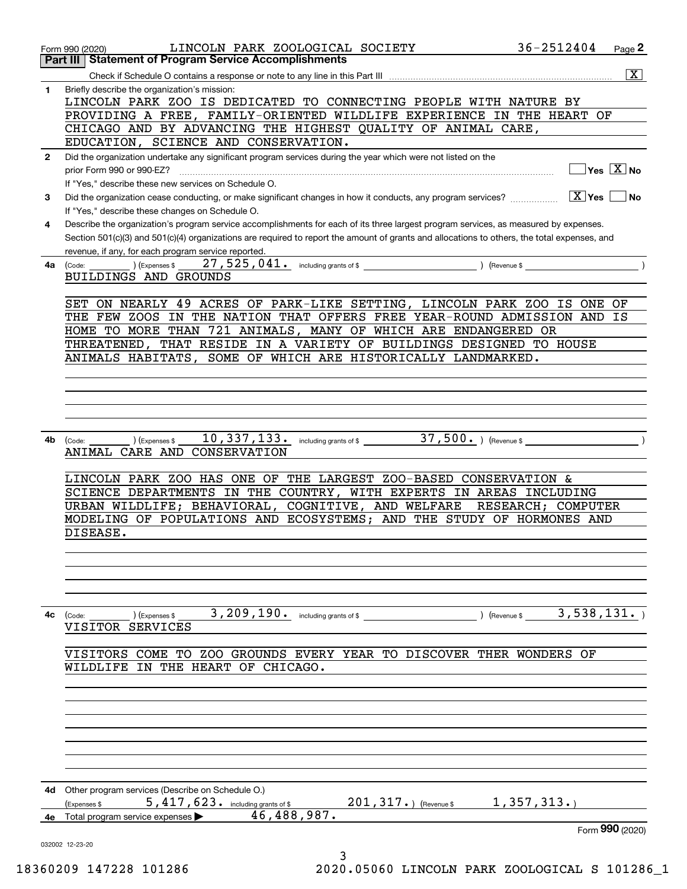Form 990 (2020) LINCOLN PARK ZOOLOGICAL SOCIETY 36-2512404 Page **2**

## Part III | Statement of Program Service Accomplishments

Check if Schedule O contains a response or note to any line in this Part III .......... [X]

**1** Briefly describe the organization's mission:

LINCOLN PARK ZOO IS DEDICATED TO CONNECTING PEOPLE WITH NATURE BY PROVIDING A FREE, FAMILY-ORIENTED WILDLIFE EXPERIENCE IN THE HEART OF CHICAGO AND BY ADVANCING THE HIGHEST QUALITY OF ANIMAL CARE, EDUCATION, SCIENCE AND CONSERVATION.

**2** Did the organization undertake any significant program services during the year which were not listed on the prior Form 990 or 990-EZ? .......... [ ] Yes [X] No

If "Yes," describe these new services on Schedule O.

**3** Did the organization cease conducting, or make significant changes in how it conducts, any program services? .......... [X] Yes [ ] No

If "Yes," describe these changes on Schedule O.

**4** Describe the organization's program service accomplishments for each of its three largest program services, as measured by expenses. Section 501(c)(3) and 501(c)(4) organizations are required to report the amount of grants and allocations to others, the total expenses, and revenue, if any, for each program service reported.

**4a** (Code: ) (Expenses $ 27,525,041. including grants of $ ) (Revenue $ )

BUILDINGS AND GROUNDS

SET ON NEARLY 49 ACRES OF PARK-LIKE SETTING, LINCOLN PARK ZOO IS ONE OF THE FEW ZOOS IN THE NATION THAT OFFERS FREE YEAR-ROUND ADMISSION AND IS HOME TO MORE THAN 721 ANIMALS, MANY OF WHICH ARE ENDANGERED OR THREATENED, THAT RESIDE IN A VARIETY OF BUILDINGS DESIGNED TO HOUSE ANIMALS HABITATS, SOME OF WHICH ARE HISTORICALLY LANDMARKED.

**4b** (Code: ) (Expenses $ 10,337,133. including grants of $ 37,500. ) (Revenue $ )

ANIMAL CARE AND CONSERVATION

LINCOLN PARK ZOO HAS ONE OF THE LARGEST ZOO-BASED CONSERVATION & SCIENCE DEPARTMENTS IN THE COUNTRY, WITH EXPERTS IN AREAS INCLUDING URBAN WILDLIFE; BEHAVIORAL, COGNITIVE, AND WELFARE RESEARCH; COMPUTER MODELING OF POPULATIONS AND ECOSYSTEMS; AND THE STUDY OF HORMONES AND DISEASE.

**4c** (Code: ) (Expenses $ 3,209,190. including grants of $ ) (Revenue $ 3,538,131. )

VISITOR SERVICES

VISITORS COME TO ZOO GROUNDS EVERY YEAR TO DISCOVER THER WONDERS OF WILDLIFE IN THE HEART OF CHICAGO.

**4d** Other program services (Describe on Schedule O.)

(Expenses $ 5,417,623. including grants of $ 201,317. ) (Revenue $ 1,357,313. )

**4e** Total program service expenses ▶ 46,488,987.

Form **990** (2020)

032002 12-23-20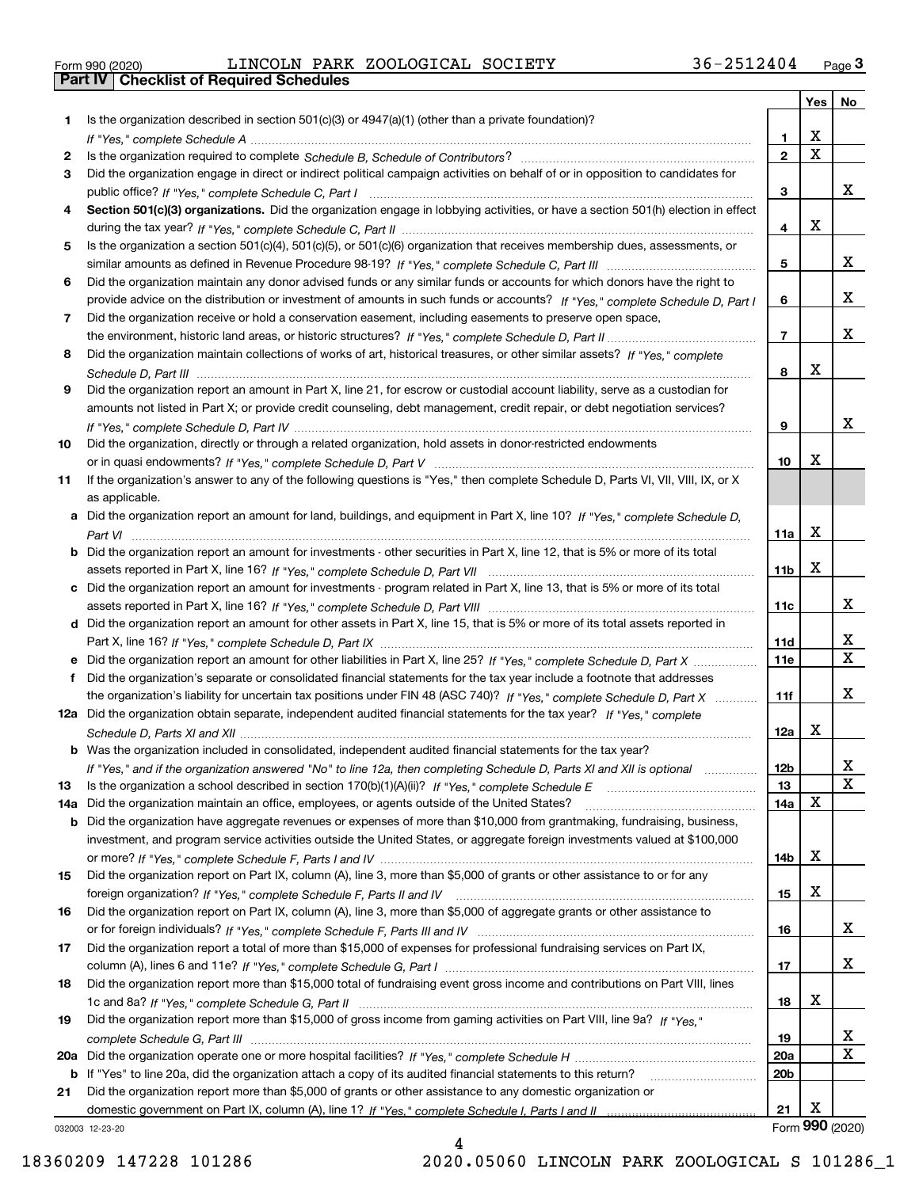Form 990 (2020) LINCOLN PARK ZOOLOGICAL SOCIETY 36-2512404

## Part IV Checklist of Required Schedules

| | | | Yes | No |
|---|---|---|---|---|
| 1 | Is the organization described in section 501(c)(3) or 4947(a)(1) (other than a private foundation)? *If "Yes," complete Schedule A* | 1 | X | |
| 2 | Is the organization required to complete *Schedule B, Schedule of Contributors*? | 2 | X | |
| 3 | Did the organization engage in direct or indirect political campaign activities on behalf of or in opposition to candidates for public office? *If "Yes," complete Schedule C, Part I* | 3 | | X |
| 4 | **Section 501(c)(3) organizations.** Did the organization engage in lobbying activities, or have a section 501(h) election in effect during the tax year? *If "Yes," complete Schedule C, Part II* | 4 | X | |
| 5 | Is the organization a section 501(c)(4), 501(c)(5), or 501(c)(6) organization that receives membership dues, assessments, or similar amounts as defined in Revenue Procedure 98-19? *If "Yes," complete Schedule C, Part III* | 5 | | X |
| 6 | Did the organization maintain any donor advised funds or any similar funds or accounts for which donors have the right to provide advice on the distribution or investment of amounts in such funds or accounts? *If "Yes," complete Schedule D, Part I* | 6 | | X |
| 7 | Did the organization receive or hold a conservation easement, including easements to preserve open space, the environment, historic land areas, or historic structures? *If "Yes," complete Schedule D, Part II* | 7 | | X |
| 8 | Did the organization maintain collections of works of art, historical treasures, or other similar assets? *If "Yes," complete Schedule D, Part III* | 8 | X | |
| 9 | Did the organization report an amount in Part X, line 21, for escrow or custodial account liability, serve as a custodian for amounts not listed in Part X; or provide credit counseling, debt management, credit repair, or debt negotiation services? *If "Yes," complete Schedule D, Part IV* | 9 | | X |
| 10 | Did the organization, directly or through a related organization, hold assets in donor-restricted endowments or in quasi endowments? *If "Yes," complete Schedule D, Part V* | 10 | X | |
| 11 | If the organization's answer to any of the following questions is "Yes," then complete Schedule D, Parts VI, VII, VIII, IX, or X as applicable. | | | |
| a | Did the organization report an amount for land, buildings, and equipment in Part X, line 10? *If "Yes," complete Schedule D, Part VI* | 11a | X | |
| b | Did the organization report an amount for investments - other securities in Part X, line 12, that is 5% or more of its total assets reported in Part X, line 16? *If "Yes," complete Schedule D, Part VII* | 11b | X | |
| c | Did the organization report an amount for investments - program related in Part X, line 13, that is 5% or more of its total assets reported in Part X, line 16? *If "Yes," complete Schedule D, Part VIII* | 11c | | X |
| d | Did the organization report an amount for other assets in Part X, line 15, that is 5% or more of its total assets reported in Part X, line 16? *If "Yes," complete Schedule D, Part IX* | 11d | | X |
| e | Did the organization report an amount for other liabilities in Part X, line 25? *If "Yes," complete Schedule D, Part X* | 11e | | X |
| f | Did the organization's separate or consolidated financial statements for the tax year include a footnote that addresses the organization's liability for uncertain tax positions under FIN 48 (ASC 740)? *If "Yes," complete Schedule D, Part X* | 11f | | X |
| 12a | Did the organization obtain separate, independent audited financial statements for the tax year? *If "Yes," complete Schedule D, Parts XI and XII* | 12a | X | |
| b | Was the organization included in consolidated, independent audited financial statements for the tax year? *If "Yes," and if the organization answered "No" to line 12a, then completing Schedule D, Parts XI and XII is optional* | 12b | | X |
| 13 | Is the organization a school described in section 170(b)(1)(A)(ii)? *If "Yes," complete Schedule E* | 13 | | X |
| 14a | Did the organization maintain an office, employees, or agents outside of the United States? | 14a | X | |
| b | Did the organization have aggregate revenues or expenses of more than $10,000 from grantmaking, fundraising, business, investment, and program service activities outside the United States, or aggregate foreign investments valued at $100,000 or more? *If "Yes," complete Schedule F, Parts I and IV* | 14b | X | |
| 15 | Did the organization report on Part IX, column (A), line 3, more than $5,000 of grants or other assistance to or for any foreign organization? *If "Yes," complete Schedule F, Parts II and IV* | 15 | X | |
| 16 | Did the organization report on Part IX, column (A), line 3, more than $5,000 of aggregate grants or other assistance to or for foreign individuals? *If "Yes," complete Schedule F, Parts III and IV* | 16 | | X |
| 17 | Did the organization report a total of more than $15,000 of expenses for professional fundraising services on Part IX, column (A), lines 6 and 11e? *If "Yes," complete Schedule G, Part I* | 17 | | X |
| 18 | Did the organization report more than $15,000 total of fundraising event gross income and contributions on Part VIII, lines 1c and 8a? *If "Yes," complete Schedule G, Part II* | 18 | X | |
| 19 | Did the organization report more than $15,000 of gross income from gaming activities on Part VIII, line 9a? *If "Yes," complete Schedule G, Part III* | 19 | | X |
| 20a | Did the organization operate one or more hospital facilities? *If "Yes," complete Schedule H* | 20a | | X |
| b | If "Yes" to line 20a, did the organization attach a copy of its audited financial statements to this return? | 20b | | |
| 21 | Did the organization report more than $5,000 of grants or other assistance to any domestic organization or domestic government on Part IX, column (A), line 1? *If "Yes," complete Schedule I, Parts I and II* | 21 | X | |

Form **990** (2020)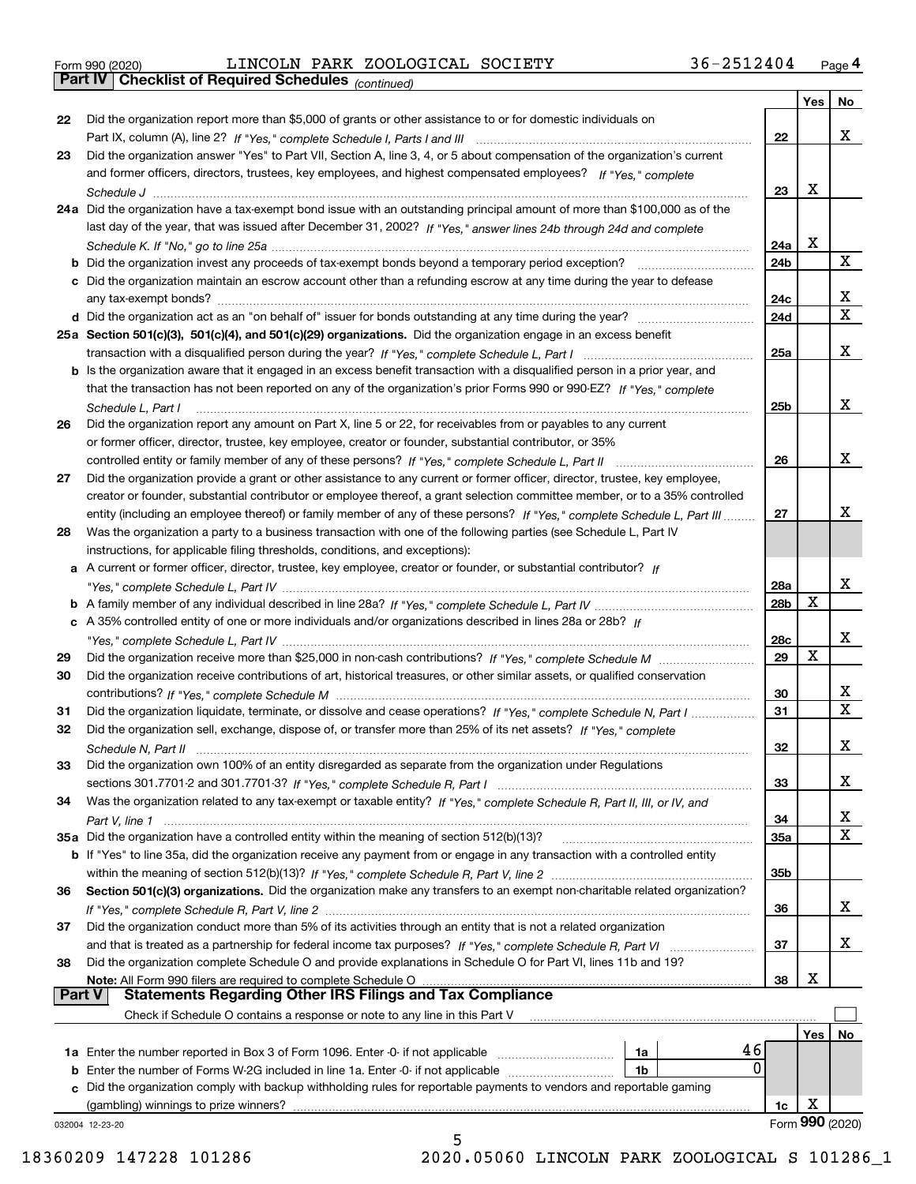Form 990 (2020) LINCOLN PARK ZOOLOGICAL SOCIETY 36-2512404 Page 4

**Part IV Checklist of Required Schedules** *(continued)*

| | | | Yes | No |
|---|---|---|---|---|
| 22 | Did the organization report more than $5,000 of grants or other assistance to or for domestic individuals on Part IX, column (A), line 2? *If "Yes," complete Schedule I, Parts I and III* | 22 | | X |
| 23 | Did the organization answer "Yes" to Part VII, Section A, line 3, 4, or 5 about compensation of the organization's current and former officers, directors, trustees, key employees, and highest compensated employees? *If "Yes," complete Schedule J* | 23 | X | |
| 24a | Did the organization have a tax-exempt bond issue with an outstanding principal amount of more than $100,000 as of the last day of the year, that was issued after December 31, 2002? *If "Yes," answer lines 24b through 24d and complete Schedule K. If "No," go to line 25a* | 24a | X | |
| b | Did the organization invest any proceeds of tax-exempt bonds beyond a temporary period exception? | 24b | | X |
| c | Did the organization maintain an escrow account other than a refunding escrow at any time during the year to defease any tax-exempt bonds? | 24c | | X |
| d | Did the organization act as an "on behalf of" issuer for bonds outstanding at any time during the year? | 24d | | X |
| 25a | **Section 501(c)(3), 501(c)(4), and 501(c)(29) organizations.** Did the organization engage in an excess benefit transaction with a disqualified person during the year? *If "Yes," complete Schedule L, Part I* | 25a | | X |
| b | Is the organization aware that it engaged in an excess benefit transaction with a disqualified person in a prior year, and that the transaction has not been reported on any of the organization's prior Forms 990 or 990-EZ? *If "Yes," complete Schedule L, Part I* | 25b | | X |
| 26 | Did the organization report any amount on Part X, line 5 or 22, for receivables from or payables to any current or former officer, director, trustee, key employee, creator or founder, substantial contributor, or 35% controlled entity or family member of any of these persons? *If "Yes," complete Schedule L, Part II* | 26 | | X |
| 27 | Did the organization provide a grant or other assistance to any current or former officer, director, trustee, key employee, creator or founder, substantial contributor or employee thereof, a grant selection committee member, or to a 35% controlled entity (including an employee thereof) or family member of any of these persons? *If "Yes," complete Schedule L, Part III* | 27 | | X |
| 28 | Was the organization a party to a business transaction with one of the following parties (see Schedule L, Part IV instructions, for applicable filing thresholds, conditions, and exceptions): | | | |
| a | A current or former officer, director, trustee, key employee, creator or founder, or substantial contributor? *If "Yes," complete Schedule L, Part IV* | 28a | | X |
| b | A family member of any individual described in line 28a? *If "Yes," complete Schedule L, Part IV* | 28b | X | |
| c | A 35% controlled entity of one or more individuals and/or organizations described in lines 28a or 28b? *If "Yes," complete Schedule L, Part IV* | 28c | | X |
| 29 | Did the organization receive more than $25,000 in non-cash contributions? *If "Yes," complete Schedule M* | 29 | X | |
| 30 | Did the organization receive contributions of art, historical treasures, or other similar assets, or qualified conservation contributions? *If "Yes," complete Schedule M* | 30 | | X |
| 31 | Did the organization liquidate, terminate, or dissolve and cease operations? *If "Yes," complete Schedule N, Part I* | 31 | | X |
| 32 | Did the organization sell, exchange, dispose of, or transfer more than 25% of its net assets? *If "Yes," complete Schedule N, Part II* | 32 | | X |
| 33 | Did the organization own 100% of an entity disregarded as separate from the organization under Regulations sections 301.7701-2 and 301.7701-3? *If "Yes," complete Schedule R, Part I* | 33 | | X |
| 34 | Was the organization related to any tax-exempt or taxable entity? *If "Yes," complete Schedule R, Part II, III, or IV, and Part V, line 1* | 34 | | X |
| 35a | Did the organization have a controlled entity within the meaning of section 512(b)(13)? | 35a | | X |
| b | If "Yes" to line 35a, did the organization receive any payment from or engage in any transaction with a controlled entity within the meaning of section 512(b)(13)? *If "Yes," complete Schedule R, Part V, line 2* | 35b | | |
| 36 | **Section 501(c)(3) organizations.** Did the organization make any transfers to an exempt non-charitable related organization? *If "Yes," complete Schedule R, Part V, line 2* | 36 | | X |
| 37 | Did the organization conduct more than 5% of its activities through an entity that is not a related organization and that is treated as a partnership for federal income tax purposes? *If "Yes," complete Schedule R, Part VI* | 37 | | X |
| 38 | Did the organization complete Schedule O and provide explanations in Schedule O for Part VI, lines 11b and 19? **Note:** All Form 990 filers are required to complete Schedule O | 38 | X | |

**Part V Statements Regarding Other IRS Filings and Tax Compliance**

Check if Schedule O contains a response or note to any line in this Part V ☐

| | | | | Yes | No |
|---|---|---|---|---|---|
| 1a | Enter the number reported in Box 3 of Form 1096. Enter -0- if not applicable | 1a | 46 | | |
| b | Enter the number of Forms W-2G included in line 1a. Enter -0- if not applicable | 1b | 0 | | |
| c | Did the organization comply with backup withholding rules for reportable payments to vendors and reportable gaming (gambling) winnings to prize winners? | | 1c | X | |

032004 12-23-20 Form **990** (2020)

18360209 147228 101286 2020.05060 LINCOLN PARK ZOOLOGICAL S 101286_1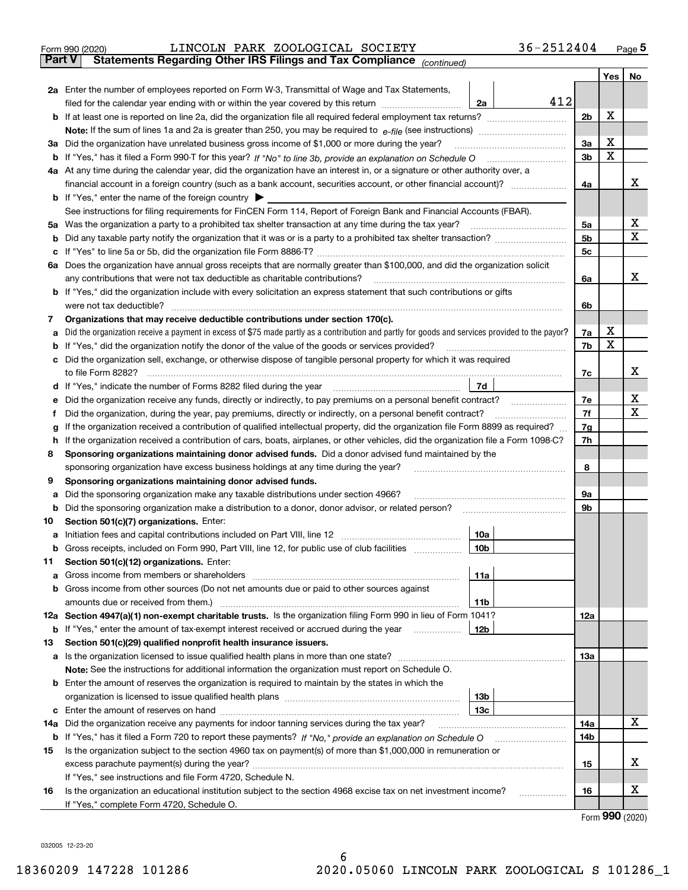Form 990 (2020) LINCOLN PARK ZOOLOGICAL SOCIETY 36-2512404 Page 5

## Part V Statements Regarding Other IRS Filings and Tax Compliance *(continued)*

| | | | | Yes | No |
|---|---|---|---|---|---|
| **2a** | Enter the number of employees reported on Form W-3, Transmittal of Wage and Tax Statements, filed for the calendar year ending with or within the year covered by this return | 2a 412 | | | |
| **b** | If at least one is reported on line 2a, did the organization file all required federal employment tax returns? | | 2b | X | |
| | **Note:** If the sum of lines 1a and 2a is greater than 250, you may be required to *e-file* (see instructions) | | | | |
| **3a** | Did the organization have unrelated business gross income of $1,000 or more during the year? | | 3a | X | |
| **b** | If "Yes," has it filed a Form 990-T for this year? *If "No" to line 3b, provide an explanation on Schedule O* | | 3b | X | |
| **4a** | At any time during the calendar year, did the organization have an interest in, or a signature or other authority over, a financial account in a foreign country (such as a bank account, securities account, or other financial account)? | | 4a | | X |
| **b** | If "Yes," enter the name of the foreign country ▶ | | | | |
| | See instructions for filing requirements for FinCEN Form 114, Report of Foreign Bank and Financial Accounts (FBAR). | | | | |
| **5a** | Was the organization a party to a prohibited tax shelter transaction at any time during the tax year? | | 5a | | X |
| **b** | Did any taxable party notify the organization that it was or is a party to a prohibited tax shelter transaction? | | 5b | | X |
| **c** | If "Yes" to line 5a or 5b, did the organization file Form 8886-T? | | 5c | | |
| **6a** | Does the organization have annual gross receipts that are normally greater than $100,000, and did the organization solicit any contributions that were not tax deductible as charitable contributions? | | 6a | | X |
| **b** | If "Yes," did the organization include with every solicitation an express statement that such contributions or gifts were not tax deductible? | | 6b | | |
| **7** | **Organizations that may receive deductible contributions under section 170(c).** | | | | |
| **a** | Did the organization receive a payment in excess of $75 made partly as a contribution and partly for goods and services provided to the payor? | | 7a | X | |
| **b** | If "Yes," did the organization notify the donor of the value of the goods or services provided? | | 7b | X | |
| **c** | Did the organization sell, exchange, or otherwise dispose of tangible personal property for which it was required to file Form 8282? | | 7c | | X |
| **d** | If "Yes," indicate the number of Forms 8282 filed during the year | 7d | | | |
| **e** | Did the organization receive any funds, directly or indirectly, to pay premiums on a personal benefit contract? | | 7e | | X |
| **f** | Did the organization, during the year, pay premiums, directly or indirectly, on a personal benefit contract? | | 7f | | X |
| **g** | If the organization received a contribution of qualified intellectual property, did the organization file Form 8899 as required? | | 7g | | |
| **h** | If the organization received a contribution of cars, boats, airplanes, or other vehicles, did the organization file a Form 1098-C? | | 7h | | |
| **8** | **Sponsoring organizations maintaining donor advised funds.** Did a donor advised fund maintained by the sponsoring organization have excess business holdings at any time during the year? | | 8 | | |
| **9** | **Sponsoring organizations maintaining donor advised funds.** | | | | |
| **a** | Did the sponsoring organization make any taxable distributions under section 4966? | | 9a | | |
| **b** | Did the sponsoring organization make a distribution to a donor, donor advisor, or related person? | | 9b | | |
| **10** | **Section 501(c)(7) organizations.** Enter: | | | | |
| **a** | Initiation fees and capital contributions included on Part VIII, line 12 | 10a | | | |
| **b** | Gross receipts, included on Form 990, Part VIII, line 12, for public use of club facilities | 10b | | | |
| **11** | **Section 501(c)(12) organizations.** Enter: | | | | |
| **a** | Gross income from members or shareholders | 11a | | | |
| **b** | Gross income from other sources (Do not net amounts due or paid to other sources against amounts due or received from them.) | 11b | | | |
| **12a** | **Section 4947(a)(1) non-exempt charitable trusts.** Is the organization filing Form 990 in lieu of Form 1041? | | 12a | | |
| **b** | If "Yes," enter the amount of tax-exempt interest received or accrued during the year | 12b | | | |
| **13** | **Section 501(c)(29) qualified nonprofit health insurance issuers.** | | | | |
| **a** | Is the organization licensed to issue qualified health plans in more than one state? | | 13a | | |
| | **Note:** See the instructions for additional information the organization must report on Schedule O. | | | | |
| **b** | Enter the amount of reserves the organization is required to maintain by the states in which the organization is licensed to issue qualified health plans | 13b | | | |
| **c** | Enter the amount of reserves on hand | 13c | | | |
| **14a** | Did the organization receive any payments for indoor tanning services during the tax year? | | 14a | | X |
| **b** | If "Yes," has it filed a Form 720 to report these payments? *If "No," provide an explanation on Schedule O* | | 14b | | |
| **15** | Is the organization subject to the section 4960 tax on payment(s) of more than $1,000,000 in remuneration or excess parachute payment(s) during the year? | | 15 | | X |
| | If "Yes," see instructions and file Form 4720, Schedule N. | | | | |
| **16** | Is the organization an educational institution subject to the section 4968 excise tax on net investment income? | | 16 | | X |
| | If "Yes," complete Form 4720, Schedule O. | | | | |

Form **990** (2020)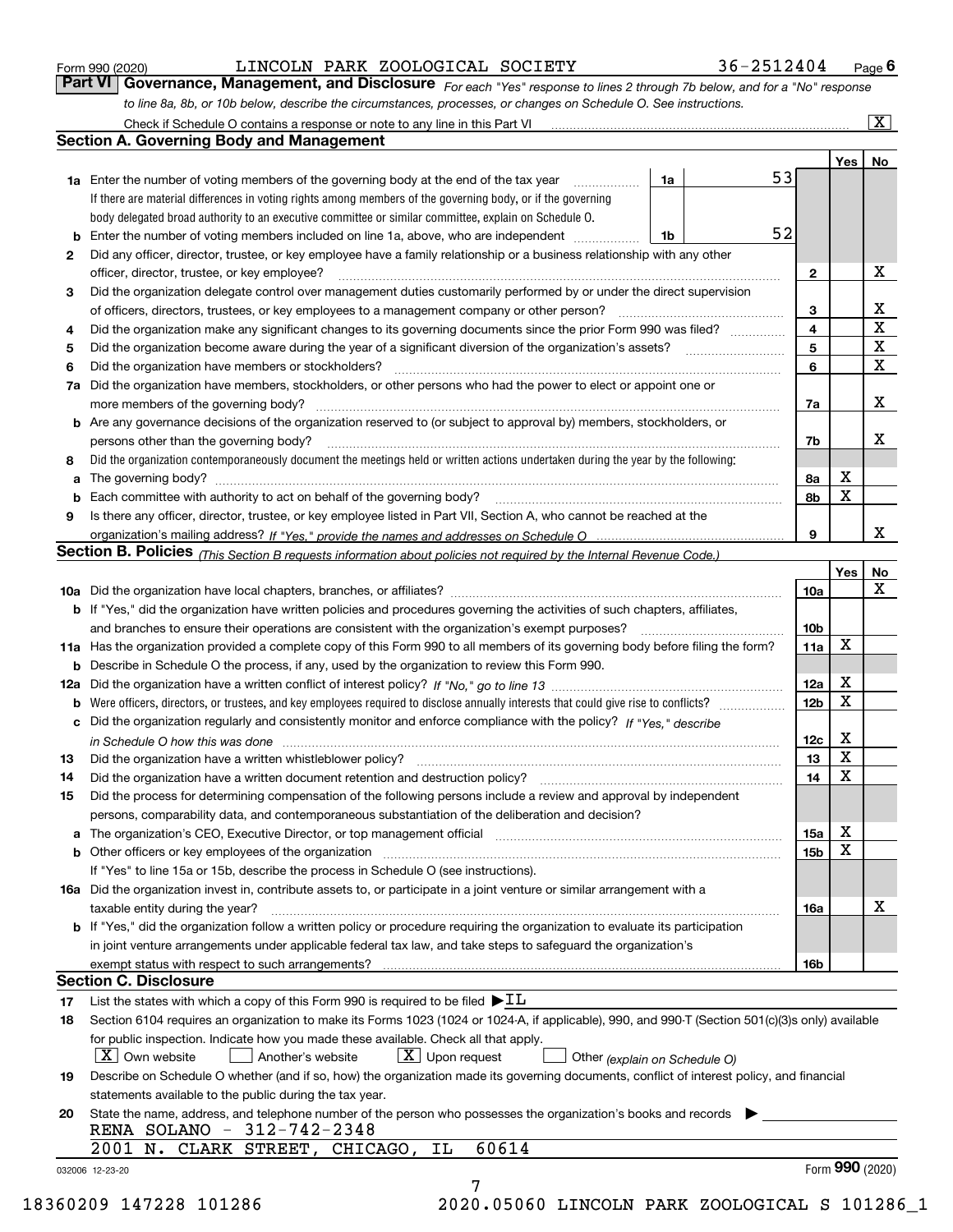Form 990 (2020) LINCOLN PARK ZOOLOGICAL SOCIETY 36-2512404 Page 6

**Part VI Governance, Management, and Disclosure** *For each "Yes" response to lines 2 through 7b below, and for a "No" response to line 8a, 8b, or 10b below, describe the circumstances, processes, or changes on Schedule O. See instructions.*

Check if Schedule O contains a response or note to any line in this Part VI ..... [X]

## Section A. Governing Body and Management

| | | | | Yes | No |
|---|---|---|---|---|---|
| **1a** | Enter the number of voting members of the governing body at the end of the tax year ..... 1a | 53 | | | |
| | If there are material differences in voting rights among members of the governing body, or if the governing body delegated broad authority to an executive committee or similar committee, explain on Schedule O. | | | | |
| **b** | Enter the number of voting members included on line 1a, above, who are independent ..... 1b | 52 | | | |
| **2** | Did any officer, director, trustee, or key employee have a family relationship or a business relationship with any other officer, director, trustee, or key employee? | | 2 | | X |
| **3** | Did the organization delegate control over management duties customarily performed by or under the direct supervision of officers, directors, trustees, or key employees to a management company or other person? | | 3 | | X |
| **4** | Did the organization make any significant changes to its governing documents since the prior Form 990 was filed? | | 4 | | X |
| **5** | Did the organization become aware during the year of a significant diversion of the organization's assets? | | 5 | | X |
| **6** | Did the organization have members or stockholders? | | 6 | | X |
| **7a** | Did the organization have members, stockholders, or other persons who had the power to elect or appoint one or more members of the governing body? | | 7a | | X |
| **b** | Are any governance decisions of the organization reserved to (or subject to approval by) members, stockholders, or persons other than the governing body? | | 7b | | X |
| **8** | Did the organization contemporaneously document the meetings held or written actions undertaken during the year by the following: | | | | |
| **a** | The governing body? | | 8a | X | |
| **b** | Each committee with authority to act on behalf of the governing body? | | 8b | X | |
| **9** | Is there any officer, director, trustee, or key employee listed in Part VII, Section A, who cannot be reached at the organization's mailing address? *If "Yes," provide the names and addresses on Schedule O* | | 9 | | X |

## Section B. Policies *(This Section B requests information about policies not required by the Internal Revenue Code.)*

| | | | Yes | No |
|---|---|---|---|---|
| **10a** | Did the organization have local chapters, branches, or affiliates? | 10a | | X |
| **b** | If "Yes," did the organization have written policies and procedures governing the activities of such chapters, affiliates, and branches to ensure their operations are consistent with the organization's exempt purposes? | 10b | | |
| **11a** | Has the organization provided a complete copy of this Form 990 to all members of its governing body before filing the form? | 11a | X | |
| **b** | Describe in Schedule O the process, if any, used by the organization to review this Form 990. | | | |
| **12a** | Did the organization have a written conflict of interest policy? *If "No," go to line 13* | 12a | X | |
| **b** | Were officers, directors, or trustees, and key employees required to disclose annually interests that could give rise to conflicts? | 12b | X | |
| **c** | Did the organization regularly and consistently monitor and enforce compliance with the policy? *If "Yes," describe in Schedule O how this was done* | 12c | X | |
| **13** | Did the organization have a written whistleblower policy? | 13 | X | |
| **14** | Did the organization have a written document retention and destruction policy? | 14 | X | |
| **15** | Did the process for determining compensation of the following persons include a review and approval by independent persons, comparability data, and contemporaneous substantiation of the deliberation and decision? | | | |
| **a** | The organization's CEO, Executive Director, or top management official | 15a | X | |
| **b** | Other officers or key employees of the organization | 15b | X | |
| | If "Yes" to line 15a or 15b, describe the process in Schedule O (see instructions). | | | |
| **16a** | Did the organization invest in, contribute assets to, or participate in a joint venture or similar arrangement with a taxable entity during the year? | 16a | | X |
| **b** | If "Yes," did the organization follow a written policy or procedure requiring the organization to evaluate its participation in joint venture arrangements under applicable federal tax law, and take steps to safeguard the organization's exempt status with respect to such arrangements? | 16b | | |

## Section C. Disclosure

**17** List the states with which a copy of this Form 990 is required to be filed ▶IL

**18** Section 6104 requires an organization to make its Forms 1023 (1024 or 1024-A, if applicable), 990, and 990-T (Section 501(c)(3)s only) available for public inspection. Indicate how you made these available. Check all that apply.

[X] Own website  [ ] Another's website  [X] Upon request  [ ] Other *(explain on Schedule O)*

**19** Describe on Schedule O whether (and if so, how) the organization made its governing documents, conflict of interest policy, and financial statements available to the public during the tax year.

**20** State the name, address, and telephone number of the person who possesses the organization's books and records ▶

RENA SOLANO - 312-742-2348
2001 N. CLARK STREET, CHICAGO, IL 60614

032006 12-23-20 Form **990** (2020)

18360209 147228 101286 2020.05060 LINCOLN PARK ZOOLOGICAL S 101286_1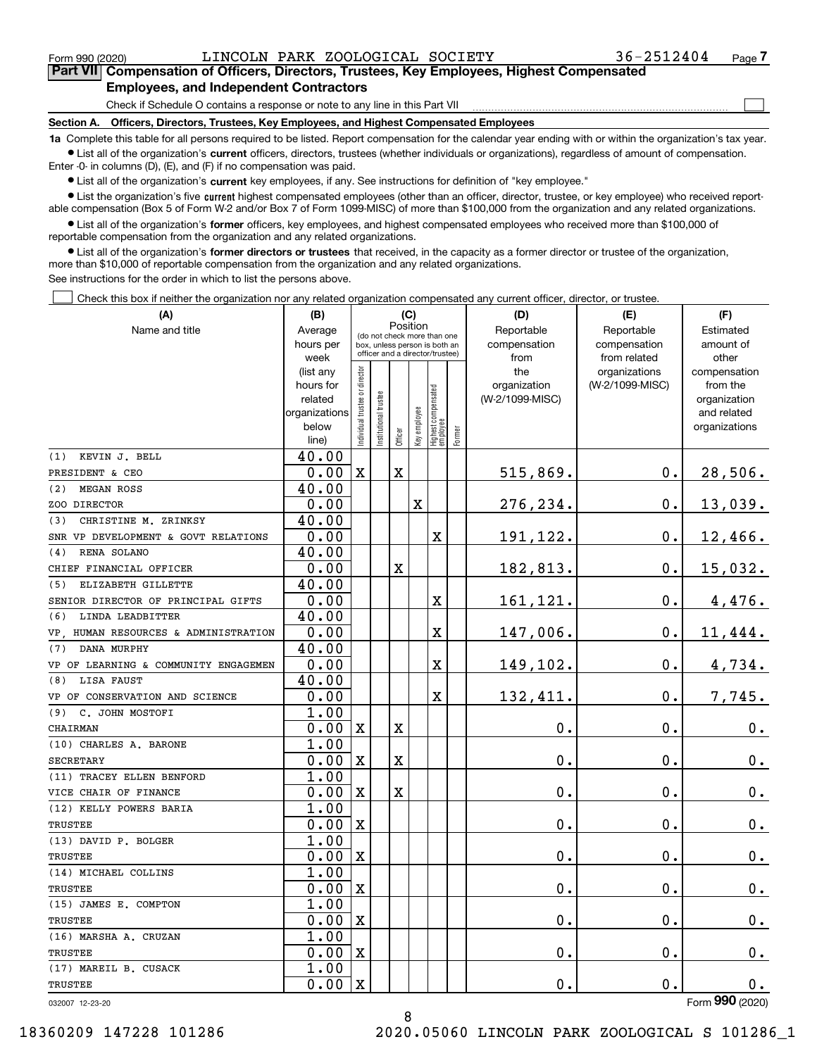Form 990 (2020) LINCOLN PARK ZOOLOGICAL SOCIETY 36-2512404

## Part VII Compensation of Officers, Directors, Trustees, Key Employees, Highest Compensated Employees, and Independent Contractors

Check if Schedule O contains a response or note to any line in this Part VII ☐

### Section A. Officers, Directors, Trustees, Key Employees, and Highest Compensated Employees

**1a** Complete this table for all persons required to be listed. Report compensation for the calendar year ending with or within the organization's tax year.

- List all of the organization's **current** officers, directors, trustees (whether individuals or organizations), regardless of amount of compensation. Enter -0- in columns (D), (E), and (F) if no compensation was paid.
- List all of the organization's **current** key employees, if any. See instructions for definition of "key employee."
- List the organization's five **current** highest compensated employees (other than an officer, director, trustee, or key employee) who received reportable compensation (Box 5 of Form W-2 and/or Box 7 of Form 1099-MISC) of more than $100,000 from the organization and any related organizations.
- List all of the organization's **former** officers, key employees, and highest compensated employees who received more than $100,000 of reportable compensation from the organization and any related organizations.
- List all of the organization's **former directors or trustees** that received, in the capacity as a former director or trustee of the organization, more than $10,000 of reportable compensation from the organization and any related organizations.

See instructions for the order in which to list the persons above.

☐ Check this box if neither the organization nor any related organization compensated any current officer, director, or trustee.

| (A) Name and title | (B) Average hours per week (list any hours for related organizations below line) | (C) Position: Individual trustee or director | Institutional trustee | Officer | Key employee | Highest compensated employee | Former | (D) Reportable compensation from the organization (W-2/1099-MISC) | (E) Reportable compensation from related organizations (W-2/1099-MISC) | (F) Estimated amount of other compensation from the organization and related organizations |
|---|---|---|---|---|---|---|---|---|---|---|
| (1) KEVIN J. BELL<br>PRESIDENT & CEO | 40.00<br>0.00 | X | | X | | | | 515,869. | 0. | 28,506. |
| (2) MEGAN ROSS<br>ZOO DIRECTOR | 40.00<br>0.00 | | | | X | | | 276,234. | 0. | 13,039. |
| (3) CHRISTINE M. ZRINKSY<br>SNR VP DEVELOPMENT & GOVT RELATIONS | 40.00<br>0.00 | | | | | X | | 191,122. | 0. | 12,466. |
| (4) RENA SOLANO<br>CHIEF FINANCIAL OFFICER | 40.00<br>0.00 | | | X | | | | 182,813. | 0. | 15,032. |
| (5) ELIZABETH GILLETTE<br>SENIOR DIRECTOR OF PRINCIPAL GIFTS | 40.00<br>0.00 | | | | | X | | 161,121. | 0. | 4,476. |
| (6) LINDA LEADBITTER<br>VP, HUMAN RESOURCES & ADMINISTRATION | 40.00<br>0.00 | | | | | X | | 147,006. | 0. | 11,444. |
| (7) DANA MURPHY<br>VP OF LEARNING & COMMUNITY ENGAGEMEN | 40.00<br>0.00 | | | | | X | | 149,102. | 0. | 4,734. |
| (8) LISA FAUST<br>VP OF CONSERVATION AND SCIENCE | 40.00<br>0.00 | | | | | X | | 132,411. | 0. | 7,745. |
| (9) C. JOHN MOSTOFI<br>CHAIRMAN | 1.00<br>0.00 | X | | X | | | | 0. | 0. | 0. |
| (10) CHARLES A. BARONE<br>SECRETARY | 1.00<br>0.00 | X | | X | | | | 0. | 0. | 0. |
| (11) TRACEY ELLEN BENFORD<br>VICE CHAIR OF FINANCE | 1.00<br>0.00 | X | | X | | | | 0. | 0. | 0. |
| (12) KELLY POWERS BARIA<br>TRUSTEE | 1.00<br>0.00 | X | | | | | | 0. | 0. | 0. |
| (13) DAVID P. BOLGER<br>TRUSTEE | 1.00<br>0.00 | X | | | | | | 0. | 0. | 0. |
| (14) MICHAEL COLLINS<br>TRUSTEE | 1.00<br>0.00 | X | | | | | | 0. | 0. | 0. |
| (15) JAMES E. COMPTON<br>TRUSTEE | 1.00<br>0.00 | X | | | | | | 0. | 0. | 0. |
| (16) MARSHA A. CRUZAN<br>TRUSTEE | 1.00<br>0.00 | X | | | | | | 0. | 0. | 0. |
| (17) MAREIL B. CUSACK<br>TRUSTEE | 1.00<br>0.00 | X | | | | | | 0. | 0. | 0. |

032007 12-23-20

Form 990 (2020)

18360209 147228 101286 2020.05060 LINCOLN PARK ZOOLOGICAL S 101286_1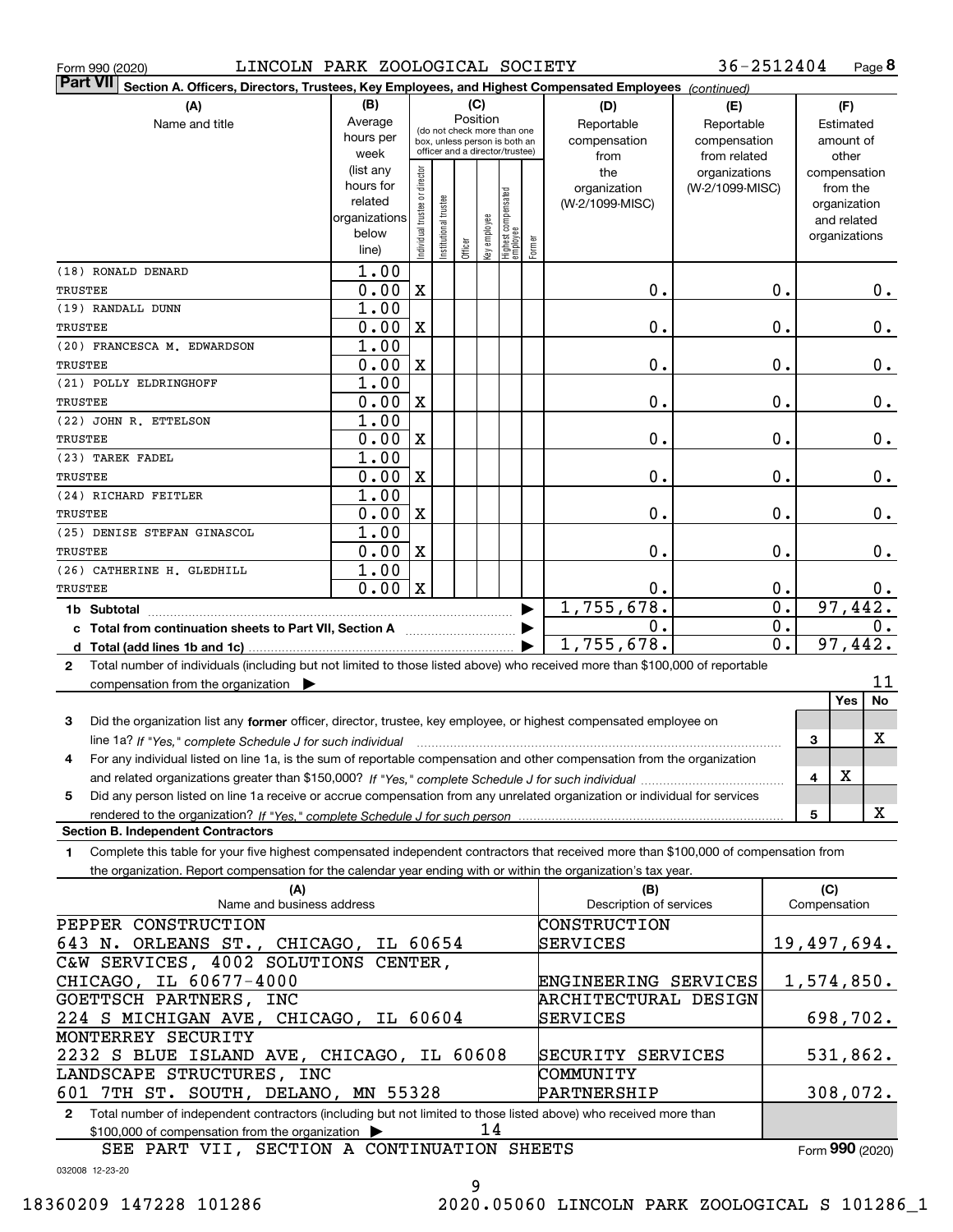Form 990 (2020) LINCOLN PARK ZOOLOGICAL SOCIETY 36-2512404 Page 8

**Part VII Section A. Officers, Directors, Trustees, Key Employees, and Highest Compensated Employees** *(continued)*

| (A) Name and title | (B) Average hours per week (list any hours for related organizations below line) | (C) Individual trustee or director | Institutional trustee | Officer | Key employee | Highest compensated employee | Former | (D) Reportable compensation from the organization (W-2/1099-MISC) | (E) Reportable compensation from related organizations (W-2/1099-MISC) | (F) Estimated amount of other compensation from the organization and related organizations |
|---|---|---|---|---|---|---|---|---|---|---|
| (18) RONALD DENARD<br>TRUSTEE | 1.00<br>0.00 | X | | | | | | 0. | 0. | 0. |
| (19) RANDALL DUNN<br>TRUSTEE | 1.00<br>0.00 | X | | | | | | 0. | 0. | 0. |
| (20) FRANCESCA M. EDWARDSON<br>TRUSTEE | 1.00<br>0.00 | X | | | | | | 0. | 0. | 0. |
| (21) POLLY ELDRINGHOFF<br>TRUSTEE | 1.00<br>0.00 | X | | | | | | 0. | 0. | 0. |
| (22) JOHN R. ETTELSON<br>TRUSTEE | 1.00<br>0.00 | X | | | | | | 0. | 0. | 0. |
| (23) TAREK FADEL<br>TRUSTEE | 1.00<br>0.00 | X | | | | | | 0. | 0. | 0. |
| (24) RICHARD FEITLER<br>TRUSTEE | 1.00<br>0.00 | X | | | | | | 0. | 0. | 0. |
| (25) DENISE STEFAN GINASCOL<br>TRUSTEE | 1.00<br>0.00 | X | | | | | | 0. | 0. | 0. |
| (26) CATHERINE H. GLEDHILL<br>TRUSTEE | 1.00<br>0.00 | X | | | | | | 0. | 0. | 0. |
| **1b Subtotal** | | | | | | | | 1,755,678. | 0. | 97,442. |
| **c Total from continuation sheets to Part VII, Section A** | | | | | | | | 0. | 0. | 0. |
| **d Total (add lines 1b and 1c)** | | | | | | | | 1,755,678. | 0. | 97,442. |

**2** Total number of individuals (including but not limited to those listed above) who received more than $100,000 of reportable compensation from the organization ▶ 11

| | | | Yes | No |
|---|---|---|---|---|
| **3** | Did the organization list any **former** officer, director, trustee, key employee, or highest compensated employee on line 1a? *If "Yes," complete Schedule J for such individual* | 3 | | X |
| **4** | For any individual listed on line 1a, is the sum of reportable compensation and other compensation from the organization and related organizations greater than $150,000? *If "Yes," complete Schedule J for such individual* | 4 | X | |
| **5** | Did any person listed on line 1a receive or accrue compensation from any unrelated organization or individual for services rendered to the organization? *If "Yes," complete Schedule J for such person* | 5 | | X |

**Section B. Independent Contractors**

**1** Complete this table for your five highest compensated independent contractors that received more than $100,000 of compensation from the organization. Report compensation for the calendar year ending with or within the organization's tax year.

| (A) Name and business address | (B) Description of services | (C) Compensation |
|---|---|---|
| PEPPER CONSTRUCTION<br>643 N. ORLEANS ST., CHICAGO, IL 60654 | CONSTRUCTION SERVICES | 19,497,694. |
| C&W SERVICES, 4002 SOLUTIONS CENTER,<br>CHICAGO, IL 60677-4000 | ENGINEERING SERVICES | 1,574,850. |
| GOETTSCH PARTNERS, INC<br>224 S MICHIGAN AVE, CHICAGO, IL 60604 | ARCHITECTURAL DESIGN SERVICES | 698,702. |
| MONTERREY SECURITY<br>2232 S BLUE ISLAND AVE, CHICAGO, IL 60608 | SECURITY SERVICES | 531,862. |
| LANDSCAPE STRUCTURES, INC<br>601 7TH ST. SOUTH, DELANO, MN 55328 | COMMUNITY PARTNERSHIP | 308,072. |

**2** Total number of independent contractors (including but not limited to those listed above) who received more than $100,000 of compensation from the organization ▶ 14

SEE PART VII, SECTION A CONTINUATION SHEETS

Form **990** (2020)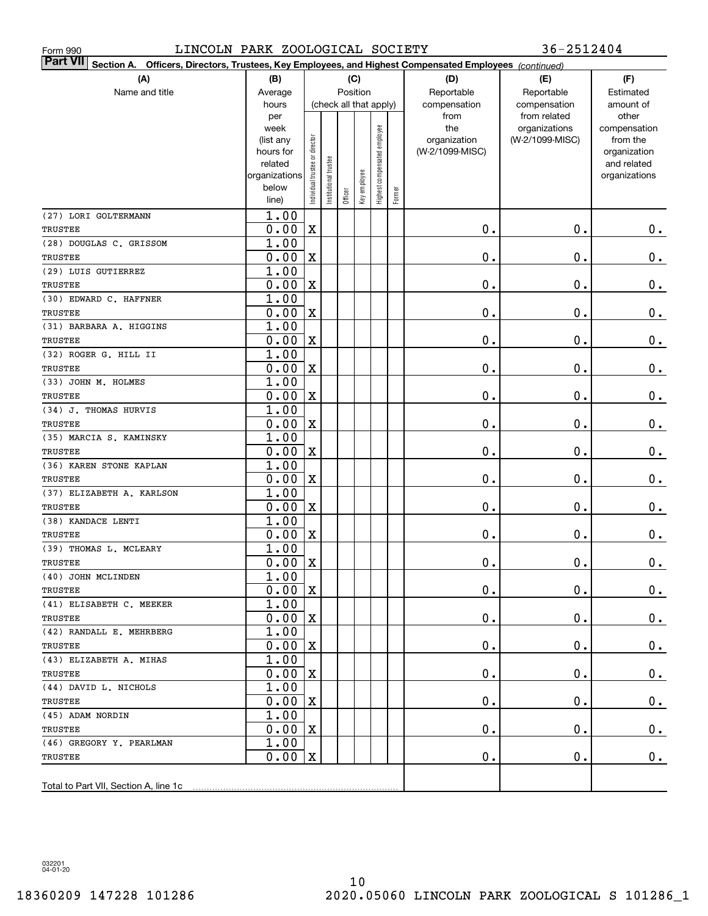Form 990 LINCOLN PARK ZOOLOGICAL SOCIETY 36-2512404

**Part VII** **Section A. Officers, Directors, Trustees, Key Employees, and Highest Compensated Employees** *(continued)*

| (A) Name and title | (B) Average hours per week (list any hours for related organizations below line) | (C) Position (check all that apply): Individual trustee or director | Institutional trustee | Officer | Key employee | Highest compensated employee | Former | (D) Reportable compensation from the organization (W-2/1099-MISC) | (E) Reportable compensation from related organizations (W-2/1099-MISC) | (F) Estimated amount of other compensation from the organization and related organizations |
|---|---|---|---|---|---|---|---|---|---|---|
| (27) LORI GOLTERMANN<br>TRUSTEE | 1.00<br>0.00 | X | | | | | | 0. | 0. | 0. |
| (28) DOUGLAS C. GRISSOM<br>TRUSTEE | 1.00<br>0.00 | X | | | | | | 0. | 0. | 0. |
| (29) LUIS GUTIERREZ<br>TRUSTEE | 1.00<br>0.00 | X | | | | | | 0. | 0. | 0. |
| (30) EDWARD C. HAFFNER<br>TRUSTEE | 1.00<br>0.00 | X | | | | | | 0. | 0. | 0. |
| (31) BARBARA A. HIGGINS<br>TRUSTEE | 1.00<br>0.00 | X | | | | | | 0. | 0. | 0. |
| (32) ROGER G. HILL II<br>TRUSTEE | 1.00<br>0.00 | X | | | | | | 0. | 0. | 0. |
| (33) JOHN M. HOLMES<br>TRUSTEE | 1.00<br>0.00 | X | | | | | | 0. | 0. | 0. |
| (34) J. THOMAS HURVIS<br>TRUSTEE | 1.00<br>0.00 | X | | | | | | 0. | 0. | 0. |
| (35) MARCIA S. KAMINSKY<br>TRUSTEE | 1.00<br>0.00 | X | | | | | | 0. | 0. | 0. |
| (36) KAREN STONE KAPLAN<br>TRUSTEE | 1.00<br>0.00 | X | | | | | | 0. | 0. | 0. |
| (37) ELIZABETH A. KARLSON<br>TRUSTEE | 1.00<br>0.00 | X | | | | | | 0. | 0. | 0. |
| (38) KANDACE LENTI<br>TRUSTEE | 1.00<br>0.00 | X | | | | | | 0. | 0. | 0. |
| (39) THOMAS L. MCLEARY<br>TRUSTEE | 1.00<br>0.00 | X | | | | | | 0. | 0. | 0. |
| (40) JOHN MCLINDEN<br>TRUSTEE | 1.00<br>0.00 | X | | | | | | 0. | 0. | 0. |
| (41) ELISABETH C. MEEKER<br>TRUSTEE | 1.00<br>0.00 | X | | | | | | 0. | 0. | 0. |
| (42) RANDALL E. MEHRBERG<br>TRUSTEE | 1.00<br>0.00 | X | | | | | | 0. | 0. | 0. |
| (43) ELIZABETH A. MIHAS<br>TRUSTEE | 1.00<br>0.00 | X | | | | | | 0. | 0. | 0. |
| (44) DAVID L. NICHOLS<br>TRUSTEE | 1.00<br>0.00 | X | | | | | | 0. | 0. | 0. |
| (45) ADAM NORDIN<br>TRUSTEE | 1.00<br>0.00 | X | | | | | | 0. | 0. | 0. |
| (46) GREGORY Y. PEARLMAN<br>TRUSTEE | 1.00<br>0.00 | X | | | | | | 0. | 0. | 0. |
| Total to Part VII, Section A, line 1c | | | | | | | | | | |

032201 04-01-20

18360209 147228 101286 2020.05060 LINCOLN PARK ZOOLOGICAL S 101286_1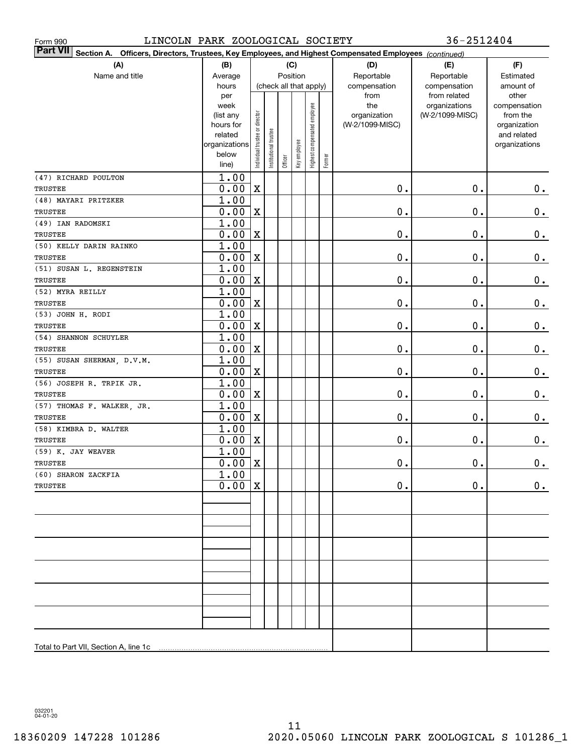Form 990 LINCOLN PARK ZOOLOGICAL SOCIETY 36-2512404

**Part VII** Section A. Officers, Directors, Trustees, Key Employees, and Highest Compensated Employees *(continued)*

| (A) Name and title | (B) Average hours per week (list any hours for related organizations below line) | (C) Position (check all that apply): Individual trustee or director | Institutional trustee | Officer | Key employee | Highest compensated employee | Former | (D) Reportable compensation from the organization (W-2/1099-MISC) | (E) Reportable compensation from related organizations (W-2/1099-MISC) | (F) Estimated amount of other compensation from the organization and related organizations |
|---|---|---|---|---|---|---|---|---|---|---|
| (47) RICHARD POULTON<br>TRUSTEE | 1.00<br>0.00 | X | | | | | | 0. | 0. | 0. |
| (48) MAYARI PRITZKER<br>TRUSTEE | 1.00<br>0.00 | X | | | | | | 0. | 0. | 0. |
| (49) IAN RADOMSKI<br>TRUSTEE | 1.00<br>0.00 | X | | | | | | 0. | 0. | 0. |
| (50) KELLY DARIN RAINKO<br>TRUSTEE | 1.00<br>0.00 | X | | | | | | 0. | 0. | 0. |
| (51) SUSAN L. REGENSTEIN<br>TRUSTEE | 1.00<br>0.00 | X | | | | | | 0. | 0. | 0. |
| (52) MYRA REILLY<br>TRUSTEE | 1.00<br>0.00 | X | | | | | | 0. | 0. | 0. |
| (53) JOHN H. RODI<br>TRUSTEE | 1.00<br>0.00 | X | | | | | | 0. | 0. | 0. |
| (54) SHANNON SCHUYLER<br>TRUSTEE | 1.00<br>0.00 | X | | | | | | 0. | 0. | 0. |
| (55) SUSAN SHERMAN, D.V.M.<br>TRUSTEE | 1.00<br>0.00 | X | | | | | | 0. | 0. | 0. |
| (56) JOSEPH R. TRPIK JR.<br>TRUSTEE | 1.00<br>0.00 | X | | | | | | 0. | 0. | 0. |
| (57) THOMAS F. WALKER, JR.<br>TRUSTEE | 1.00<br>0.00 | X | | | | | | 0. | 0. | 0. |
| (58) KIMBRA D. WALTER<br>TRUSTEE | 1.00<br>0.00 | X | | | | | | 0. | 0. | 0. |
| (59) K. JAY WEAVER<br>TRUSTEE | 1.00<br>0.00 | X | | | | | | 0. | 0. | 0. |
| (60) SHARON ZACKFIA<br>TRUSTEE | 1.00<br>0.00 | X | | | | | | 0. | 0. | 0. |
| | | | | | | | | | | |
| | | | | | | | | | | |
| | | | | | | | | | | |
| | | | | | | | | | | |
| | | | | | | | | | | |
| | | | | | | | | | | |
| Total to Part VII, Section A, line 1c | | | | | | | | | | |

032201 04-01-20

18360209 147228 101286 2020.05060 LINCOLN PARK ZOOLOGICAL S 101286_1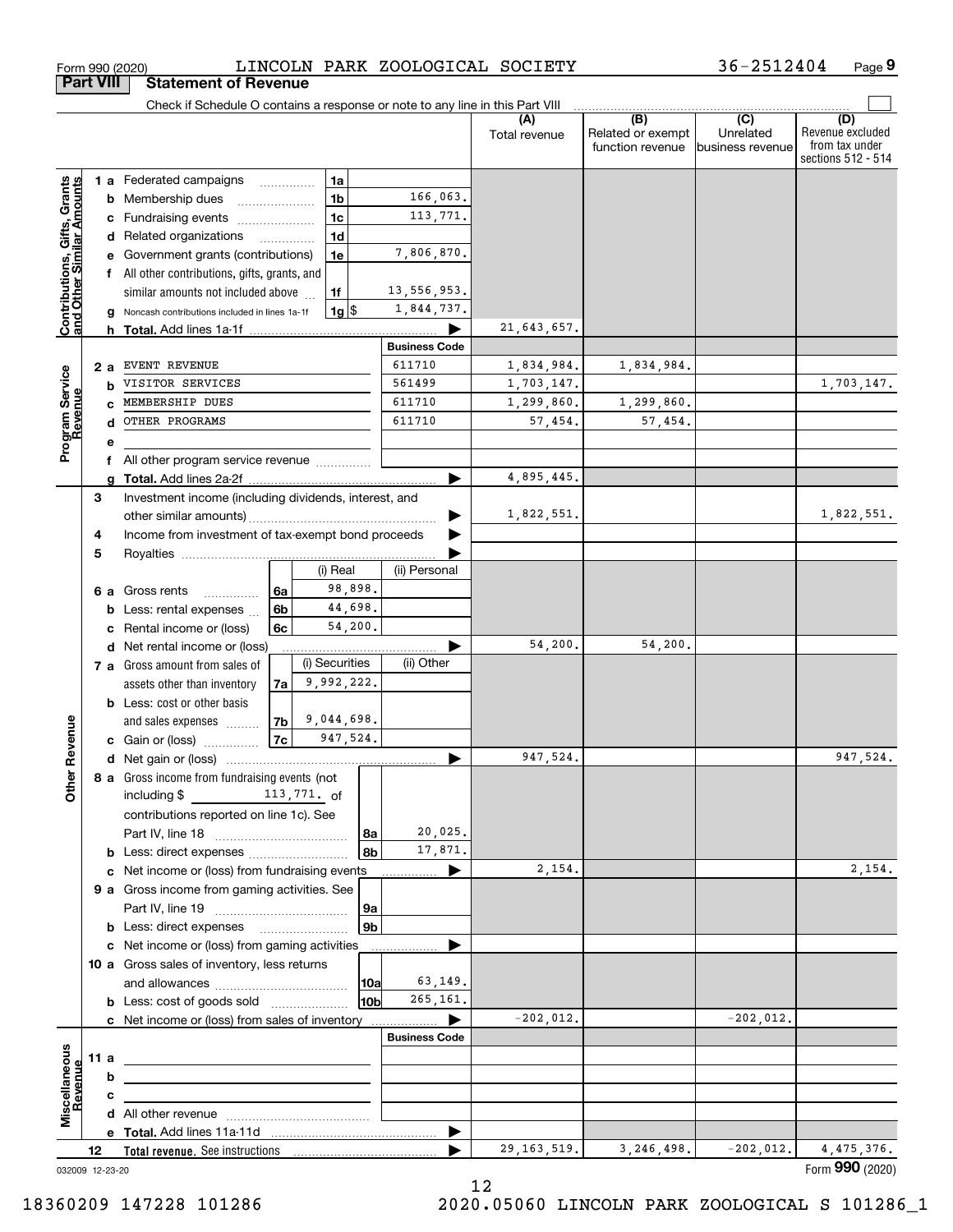Form 990 (2020) LINCOLN PARK ZOOLOGICAL SOCIETY 36-2512404 Page **9**

## Part VIII Statement of Revenue

Check if Schedule O contains a response or note to any line in this Part VIII

| | | | | (A) Total revenue | (B) Related or exempt function revenue | (C) Unrelated business revenue | (D) Revenue excluded from tax under sections 512 - 514 |
|---|---|---|---|---|---|---|---|
| **Contributions, Gifts, Grants and Other Similar Amounts** | 1 a Federated campaigns | 1a | | | | | |
| | b Membership dues | 1b | 166,063. | | | | |
| | c Fundraising events | 1c | 113,771. | | | | |
| | d Related organizations | 1d | | | | | |
| | e Government grants (contributions) | 1e | 7,806,870. | | | | |
| | f All other contributions, gifts, grants, and similar amounts not included above | 1f | 13,556,953. | | | | |
| | g Noncash contributions included in lines 1a-1f | 1g $ | 1,844,737. | | | | |
| | h **Total.** Add lines 1a-1f | | | 21,643,657. | | | |
| | | | **Business Code** | | | | |
| **Program Service Revenue** | 2 a EVENT REVENUE | | 611710 | 1,834,984. | 1,834,984. | | |
| | b VISITOR SERVICES | | 561499 | 1,703,147. | | | 1,703,147. |
| | c MEMBERSHIP DUES | | 611710 | 1,299,860. | 1,299,860. | | |
| | d OTHER PROGRAMS | | 611710 | 57,454. | 57,454. | | |
| | e | | | | | | |
| | f All other program service revenue | | | | | | |
| | g **Total.** Add lines 2a-2f | | | 4,895,445. | | | |
| **Other Revenue** | 3 Investment income (including dividends, interest, and other similar amounts) | | | 1,822,551. | | | 1,822,551. |
| | 4 Income from investment of tax-exempt bond proceeds | | | | | | |
| | 5 Royalties | | | | | | |
| | | (i) Real | (ii) Personal | | | | |
| | 6 a Gross rents 6a | 98,898. | | | | | |
| | b Less: rental expenses 6b | 44,698. | | | | | |
| | c Rental income or (loss) 6c | 54,200. | | | | | |
| | d Net rental income or (loss) | | | 54,200. | 54,200. | | |
| | | (i) Securities | (ii) Other | | | | |
| | 7 a Gross amount from sales of assets other than inventory 7a | 9,992,222. | | | | | |
| | b Less: cost or other basis and sales expenses 7b | 9,044,698. | | | | | |
| | c Gain or (loss) 7c | 947,524. | | | | | |
| | d Net gain or (loss) | | | 947,524. | | | 947,524. |
| | 8 a Gross income from fundraising events (not including $ 113,771. of contributions reported on line 1c). See Part IV, line 18 | 8a | 20,025. | | | | |
| | b Less: direct expenses | 8b | 17,871. | | | | |
| | c Net income or (loss) from fundraising events | | | 2,154. | | | 2,154. |
| | 9 a Gross income from gaming activities. See Part IV, line 19 | 9a | | | | | |
| | b Less: direct expenses | 9b | | | | | |
| | c Net income or (loss) from gaming activities | | | | | | |
| | 10 a Gross sales of inventory, less returns and allowances | 10a | 63,149. | | | | |
| | b Less: cost of goods sold | 10b | 265,161. | | | | |
| | c Net income or (loss) from sales of inventory | | | -202,012. | | -202,012. | |
| | | | **Business Code** | | | | |
| **Miscellaneous Revenue** | 11 a | | | | | | |
| | b | | | | | | |
| | c | | | | | | |
| | d All other revenue | | | | | | |
| | e **Total.** Add lines 11a-11d | | | | | | |
| | 12 **Total revenue.** See instructions | | | 29,163,519. | 3,246,498. | -202,012. | 4,475,376. |

032009 12-23-20 Form **990** (2020)

18360209 147228 101286 2020.05060 LINCOLN PARK ZOOLOGICAL S 101286_1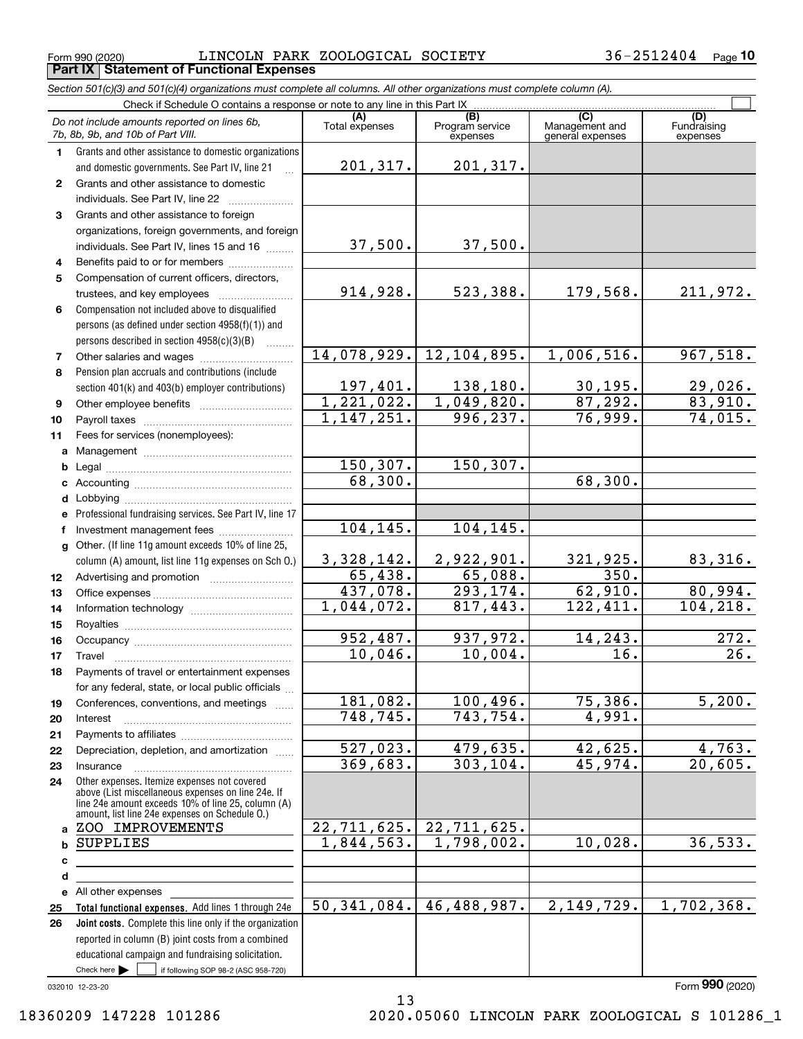Form 990 (2020) LINCOLN PARK ZOOLOGICAL SOCIETY 36-2512404 Page 10

## Part IX Statement of Functional Expenses

*Section 501(c)(3) and 501(c)(4) organizations must complete all columns. All other organizations must complete column (A).*

Check if Schedule O contains a response or note to any line in this Part IX

| *Do not include amounts reported on lines 6b, 7b, 8b, 9b, and 10b of Part VIII.* | (A) Total expenses | (B) Program service expenses | (C) Management and general expenses | (D) Fundraising expenses |
|---|---|---|---|---|
| 1 Grants and other assistance to domestic organizations and domestic governments. See Part IV, line 21 | 201,317. | 201,317. | | |
| 2 Grants and other assistance to domestic individuals. See Part IV, line 22 | | | | |
| 3 Grants and other assistance to foreign organizations, foreign governments, and foreign individuals. See Part IV, lines 15 and 16 | 37,500. | 37,500. | | |
| 4 Benefits paid to or for members | | | | |
| 5 Compensation of current officers, directors, trustees, and key employees | 914,928. | 523,388. | 179,568. | 211,972. |
| 6 Compensation not included above to disqualified persons (as defined under section 4958(f)(1)) and persons described in section 4958(c)(3)(B) | | | | |
| 7 Other salaries and wages | 14,078,929. | 12,104,895. | 1,006,516. | 967,518. |
| 8 Pension plan accruals and contributions (include section 401(k) and 403(b) employer contributions) | 197,401. | 138,180. | 30,195. | 29,026. |
| 9 Other employee benefits | 1,221,022. | 1,049,820. | 87,292. | 83,910. |
| 10 Payroll taxes | 1,147,251. | 996,237. | 76,999. | 74,015. |
| 11 Fees for services (nonemployees): | | | | |
| a Management | | | | |
| b Legal | 150,307. | 150,307. | | |
| c Accounting | 68,300. | | 68,300. | |
| d Lobbying | | | | |
| e Professional fundraising services. See Part IV, line 17 | | | | |
| f Investment management fees | 104,145. | 104,145. | | |
| g Other. (If line 11g amount exceeds 10% of line 25, column (A) amount, list line 11g expenses on Sch O.) | 3,328,142. | 2,922,901. | 321,925. | 83,316. |
| 12 Advertising and promotion | 65,438. | 65,088. | 350. | |
| 13 Office expenses | 437,078. | 293,174. | 62,910. | 80,994. |
| 14 Information technology | 1,044,072. | 817,443. | 122,411. | 104,218. |
| 15 Royalties | | | | |
| 16 Occupancy | 952,487. | 937,972. | 14,243. | 272. |
| 17 Travel | 10,046. | 10,004. | 16. | 26. |
| 18 Payments of travel or entertainment expenses for any federal, state, or local public officials | | | | |
| 19 Conferences, conventions, and meetings | 181,082. | 100,496. | 75,386. | 5,200. |
| 20 Interest | 748,745. | 743,754. | 4,991. | |
| 21 Payments to affiliates | | | | |
| 22 Depreciation, depletion, and amortization | 527,023. | 479,635. | 42,625. | 4,763. |
| 23 Insurance | 369,683. | 303,104. | 45,974. | 20,605. |
| 24 Other expenses. Itemize expenses not covered above (List miscellaneous expenses on line 24e. If line 24e amount exceeds 10% of line 25, column (A) amount, list line 24e expenses on Schedule O.) | | | | |
| a ZOO IMPROVEMENTS | 22,711,625. | 22,711,625. | | |
| b SUPPLIES | 1,844,563. | 1,798,002. | 10,028. | 36,533. |
| c | | | | |
| d | | | | |
| e All other expenses | | | | |
| 25 **Total functional expenses.** Add lines 1 through 24e | 50,341,084. | 46,488,987. | 2,149,729. | 1,702,368. |
| 26 **Joint costs.** Complete this line only if the organization reported in column (B) joint costs from a combined educational campaign and fundraising solicitation. Check here ☐ if following SOP 98-2 (ASC 958-720) | | | | |

032010 12-23-20

Form **990** (2020)

18360209 147228 101286 2020.05060 LINCOLN PARK ZOOLOGICAL S 101286_1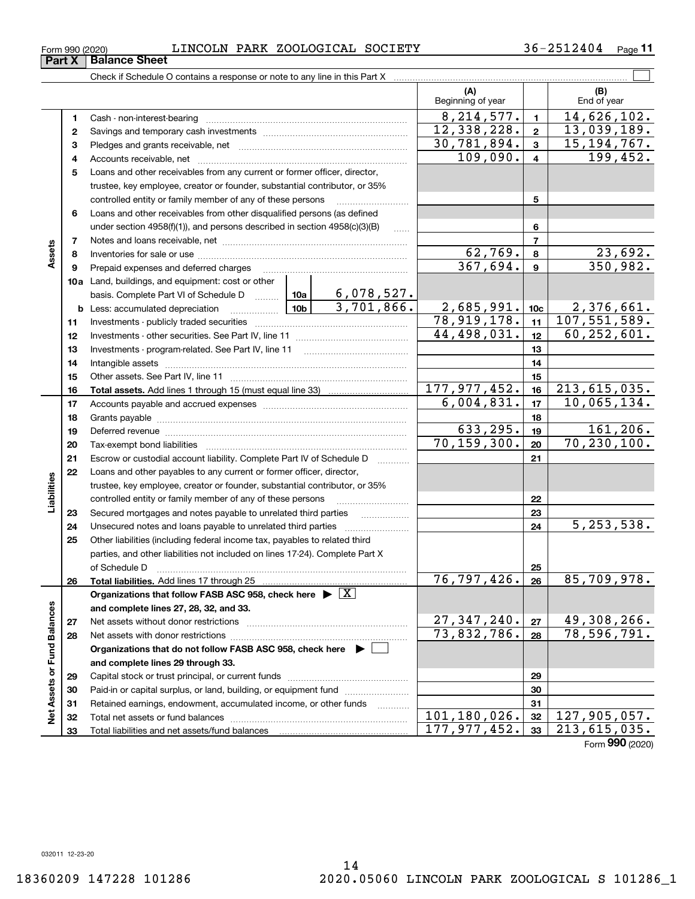Form 990 (2020) LINCOLN PARK ZOOLOGICAL SOCIETY 36-2512404 Page 11

## Part X Balance Sheet

Check if Schedule O contains a response or note to any line in this Part X

| | | | | (A) Beginning of year | | (B) End of year |
|---|---|---|---|---|---|---|
| Assets | 1 | Cash - non-interest-bearing | | 8,214,577. | 1 | 14,626,102. |
| | 2 | Savings and temporary cash investments | | 12,338,228. | 2 | 13,039,189. |
| | 3 | Pledges and grants receivable, net | | 30,781,894. | 3 | 15,194,767. |
| | 4 | Accounts receivable, net | | 109,090. | 4 | 199,452. |
| | 5 | Loans and other receivables from any current or former officer, director, trustee, key employee, creator or founder, substantial contributor, or 35% controlled entity or family member of any of these persons | | | 5 | |
| | 6 | Loans and other receivables from other disqualified persons (as defined under section 4958(f)(1)), and persons described in section 4958(c)(3)(B) | | | 6 | |
| | 7 | Notes and loans receivable, net | | | 7 | |
| | 8 | Inventories for sale or use | | 62,769. | 8 | 23,692. |
| | 9 | Prepaid expenses and deferred charges | | 367,694. | 9 | 350,982. |
| | 10a | Land, buildings, and equipment: cost or other basis. Complete Part VI of Schedule D | 10a 6,078,527. | | | |
| | b | Less: accumulated depreciation | 10b 3,701,866. | 2,685,991. | 10c | 2,376,661. |
| | 11 | Investments - publicly traded securities | | 78,919,178. | 11 | 107,551,589. |
| | 12 | Investments - other securities. See Part IV, line 11 | | 44,498,031. | 12 | 60,252,601. |
| | 13 | Investments - program-related. See Part IV, line 11 | | | 13 | |
| | 14 | Intangible assets | | | 14 | |
| | 15 | Other assets. See Part IV, line 11 | | | 15 | |
| | 16 | **Total assets.** Add lines 1 through 15 (must equal line 33) | | 177,977,452. | 16 | 213,615,035. |
| Liabilities | 17 | Accounts payable and accrued expenses | | 6,004,831. | 17 | 10,065,134. |
| | 18 | Grants payable | | | 18 | |
| | 19 | Deferred revenue | | 633,295. | 19 | 161,206. |
| | 20 | Tax-exempt bond liabilities | | 70,159,300. | 20 | 70,230,100. |
| | 21 | Escrow or custodial account liability. Complete Part IV of Schedule D | | | 21 | |
| | 22 | Loans and other payables to any current or former officer, director, trustee, key employee, creator or founder, substantial contributor, or 35% controlled entity or family member of any of these persons | | | 22 | |
| | 23 | Secured mortgages and notes payable to unrelated third parties | | | 23 | |
| | 24 | Unsecured notes and loans payable to unrelated third parties | | | 24 | 5,253,538. |
| | 25 | Other liabilities (including federal income tax, payables to related third parties, and other liabilities not included on lines 17-24). Complete Part X of Schedule D | | | 25 | |
| | 26 | **Total liabilities.** Add lines 17 through 25 | | 76,797,426. | 26 | 85,709,978. |
| Net Assets or Fund Balances | | **Organizations that follow FASB ASC 958, check here ▶ [X] and complete lines 27, 28, 32, and 33.** | | | | |
| | 27 | Net assets without donor restrictions | | 27,347,240. | 27 | 49,308,266. |
| | 28 | Net assets with donor restrictions | | 73,832,786. | 28 | 78,596,791. |
| | | **Organizations that do not follow FASB ASC 958, check here ▶ [ ] and complete lines 29 through 33.** | | | | |
| | 29 | Capital stock or trust principal, or current funds | | | 29 | |
| | 30 | Paid-in or capital surplus, or land, building, or equipment fund | | | 30 | |
| | 31 | Retained earnings, endowment, accumulated income, or other funds | | | 31 | |
| | 32 | Total net assets or fund balances | | 101,180,026. | 32 | 127,905,057. |
| | 33 | Total liabilities and net assets/fund balances | | 177,977,452. | 33 | 213,615,035. |

Form **990** (2020)

032011 12-23-20

18360209 147228 101286 2020.05060 LINCOLN PARK ZOOLOGICAL S 101286_1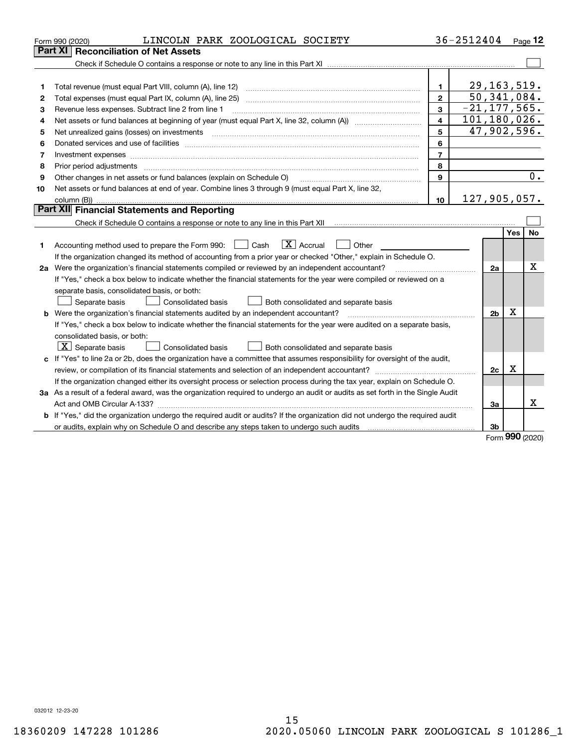Form 990 (2020) LINCOLN PARK ZOOLOGICAL SOCIETY 36-2512404 Page 12

## Part XI Reconciliation of Net Assets

Check if Schedule O contains a response or note to any line in this Part XI ☐

| | | | |
|---|---|---|---|
| 1 | Total revenue (must equal Part VIII, column (A), line 12) | 1 | 29,163,519. |
| 2 | Total expenses (must equal Part IX, column (A), line 25) | 2 | 50,341,084. |
| 3 | Revenue less expenses. Subtract line 2 from line 1 | 3 | -21,177,565. |
| 4 | Net assets or fund balances at beginning of year (must equal Part X, line 32, column (A)) | 4 | 101,180,026. |
| 5 | Net unrealized gains (losses) on investments | 5 | 47,902,596. |
| 6 | Donated services and use of facilities | 6 | |
| 7 | Investment expenses | 7 | |
| 8 | Prior period adjustments | 8 | |
| 9 | Other changes in net assets or fund balances (explain on Schedule O) | 9 | 0. |
| 10 | Net assets or fund balances at end of year. Combine lines 3 through 9 (must equal Part X, line 32, column (B)) | 10 | 127,905,057. |

## Part XII Financial Statements and Reporting

Check if Schedule O contains a response or note to any line in this Part XII ☐

| | | | Yes | No |
|---|---|---|---|---|
| 1 | Accounting method used to prepare the Form 990: ☐ Cash ☒ Accrual ☐ Other<br>If the organization changed its method of accounting from a prior year or checked "Other," explain in Schedule O. | | | |
| 2a | Were the organization's financial statements compiled or reviewed by an independent accountant?<br>If "Yes," check a box below to indicate whether the financial statements for the year were compiled or reviewed on a separate basis, consolidated basis, or both:<br>☐ Separate basis ☐ Consolidated basis ☐ Both consolidated and separate basis | 2a | | X |
| b | Were the organization's financial statements audited by an independent accountant?<br>If "Yes," check a box below to indicate whether the financial statements for the year were audited on a separate basis, consolidated basis, or both:<br>☒ Separate basis ☐ Consolidated basis ☐ Both consolidated and separate basis | 2b | X | |
| c | If "Yes" to line 2a or 2b, does the organization have a committee that assumes responsibility for oversight of the audit, review, or compilation of its financial statements and selection of an independent accountant?<br>If the organization changed either its oversight process or selection process during the tax year, explain on Schedule O. | 2c | X | |
| 3a | As a result of a federal award, was the organization required to undergo an audit or audits as set forth in the Single Audit Act and OMB Circular A-133? | 3a | | X |
| b | If "Yes," did the organization undergo the required audit or audits? If the organization did not undergo the required audit or audits, explain why on Schedule O and describe any steps taken to undergo such audits | 3b | | |

Form 990 (2020)

032012 12-23-20

18360209 147228 101286 2020.05060 LINCOLN PARK ZOOLOGICAL S 101286_1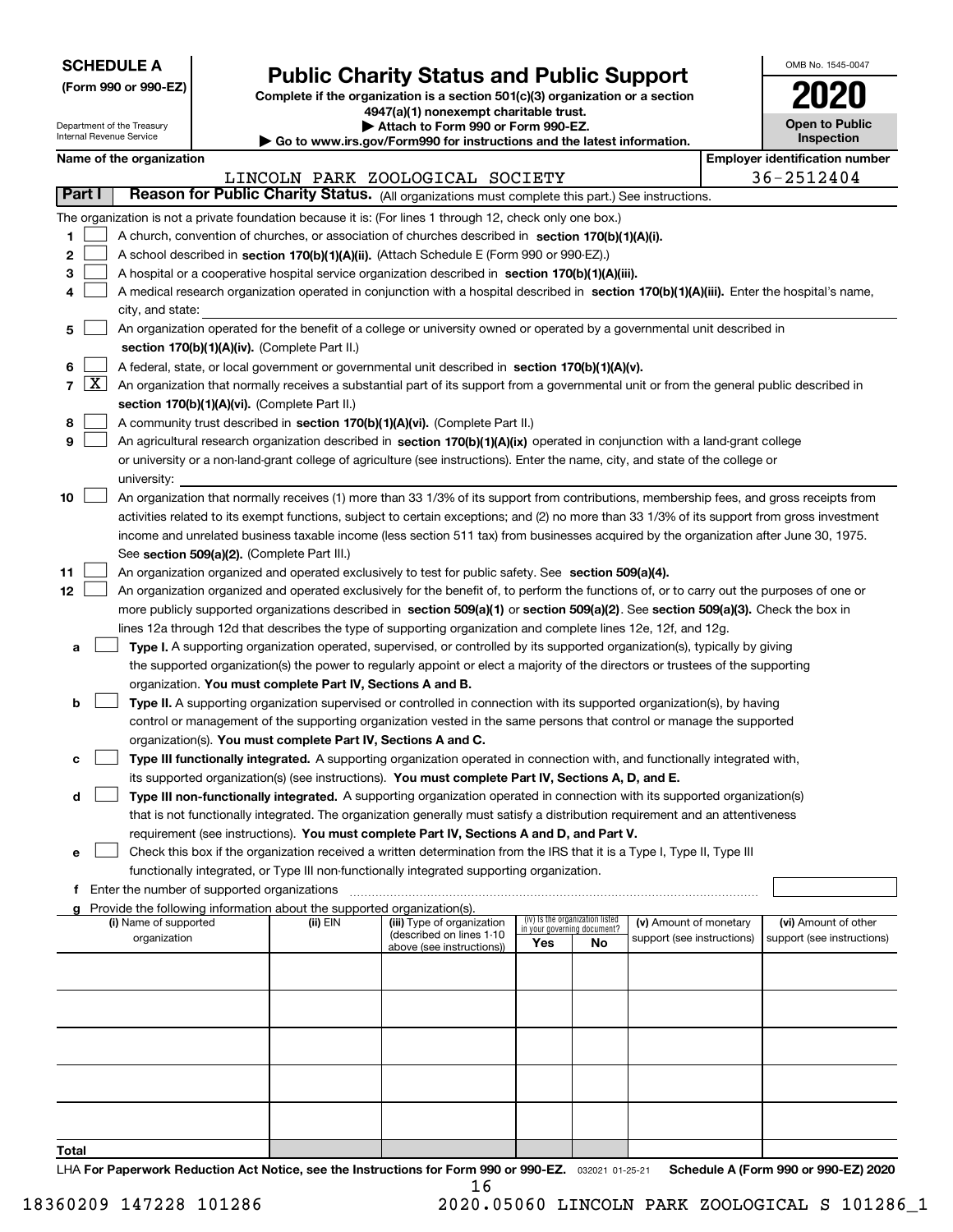**SCHEDULE A**
**(Form 990 or 990-EZ)**

Department of the Treasury
Internal Revenue Service

# Public Charity Status and Public Support

**Complete if the organization is a section 501(c)(3) organization or a section 4947(a)(1) nonexempt charitable trust.**
**▶ Attach to Form 990 or Form 990-EZ.**
**▶ Go to www.irs.gov/Form990 for instructions and the latest information.**

OMB No. 1545-0047
**2020**
**Open to Public Inspection**

**Name of the organization:** LINCOLN PARK ZOOLOGICAL SOCIETY
**Employer identification number:** 36-2512404

## Part I — Reason for Public Charity Status. (All organizations must complete this part.) See instructions.

The organization is not a private foundation because it is: (For lines 1 through 12, check only one box.)

1. ☐ A church, convention of churches, or association of churches described in **section 170(b)(1)(A)(i).**
2. ☐ A school described in **section 170(b)(1)(A)(ii).** (Attach Schedule E (Form 990 or 990-EZ).)
3. ☐ A hospital or a cooperative hospital service organization described in **section 170(b)(1)(A)(iii).**
4. ☐ A medical research organization operated in conjunction with a hospital described in **section 170(b)(1)(A)(iii).** Enter the hospital's name, city, and state:
5. ☐ An organization operated for the benefit of a college or university owned or operated by a governmental unit described in **section 170(b)(1)(A)(iv).** (Complete Part II.)
6. ☐ A federal, state, or local government or governmental unit described in **section 170(b)(1)(A)(v).**
7. ☒ An organization that normally receives a substantial part of its support from a governmental unit or from the general public described in **section 170(b)(1)(A)(vi).** (Complete Part II.)
8. ☐ A community trust described in **section 170(b)(1)(A)(vi).** (Complete Part II.)
9. ☐ An agricultural research organization described in **section 170(b)(1)(A)(ix)** operated in conjunction with a land-grant college or university or a non-land-grant college of agriculture (see instructions). Enter the name, city, and state of the college or university:
10. ☐ An organization that normally receives (1) more than 33 1/3% of its support from contributions, membership fees, and gross receipts from activities related to its exempt functions, subject to certain exceptions; and (2) no more than 33 1/3% of its support from gross investment income and unrelated business taxable income (less section 511 tax) from businesses acquired by the organization after June 30, 1975. See **section 509(a)(2).** (Complete Part III.)
11. ☐ An organization organized and operated exclusively to test for public safety. See **section 509(a)(4).**
12. ☐ An organization organized and operated exclusively for the benefit of, to perform the functions of, or to carry out the purposes of one or more publicly supported organizations described in **section 509(a)(1)** or **section 509(a)(2)**. See **section 509(a)(3).** Check the box in lines 12a through 12d that describes the type of supporting organization and complete lines 12e, 12f, and 12g.
   - **a** ☐ **Type I.** A supporting organization operated, supervised, or controlled by its supported organization(s), typically by giving the supported organization(s) the power to regularly appoint or elect a majority of the directors or trustees of the supporting organization. **You must complete Part IV, Sections A and B.**
   - **b** ☐ **Type II.** A supporting organization supervised or controlled in connection with its supported organization(s), by having control or management of the supporting organization vested in the same persons that control or manage the supported organization(s). **You must complete Part IV, Sections A and C.**
   - **c** ☐ **Type III functionally integrated.** A supporting organization operated in connection with, and functionally integrated with, its supported organization(s) (see instructions). **You must complete Part IV, Sections A, D, and E.**
   - **d** ☐ **Type III non-functionally integrated.** A supporting organization operated in connection with its supported organization(s) that is not functionally integrated. The organization generally must satisfy a distribution requirement and an attentiveness requirement (see instructions). **You must complete Part IV, Sections A and D, and Part V.**
   - **e** ☐ Check this box if the organization received a written determination from the IRS that it is a Type I, Type II, Type III functionally integrated, or Type III non-functionally integrated supporting organization.
   - **f** Enter the number of supported organizations
   - **g** Provide the following information about the supported organization(s).

| (i) Name of supported organization | (ii) EIN | (iii) Type of organization (described on lines 1-10 above (see instructions)) | (iv) Is the organization listed in your governing document? Yes | No | (v) Amount of monetary support (see instructions) | (vi) Amount of other support (see instructions) |
|---|---|---|---|---|---|---|
| | | | | | | |
| | | | | | | |
| | | | | | | |
| | | | | | | |
| | | | | | | |
| **Total** | | | | | | |

LHA **For Paperwork Reduction Act Notice, see the Instructions for Form 990 or 990-EZ.** 032021 01-25-21 **Schedule A (Form 990 or 990-EZ) 2020**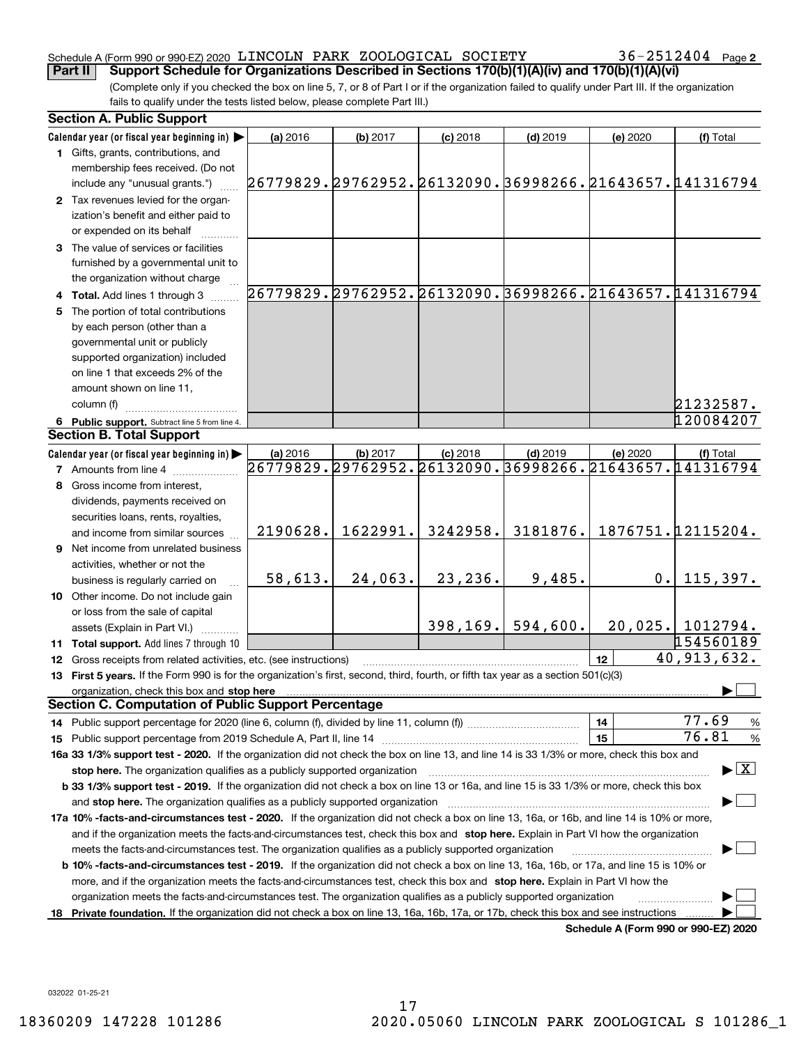Schedule A (Form 990 or 990-EZ) 2020 LINCOLN PARK ZOOLOGICAL SOCIETY 36-2512404 Page 2

**Part II Support Schedule for Organizations Described in Sections 170(b)(1)(A)(iv) and 170(b)(1)(A)(vi)**

(Complete only if you checked the box on line 5, 7, or 8 of Part I or if the organization failed to qualify under Part III. If the organization fails to qualify under the tests listed below, please complete Part III.)

**Section A. Public Support**

| Calendar year (or fiscal year beginning in) | (a) 2016 | (b) 2017 | (c) 2018 | (d) 2019 | (e) 2020 | (f) Total |
|---|---|---|---|---|---|---|
| 1 Gifts, grants, contributions, and membership fees received. (Do not include any "unusual grants.") | 26779829. | 29762952. | 26132090. | 36998266. | 21643657. | 141316794 |
| 2 Tax revenues levied for the organization's benefit and either paid to or expended on its behalf | | | | | | |
| 3 The value of services or facilities furnished by a governmental unit to the organization without charge | | | | | | |
| 4 **Total.** Add lines 1 through 3 | 26779829. | 29762952. | 26132090. | 36998266. | 21643657. | 141316794 |
| 5 The portion of total contributions by each person (other than a governmental unit or publicly supported organization) included on line 1 that exceeds 2% of the amount shown on line 11, column (f) | | | | | | 21232587. |
| 6 **Public support.** Subtract line 5 from line 4. | | | | | | 120084207 |

**Section B. Total Support**

| Calendar year (or fiscal year beginning in) | (a) 2016 | (b) 2017 | (c) 2018 | (d) 2019 | (e) 2020 | (f) Total |
|---|---|---|---|---|---|---|
| 7 Amounts from line 4 | 26779829. | 29762952. | 26132090. | 36998266. | 21643657. | 141316794 |
| 8 Gross income from interest, dividends, payments received on securities loans, rents, royalties, and income from similar sources | 2190628. | 1622991. | 3242958. | 3181876. | 1876751. | 12115204. |
| 9 Net income from unrelated business activities, whether or not the business is regularly carried on | 58,613. | 24,063. | 23,236. | 9,485. | 0. | 115,397. |
| 10 Other income. Do not include gain or loss from the sale of capital assets (Explain in Part VI.) | | | 398,169. | 594,600. | 20,025. | 1012794. |
| 11 **Total support.** Add lines 7 through 10 | | | | | | 154560189 |
| 12 Gross receipts from related activities, etc. (see instructions) | | | | | 12 | 40,913,632. |

13 **First 5 years.** If the Form 990 is for the organization's first, second, third, fourth, or fifth tax year as a section 501(c)(3) organization, check this box and **stop here** ☐

**Section C. Computation of Public Support Percentage**

| | | |
|---|---|---|
| 14 Public support percentage for 2020 (line 6, column (f), divided by line 11, column (f)) | 14 | 77.69 % |
| 15 Public support percentage from 2019 Schedule A, Part II, line 14 | 15 | 76.81 % |

**16a 33 1/3% support test - 2020.** If the organization did not check the box on line 13, and line 14 is 33 1/3% or more, check this box and **stop here.** The organization qualifies as a publicly supported organization ☒

**b 33 1/3% support test - 2019.** If the organization did not check a box on line 13 or 16a, and line 15 is 33 1/3% or more, check this box and **stop here.** The organization qualifies as a publicly supported organization ☐

**17a 10% -facts-and-circumstances test - 2020.** If the organization did not check a box on line 13, 16a, or 16b, and line 14 is 10% or more, and if the organization meets the facts-and-circumstances test, check this box and **stop here.** Explain in Part VI how the organization meets the facts-and-circumstances test. The organization qualifies as a publicly supported organization ☐

**b 10% -facts-and-circumstances test - 2019.** If the organization did not check a box on line 13, 16a, 16b, or 17a, and line 15 is 10% or more, and if the organization meets the facts-and-circumstances test, check this box and **stop here.** Explain in Part VI how the organization meets the facts-and-circumstances test. The organization qualifies as a publicly supported organization ☐

**18 Private foundation.** If the organization did not check a box on line 13, 16a, 16b, 17a, or 17b, check this box and see instructions ☐

**Schedule A (Form 990 or 990-EZ) 2020**

032022 01-25-21

18360209 147228 101286 2020.05060 LINCOLN PARK ZOOLOGICAL S 101286_1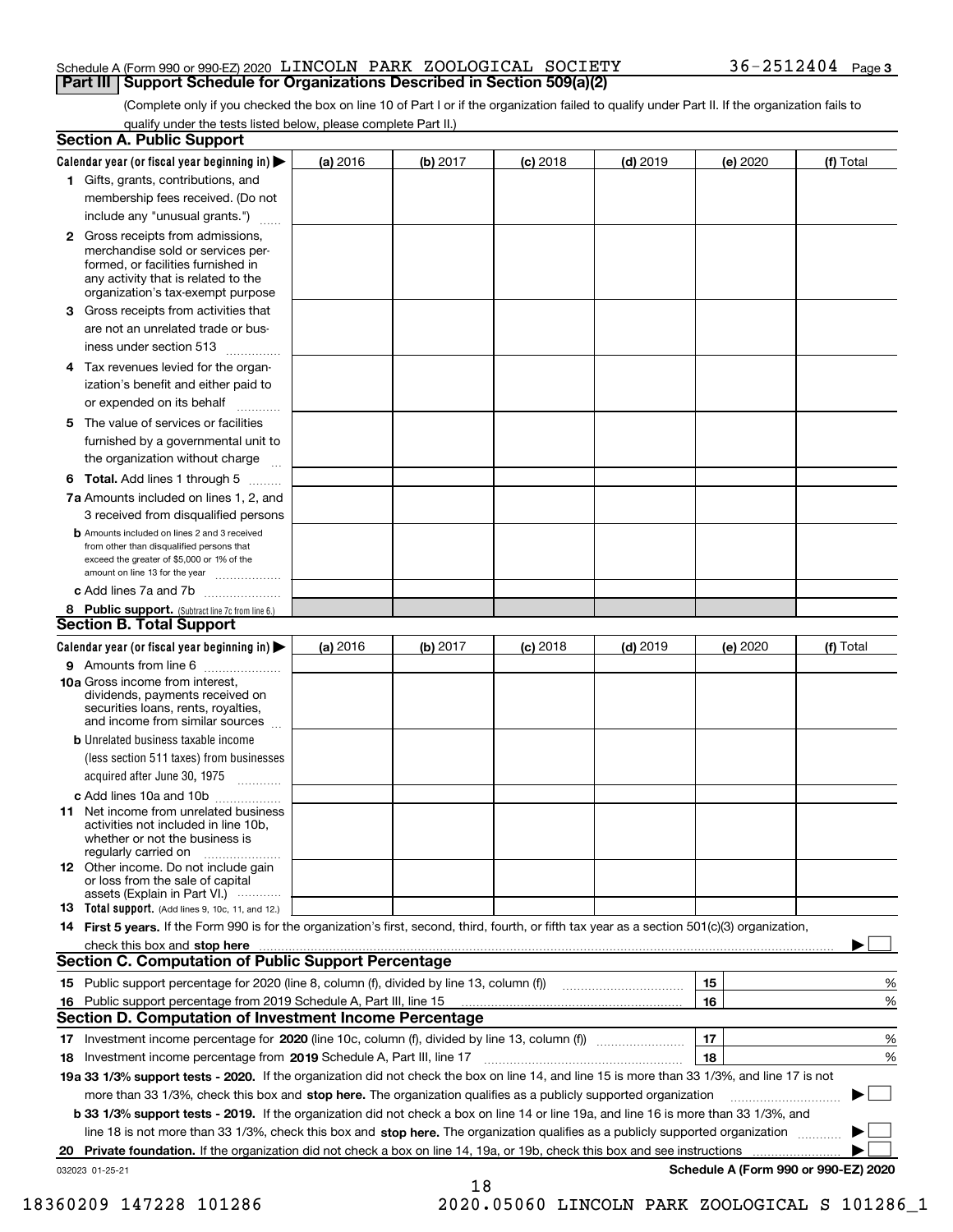Schedule A (Form 990 or 990-EZ) 2020 LINCOLN PARK ZOOLOGICAL SOCIETY 36-2512404 Page 3

## Part III Support Schedule for Organizations Described in Section 509(a)(2)

(Complete only if you checked the box on line 10 of Part I or if the organization failed to qualify under Part II. If the organization fails to qualify under the tests listed below, please complete Part II.)

### Section A. Public Support

| Calendar year (or fiscal year beginning in) | (a) 2016 | (b) 2017 | (c) 2018 | (d) 2019 | (e) 2020 | (f) Total |
|---|---|---|---|---|---|---|
| 1 Gifts, grants, contributions, and membership fees received. (Do not include any "unusual grants.") | | | | | | |
| 2 Gross receipts from admissions, merchandise sold or services performed, or facilities furnished in any activity that is related to the organization's tax-exempt purpose | | | | | | |
| 3 Gross receipts from activities that are not an unrelated trade or business under section 513 | | | | | | |
| 4 Tax revenues levied for the organization's benefit and either paid to or expended on its behalf | | | | | | |
| 5 The value of services or facilities furnished by a governmental unit to the organization without charge | | | | | | |
| 6 Total. Add lines 1 through 5 | | | | | | |
| 7a Amounts included on lines 1, 2, and 3 received from disqualified persons | | | | | | |
| b Amounts included on lines 2 and 3 received from other than disqualified persons that exceed the greater of $5,000 or 1% of the amount on line 13 for the year | | | | | | |
| c Add lines 7a and 7b | | | | | | |
| 8 Public support. (Subtract line 7c from line 6.) | | | | | | |

### Section B. Total Support

| Calendar year (or fiscal year beginning in) | (a) 2016 | (b) 2017 | (c) 2018 | (d) 2019 | (e) 2020 | (f) Total |
|---|---|---|---|---|---|---|
| 9 Amounts from line 6 | | | | | | |
| 10a Gross income from interest, dividends, payments received on securities loans, rents, royalties, and income from similar sources | | | | | | |
| b Unrelated business taxable income (less section 511 taxes) from businesses acquired after June 30, 1975 | | | | | | |
| c Add lines 10a and 10b | | | | | | |
| 11 Net income from unrelated business activities not included in line 10b, whether or not the business is regularly carried on | | | | | | |
| 12 Other income. Do not include gain or loss from the sale of capital assets (Explain in Part VI.) | | | | | | |
| 13 Total support. (Add lines 9, 10c, 11, and 12.) | | | | | | |

14 **First 5 years.** If the Form 990 is for the organization's first, second, third, fourth, or fifth tax year as a section 501(c)(3) organization, check this box and **stop here** ☐

### Section C. Computation of Public Support Percentage

| | | | |
|---|---|---|---|
| 15 | Public support percentage for 2020 (line 8, column (f), divided by line 13, column (f)) | 15 | % |
| 16 | Public support percentage from 2019 Schedule A, Part III, line 15 | 16 | % |

### Section D. Computation of Investment Income Percentage

| | | | |
|---|---|---|---|
| 17 | Investment income percentage for **2020** (line 10c, column (f), divided by line 13, column (f)) | 17 | % |
| 18 | Investment income percentage from **2019** Schedule A, Part III, line 17 | 18 | % |

**19a 33 1/3% support tests - 2020.** If the organization did not check the box on line 14, and line 15 is more than 33 1/3%, and line 17 is not more than 33 1/3%, check this box and **stop here.** The organization qualifies as a publicly supported organization ☐

**b 33 1/3% support tests - 2019.** If the organization did not check a box on line 14 or line 19a, and line 16 is more than 33 1/3%, and line 18 is not more than 33 1/3%, check this box and **stop here.** The organization qualifies as a publicly supported organization ☐

**20 Private foundation.** If the organization did not check a box on line 14, 19a, or 19b, check this box and see instructions ☐

032023 01-25-21 **Schedule A (Form 990 or 990-EZ) 2020**

18360209 147228 101286 2020.05060 LINCOLN PARK ZOOLOGICAL S 101286_1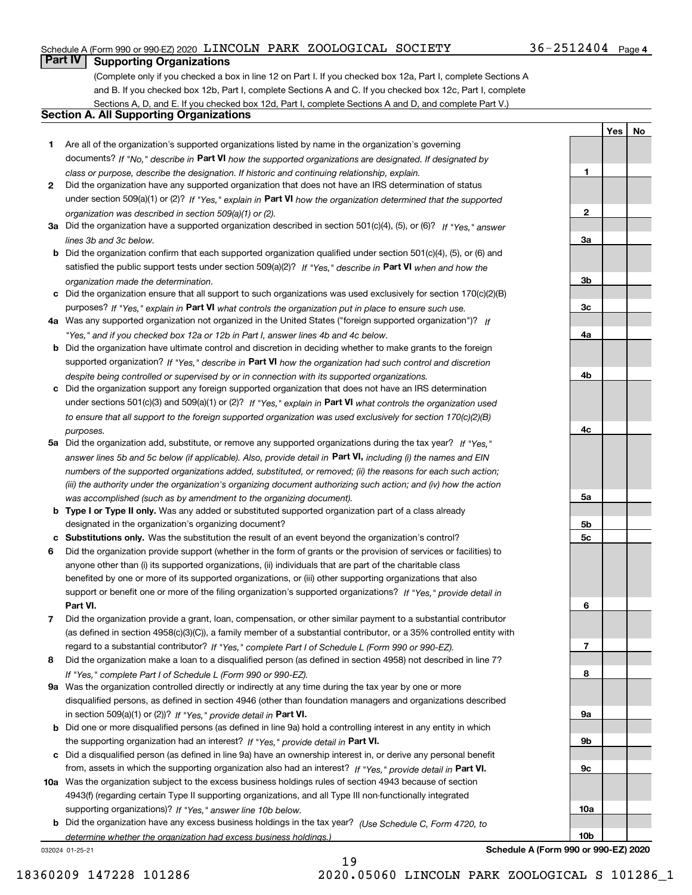Schedule A (Form 990 or 990-EZ) 2020 LINCOLN PARK ZOOLOGICAL SOCIETY 36-2512404 Page 4

## Part IV Supporting Organizations

(Complete only if you checked a box in line 12 on Part I. If you checked box 12a, Part I, complete Sections A and B. If you checked box 12b, Part I, complete Sections A and C. If you checked box 12c, Part I, complete Sections A, D, and E. If you checked box 12d, Part I, complete Sections A and D, and complete Part V.)

### Section A. All Supporting Organizations

| | | | Yes | No |
|---|---|---|---|---|
| 1 | Are all of the organization's supported organizations listed by name in the organization's governing documents? *If "No," describe in* **Part VI** *how the supported organizations are designated. If designated by class or purpose, describe the designation. If historic and continuing relationship, explain.* | 1 | | |
| 2 | Did the organization have any supported organization that does not have an IRS determination of status under section 509(a)(1) or (2)? *If "Yes," explain in* **Part VI** *how the organization determined that the supported organization was described in section 509(a)(1) or (2).* | 2 | | |
| 3a | Did the organization have a supported organization described in section 501(c)(4), (5), or (6)? *If "Yes," answer lines 3b and 3c below.* | 3a | | |
| b | Did the organization confirm that each supported organization qualified under section 501(c)(4), (5), or (6) and satisfied the public support tests under section 509(a)(2)? *If "Yes," describe in* **Part VI** *when and how the organization made the determination.* | 3b | | |
| c | Did the organization ensure that all support to such organizations was used exclusively for section 170(c)(2)(B) purposes? *If "Yes," explain in* **Part VI** *what controls the organization put in place to ensure such use.* | 3c | | |
| 4a | Was any supported organization not organized in the United States ("foreign supported organization")? *If "Yes," and if you checked box 12a or 12b in Part I, answer lines 4b and 4c below.* | 4a | | |
| b | Did the organization have ultimate control and discretion in deciding whether to make grants to the foreign supported organization? *If "Yes," describe in* **Part VI** *how the organization had such control and discretion despite being controlled or supervised by or in connection with its supported organizations.* | 4b | | |
| c | Did the organization support any foreign supported organization that does not have an IRS determination under sections 501(c)(3) and 509(a)(1) or (2)? *If "Yes," explain in* **Part VI** *what controls the organization used to ensure that all support to the foreign supported organization was used exclusively for section 170(c)(2)(B) purposes.* | 4c | | |
| 5a | Did the organization add, substitute, or remove any supported organizations during the tax year? *If "Yes," answer lines 5b and 5c below (if applicable). Also, provide detail in* **Part VI,** *including (i) the names and EIN numbers of the supported organizations added, substituted, or removed; (ii) the reasons for each such action; (iii) the authority under the organization's organizing document authorizing such action; and (iv) how the action was accomplished (such as by amendment to the organizing document).* | 5a | | |
| b | **Type I or Type II only.** Was any added or substituted supported organization part of a class already designated in the organization's organizing document? | 5b | | |
| c | **Substitutions only.** Was the substitution the result of an event beyond the organization's control? | 5c | | |
| 6 | Did the organization provide support (whether in the form of grants or the provision of services or facilities) to anyone other than (i) its supported organizations, (ii) individuals that are part of the charitable class benefited by one or more of its supported organizations, or (iii) other supporting organizations that also support or benefit one or more of the filing organization's supported organizations? *If "Yes," provide detail in* **Part VI.** | 6 | | |
| 7 | Did the organization provide a grant, loan, compensation, or other similar payment to a substantial contributor (as defined in section 4958(c)(3)(C)), a family member of a substantial contributor, or a 35% controlled entity with regard to a substantial contributor? *If "Yes," complete Part I of Schedule L (Form 990 or 990-EZ).* | 7 | | |
| 8 | Did the organization make a loan to a disqualified person (as defined in section 4958) not described in line 7? *If "Yes," complete Part I of Schedule L (Form 990 or 990-EZ).* | 8 | | |
| 9a | Was the organization controlled directly or indirectly at any time during the tax year by one or more disqualified persons, as defined in section 4946 (other than foundation managers and organizations described in section 509(a)(1) or (2))? *If "Yes," provide detail in* **Part VI.** | 9a | | |
| b | Did one or more disqualified persons (as defined in line 9a) hold a controlling interest in any entity in which the supporting organization had an interest? *If "Yes," provide detail in* **Part VI.** | 9b | | |
| c | Did a disqualified person (as defined in line 9a) have an ownership interest in, or derive any personal benefit from, assets in which the supporting organization also had an interest? *If "Yes," provide detail in* **Part VI.** | 9c | | |
| 10a | Was the organization subject to the excess business holdings rules of section 4943 because of section 4943(f) (regarding certain Type II supporting organizations, and all Type III non-functionally integrated supporting organizations)? *If "Yes," answer line 10b below.* | 10a | | |
| b | Did the organization have any excess business holdings in the tax year? *(Use Schedule C, Form 4720, to determine whether the organization had excess business holdings.)* | 10b | | |

032024 01-25-21 **Schedule A (Form 990 or 990-EZ) 2020**

18360209 147228 101286 2020.05060 LINCOLN PARK ZOOLOGICAL S 101286_1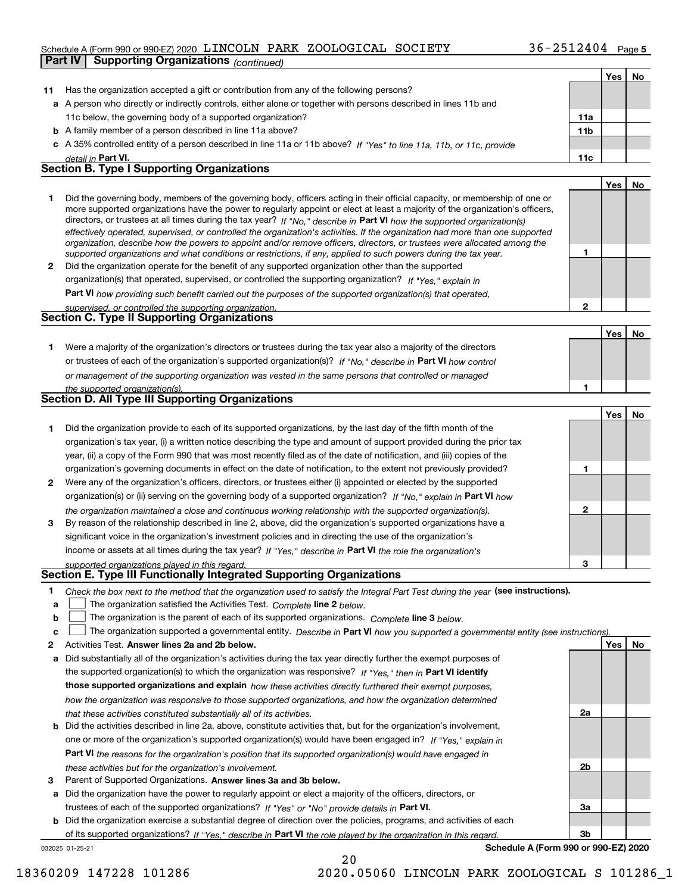Schedule A (Form 990 or 990-EZ) 2020 LINCOLN PARK ZOOLOGICAL SOCIETY 36-2512404

## Part IV Supporting Organizations *(continued)*

| | | | Yes | No |
|---|---|---|---|---|
| **11** | Has the organization accepted a gift or contribution from any of the following persons? | | | |
| **a** | A person who directly or indirectly controls, either alone or together with persons described in lines 11b and 11c below, the governing body of a supported organization? | **11a** | | |
| **b** | A family member of a person described in line 11a above? | **11b** | | |
| **c** | A 35% controlled entity of a person described in line 11a or 11b above? *If "Yes" to line 11a, 11b, or 11c, provide detail in* **Part VI.** | **11c** | | |

### Section B. Type I Supporting Organizations

| | | | Yes | No |
|---|---|---|---|---|
| **1** | Did the governing body, members of the governing body, officers acting in their official capacity, or membership of one or more supported organizations have the power to regularly appoint or elect at least a majority of the organization's officers, directors, or trustees at all times during the tax year? *If "No," describe in* **Part VI** *how the supported organization(s) effectively operated, supervised, or controlled the organization's activities. If the organization had more than one supported organization, describe how the powers to appoint and/or remove officers, directors, or trustees were allocated among the supported organizations and what conditions or restrictions, if any, applied to such powers during the tax year.* | **1** | | |
| **2** | Did the organization operate for the benefit of any supported organization other than the supported organization(s) that operated, supervised, or controlled the supporting organization? *If "Yes," explain in* **Part VI** *how providing such benefit carried out the purposes of the supported organization(s) that operated, supervised, or controlled the supporting organization.* | **2** | | |

### Section C. Type II Supporting Organizations

| | | | Yes | No |
|---|---|---|---|---|
| **1** | Were a majority of the organization's directors or trustees during the tax year also a majority of the directors or trustees of each of the organization's supported organization(s)? *If "No," describe in* **Part VI** *how control or management of the supporting organization was vested in the same persons that controlled or managed the supported organization(s).* | **1** | | |

### Section D. All Type III Supporting Organizations

| | | | Yes | No |
|---|---|---|---|---|
| **1** | Did the organization provide to each of its supported organizations, by the last day of the fifth month of the organization's tax year, (i) a written notice describing the type and amount of support provided during the prior tax year, (ii) a copy of the Form 990 that was most recently filed as of the date of notification, and (iii) copies of the organization's governing documents in effect on the date of notification, to the extent not previously provided? | **1** | | |
| **2** | Were any of the organization's officers, directors, or trustees either (i) appointed or elected by the supported organization(s) or (ii) serving on the governing body of a supported organization? *If "No," explain in* **Part VI** *how the organization maintained a close and continuous working relationship with the supported organization(s).* | **2** | | |
| **3** | By reason of the relationship described in line 2, above, did the organization's supported organizations have a significant voice in the organization's investment policies and in directing the use of the organization's income or assets at all times during the tax year? *If "Yes," describe in* **Part VI** *the role the organization's supported organizations played in this regard.* | **3** | | |

### Section E. Type III Functionally Integrated Supporting Organizations

**1** *Check the box next to the method that the organization used to satisfy the Integral Part Test during the year* **(see instructions).**

- **a** ☐ The organization satisfied the Activities Test. *Complete* **line 2** *below.*
- **b** ☐ The organization is the parent of each of its supported organizations. *Complete* **line 3** *below.*
- **c** ☐ The organization supported a governmental entity. *Describe in* **Part VI** *how you supported a governmental entity (see instructions).*

| | | | Yes | No |
|---|---|---|---|---|
| **2** | Activities Test. **Answer lines 2a and 2b below.** | | | |
| **a** | Did substantially all of the organization's activities during the tax year directly further the exempt purposes of the supported organization(s) to which the organization was responsive? *If "Yes," then in* **Part VI identify those supported organizations and explain** *how these activities directly furthered their exempt purposes, how the organization was responsive to those supported organizations, and how the organization determined that these activities constituted substantially all of its activities.* | **2a** | | |
| **b** | Did the activities described in line 2a, above, constitute activities that, but for the organization's involvement, one or more of the organization's supported organization(s) would have been engaged in? *If "Yes," explain in* **Part VI** *the reasons for the organization's position that its supported organization(s) would have engaged in these activities but for the organization's involvement.* | **2b** | | |
| **3** | Parent of Supported Organizations. **Answer lines 3a and 3b below.** | | | |
| **a** | Did the organization have the power to regularly appoint or elect a majority of the officers, directors, or trustees of each of the supported organizations? *If "Yes" or "No" provide details in* **Part VI.** | **3a** | | |
| **b** | Did the organization exercise a substantial degree of direction over the policies, programs, and activities of each of its supported organizations? *If "Yes," describe in* **Part VI** *the role played by the organization in this regard.* | **3b** | | |

032025 01-25-21 **Schedule A (Form 990 or 990-EZ) 2020**

18360209 147228 101286 2020.05060 LINCOLN PARK ZOOLOGICAL S 101286_1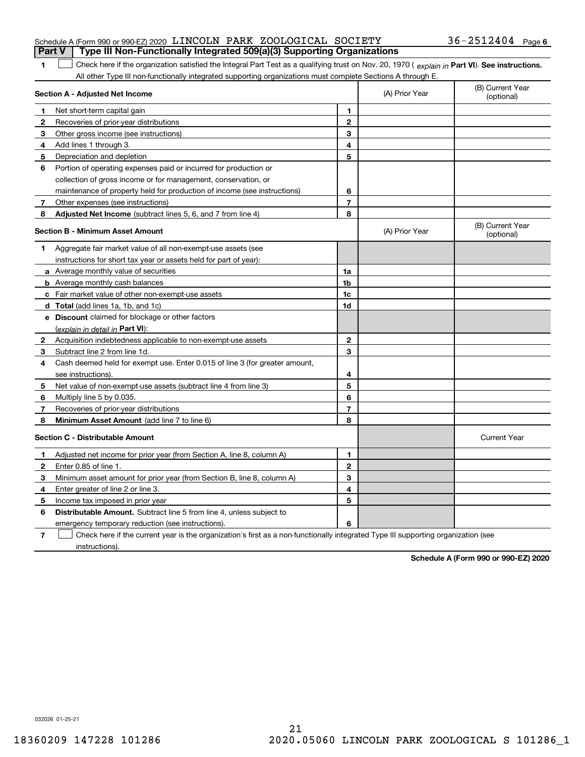Schedule A (Form 990 or 990-EZ) 2020 LINCOLN PARK ZOOLOGICAL SOCIETY 36-2512404 Page 6

## Part V | Type III Non-Functionally Integrated 509(a)(3) Supporting Organizations

**1** ☐ Check here if the organization satisfied the Integral Part Test as a qualifying trust on Nov. 20, 1970 ( *explain in* **Part VI**). **See instructions.** All other Type III non-functionally integrated supporting organizations must complete Sections A through E.

| **Section A - Adjusted Net Income** | | | (A) Prior Year | (B) Current Year (optional) |
|---|---|---|---|---|
| **1** | Net short-term capital gain | **1** | | |
| **2** | Recoveries of prior-year distributions | **2** | | |
| **3** | Other gross income (see instructions) | **3** | | |
| **4** | Add lines 1 through 3. | **4** | | |
| **5** | Depreciation and depletion | **5** | | |
| **6** | Portion of operating expenses paid or incurred for production or collection of gross income or for management, conservation, or maintenance of property held for production of income (see instructions) | **6** | | |
| **7** | Other expenses (see instructions) | **7** | | |
| **8** | **Adjusted Net Income** (subtract lines 5, 6, and 7 from line 4) | **8** | | |

| **Section B - Minimum Asset Amount** | | | (A) Prior Year | (B) Current Year (optional) |
|---|---|---|---|---|
| **1** | Aggregate fair market value of all non-exempt-use assets (see instructions for short tax year or assets held for part of year): | | | |
| **a** | Average monthly value of securities | **1a** | | |
| **b** | Average monthly cash balances | **1b** | | |
| **c** | Fair market value of other non-exempt-use assets | **1c** | | |
| **d** | **Total** (add lines 1a, 1b, and 1c) | **1d** | | |
| **e** | **Discount** claimed for blockage or other factors (*explain in detail in* **Part VI**): | | | |
| **2** | Acquisition indebtedness applicable to non-exempt-use assets | **2** | | |
| **3** | Subtract line 2 from line 1d. | **3** | | |
| **4** | Cash deemed held for exempt use. Enter 0.015 of line 3 (for greater amount, see instructions). | **4** | | |
| **5** | Net value of non-exempt-use assets (subtract line 4 from line 3) | **5** | | |
| **6** | Multiply line 5 by 0.035. | **6** | | |
| **7** | Recoveries of prior-year distributions | **7** | | |
| **8** | **Minimum Asset Amount** (add line 7 to line 6) | **8** | | |

| **Section C - Distributable Amount** | | | | Current Year |
|---|---|---|---|---|
| **1** | Adjusted net income for prior year (from Section A, line 8, column A) | **1** | | |
| **2** | Enter 0.85 of line 1. | **2** | | |
| **3** | Minimum asset amount for prior year (from Section B, line 8, column A) | **3** | | |
| **4** | Enter greater of line 2 or line 3. | **4** | | |
| **5** | Income tax imposed in prior year | **5** | | |
| **6** | **Distributable Amount.** Subtract line 5 from line 4, unless subject to emergency temporary reduction (see instructions). | **6** | | |

**7** ☐ Check here if the current year is the organization's first as a non-functionally integrated Type III supporting organization (see instructions).

**Schedule A (Form 990 or 990-EZ) 2020**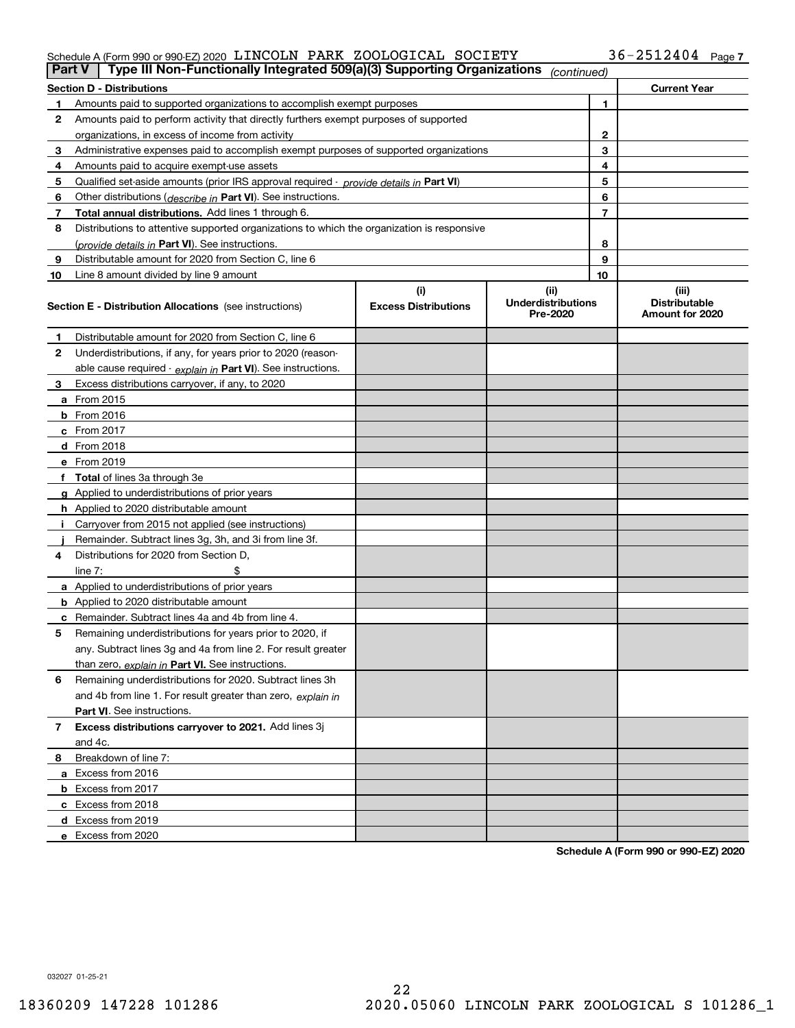Schedule A (Form 990 or 990-EZ) 2020 LINCOLN PARK ZOOLOGICAL SOCIETY 36-2512404 Page 7

## Part V | Type III Non-Functionally Integrated 509(a)(3) Supporting Organizations *(continued)*

| Section D - Distributions | | | Current Year |
|---|---|---|---|
| 1 | Amounts paid to supported organizations to accomplish exempt purposes | 1 | |
| 2 | Amounts paid to perform activity that directly furthers exempt purposes of supported organizations, in excess of income from activity | 2 | |
| 3 | Administrative expenses paid to accomplish exempt purposes of supported organizations | 3 | |
| 4 | Amounts paid to acquire exempt-use assets | 4 | |
| 5 | Qualified set-aside amounts (prior IRS approval required - *provide details in* **Part VI**) | 5 | |
| 6 | Other distributions (*describe in* **Part VI**). See instructions. | 6 | |
| 7 | **Total annual distributions.** Add lines 1 through 6. | 7 | |
| 8 | Distributions to attentive supported organizations to which the organization is responsive (*provide details in* **Part VI**). See instructions. | 8 | |
| 9 | Distributable amount for 2020 from Section C, line 6 | 9 | |
| 10 | Line 8 amount divided by line 9 amount | 10 | |

| **Section E - Distribution Allocations** (see instructions) | (i) Excess Distributions | (ii) Underdistributions Pre-2020 | (iii) Distributable Amount for 2020 |
|---|---|---|---|
| **1** Distributable amount for 2020 from Section C, line 6 | | | |
| **2** Underdistributions, if any, for years prior to 2020 (reasonable cause required - *explain in* **Part VI**). See instructions. | | | |
| **3** Excess distributions carryover, if any, to 2020 | | | |
| **a** From 2015 | | | |
| **b** From 2016 | | | |
| **c** From 2017 | | | |
| **d** From 2018 | | | |
| **e** From 2019 | | | |
| **f** **Total** of lines 3a through 3e | | | |
| **g** Applied to underdistributions of prior years | | | |
| **h** Applied to 2020 distributable amount | | | |
| **i** Carryover from 2015 not applied (see instructions) | | | |
| **j** Remainder. Subtract lines 3g, 3h, and 3i from line 3f. | | | |
| **4** Distributions for 2020 from Section D, line 7: $ | | | |
| **a** Applied to underdistributions of prior years | | | |
| **b** Applied to 2020 distributable amount | | | |
| **c** Remainder. Subtract lines 4a and 4b from line 4. | | | |
| **5** Remaining underdistributions for years prior to 2020, if any. Subtract lines 3g and 4a from line 2. For result greater than zero, *explain in* **Part VI.** See instructions. | | | |
| **6** Remaining underdistributions for 2020. Subtract lines 3h and 4b from line 1. For result greater than zero, *explain in* **Part VI**. See instructions. | | | |
| **7** **Excess distributions carryover to 2021.** Add lines 3j and 4c. | | | |
| **8** Breakdown of line 7: | | | |
| **a** Excess from 2016 | | | |
| **b** Excess from 2017 | | | |
| **c** Excess from 2018 | | | |
| **d** Excess from 2019 | | | |
| **e** Excess from 2020 | | | |

**Schedule A (Form 990 or 990-EZ) 2020**

032027 01-25-21

18360209 147228 101286 2020.05060 LINCOLN PARK ZOOLOGICAL S 101286_1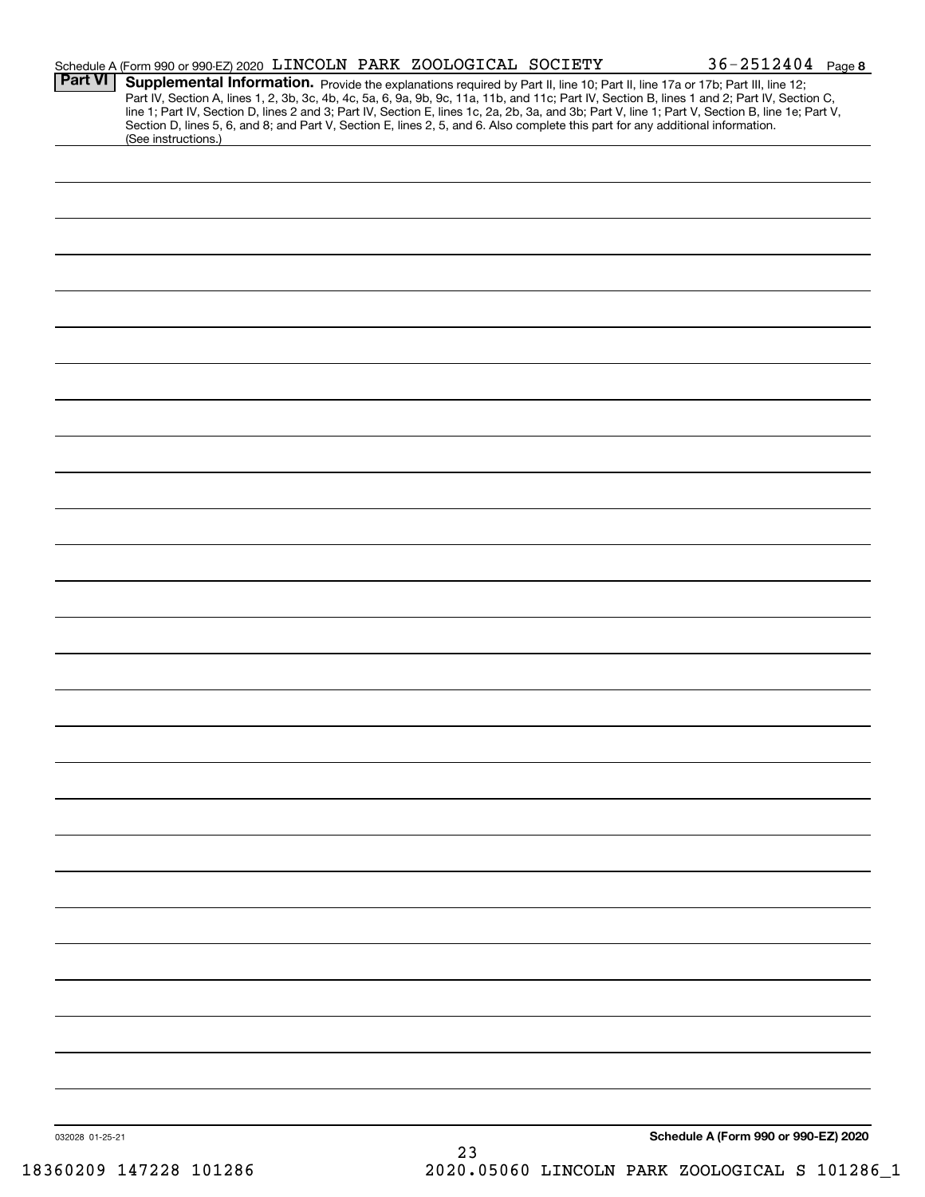Schedule A (Form 990 or 990-EZ) 2020 LINCOLN PARK ZOOLOGICAL SOCIETY 36-2512404 Page **8**

## Part VI Supplemental Information.

Provide the explanations required by Part II, line 10; Part II, line 17a or 17b; Part III, line 12; Part IV, Section A, lines 1, 2, 3b, 3c, 4b, 4c, 5a, 6, 9a, 9b, 9c, 11a, 11b, and 11c; Part IV, Section B, lines 1 and 2; Part IV, Section C, line 1; Part IV, Section D, lines 2 and 3; Part IV, Section E, lines 1c, 2a, 2b, 3a, and 3b; Part V, line 1; Part V, Section B, line 1e; Part V, Section D, lines 5, 6, and 8; and Part V, Section E, lines 2, 5, and 6. Also complete this part for any additional information. (See instructions.)

032028 01-25-21 **Schedule A (Form 990 or 990-EZ) 2020**

18360209 147228 101286 2020.05060 LINCOLN PARK ZOOLOGICAL S 101286_1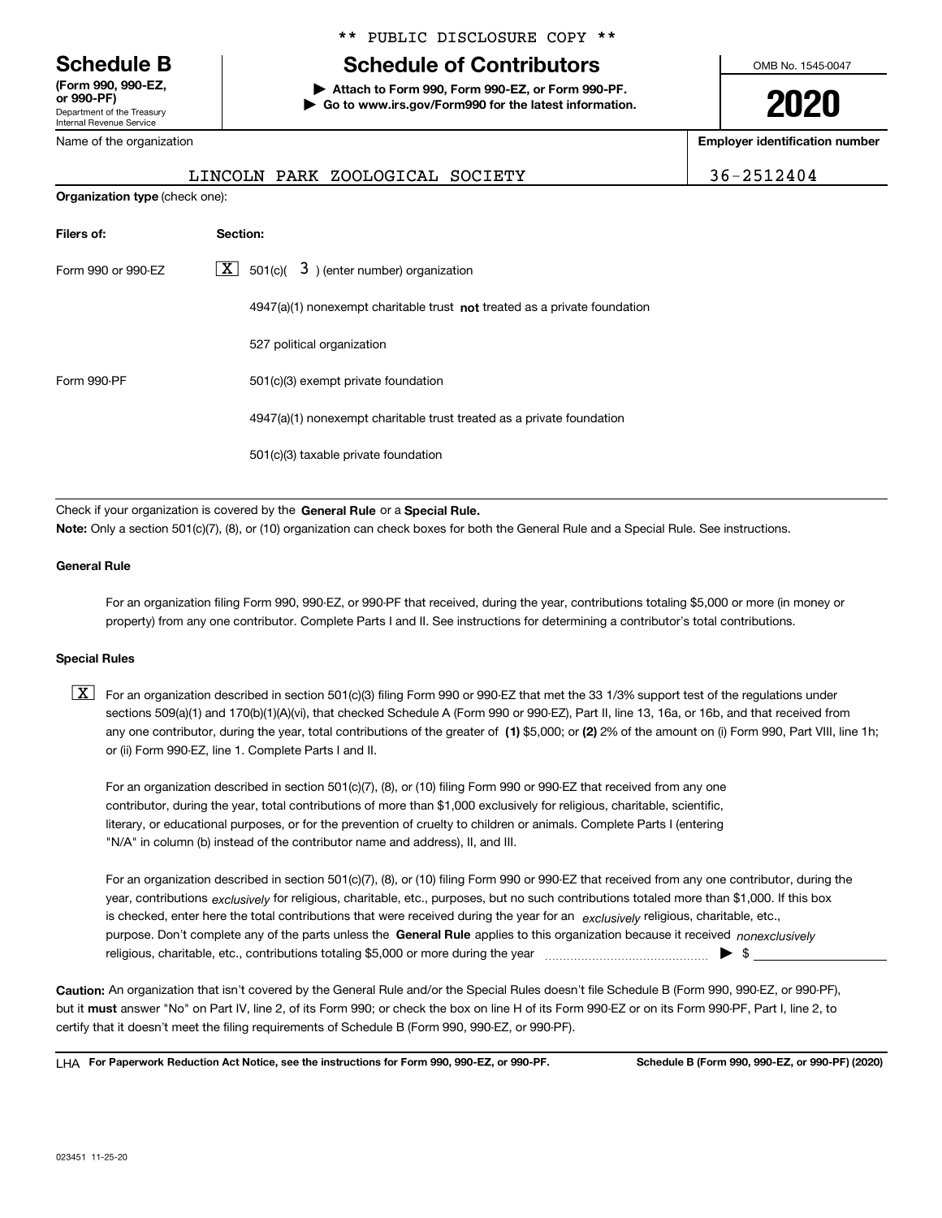** PUBLIC DISCLOSURE COPY **

**Schedule B**
**(Form 990, 990-EZ, or 990-PF)**
Department of the Treasury
Internal Revenue Service

# Schedule of Contributors

▶ **Attach to Form 990, Form 990-EZ, or Form 990-PF.**
▶ **Go to www.irs.gov/Form990 for the latest information.**

OMB No. 1545-0047

**2020**

| Name of the organization | Employer identification number |
|---|---|
| LINCOLN PARK ZOOLOGICAL SOCIETY | 36-2512404 |

**Organization type** (check one):

| Filers of: | Section: |
|---|---|
| Form 990 or 990-EZ | [X] 501(c)( 3 ) (enter number) organization |
| | 4947(a)(1) nonexempt charitable trust **not** treated as a private foundation |
| | 527 political organization |
| Form 990-PF | 501(c)(3) exempt private foundation |
| | 4947(a)(1) nonexempt charitable trust treated as a private foundation |
| | 501(c)(3) taxable private foundation |

Check if your organization is covered by the **General Rule** or a **Special Rule.**

**Note:** Only a section 501(c)(7), (8), or (10) organization can check boxes for both the General Rule and a Special Rule. See instructions.

**General Rule**

For an organization filing Form 990, 990-EZ, or 990-PF that received, during the year, contributions totaling $5,000 or more (in money or property) from any one contributor. Complete Parts I and II. See instructions for determining a contributor's total contributions.

**Special Rules**

[X] For an organization described in section 501(c)(3) filing Form 990 or 990-EZ that met the 33 1/3% support test of the regulations under sections 509(a)(1) and 170(b)(1)(A)(vi), that checked Schedule A (Form 990 or 990-EZ), Part II, line 13, 16a, or 16b, and that received from any one contributor, during the year, total contributions of the greater of **(1)** $5,000; or **(2)** 2% of the amount on (i) Form 990, Part VIII, line 1h; or (ii) Form 990-EZ, line 1. Complete Parts I and II.

For an organization described in section 501(c)(7), (8), or (10) filing Form 990 or 990-EZ that received from any one contributor, during the year, total contributions of more than $1,000 exclusively for religious, charitable, scientific, literary, or educational purposes, or for the prevention of cruelty to children or animals. Complete Parts I (entering "N/A" in column (b) instead of the contributor name and address), II, and III.

For an organization described in section 501(c)(7), (8), or (10) filing Form 990 or 990-EZ that received from any one contributor, during the year, contributions *exclusively* for religious, charitable, etc., purposes, but no such contributions totaled more than $1,000. If this box is checked, enter here the total contributions that were received during the year for an *exclusively* religious, charitable, etc., purpose. Don't complete any of the parts unless the **General Rule** applies to this organization because it received *nonexclusively* religious, charitable, etc., contributions totaling $5,000 or more during the year ▶ $

**Caution:** An organization that isn't covered by the General Rule and/or the Special Rules doesn't file Schedule B (Form 990, 990-EZ, or 990-PF), but it **must** answer "No" on Part IV, line 2, of its Form 990; or check the box on line H of its Form 990-EZ or on its Form 990-PF, Part I, line 2, to certify that it doesn't meet the filing requirements of Schedule B (Form 990, 990-EZ, or 990-PF).

LHA **For Paperwork Reduction Act Notice, see the instructions for Form 990, 990-EZ, or 990-PF.** **Schedule B (Form 990, 990-EZ, or 990-PF) (2020)**

023451 11-25-20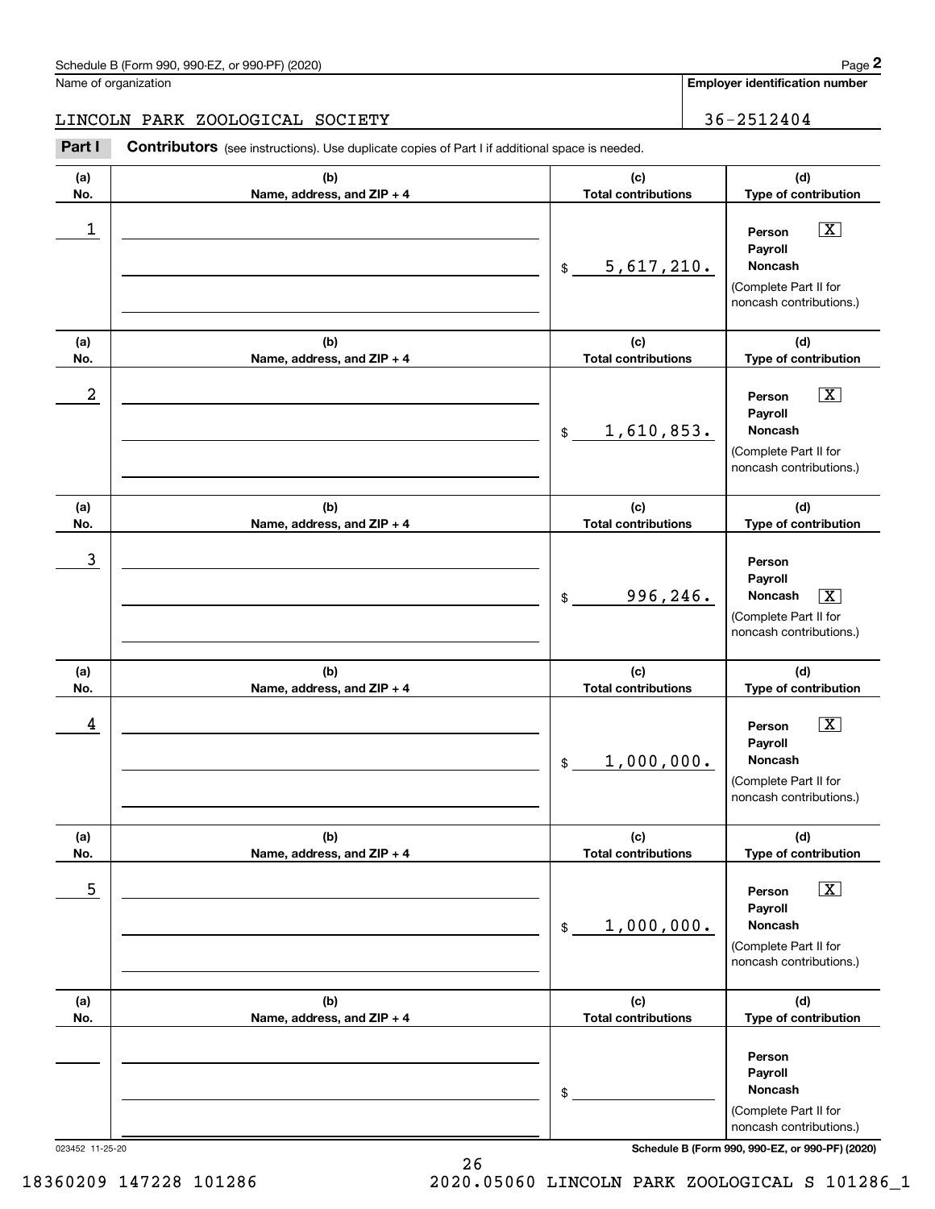Schedule B (Form 990, 990-EZ, or 990-PF) (2020)

Name of organization: LINCOLN PARK ZOOLOGICAL SOCIETY

Employer identification number: 36-2512404

**Part I** **Contributors** (see instructions). Use duplicate copies of Part I if additional space is needed.

| (a) No. | (b) Name, address, and ZIP + 4 | (c) Total contributions | (d) Type of contribution |
|---|---|---|---|
| 1 | | $ 5,617,210. | Person [X] Payroll [ ] Noncash [ ] (Complete Part II for noncash contributions.) |
| 2 | | $ 1,610,853. | Person [X] Payroll [ ] Noncash [ ] (Complete Part II for noncash contributions.) |
| 3 | | $ 996,246. | Person [ ] Payroll [ ] Noncash [X] (Complete Part II for noncash contributions.) |
| 4 | | $ 1,000,000. | Person [X] Payroll [ ] Noncash [ ] (Complete Part II for noncash contributions.) |
| 5 | | $ 1,000,000. | Person [X] Payroll [ ] Noncash [ ] (Complete Part II for noncash contributions.) |
| | | $ | Person [ ] Payroll [ ] Noncash [ ] (Complete Part II for noncash contributions.) |

023452 11-25-20

Schedule B (Form 990, 990-EZ, or 990-PF) (2020)

18360209 147228 101286 2020.05060 LINCOLN PARK ZOOLOGICAL S 101286_1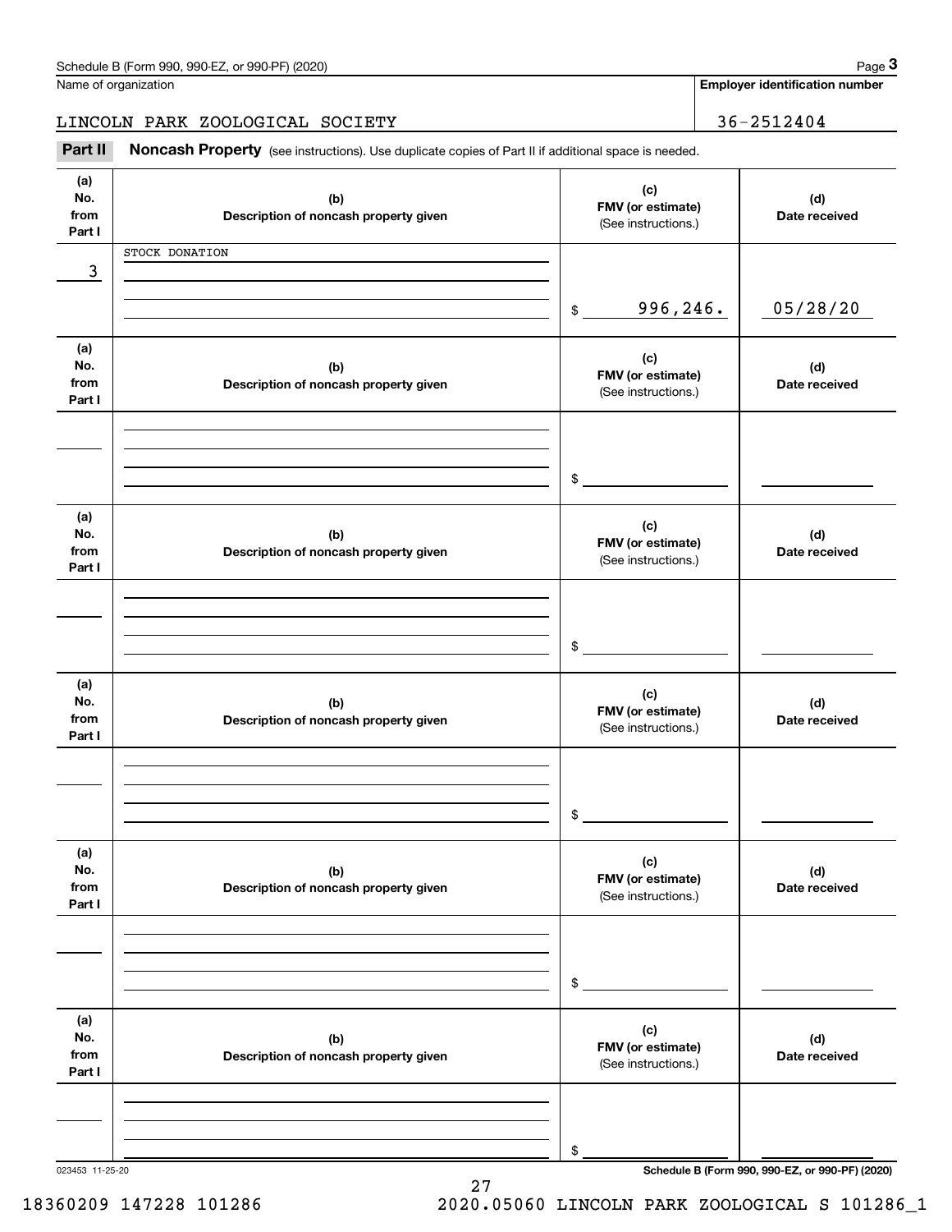Name of organization

**Employer identification number**

LINCOLN PARK ZOOLOGICAL SOCIETY

36-2512404

**Part II** **Noncash Property** (see instructions). Use duplicate copies of Part II if additional space is needed.

| (a) No. from Part I | (b) Description of noncash property given | (c) FMV (or estimate) (See instructions.) | (d) Date received |
|---|---|---|---|
| 3 | STOCK DONATION | $ 996,246. | 05/28/20 |
| | | $ | |
| | | $ | |
| | | $ | |
| | | $ | |
| | | $ | |

023453 11-25-20

**Schedule B (Form 990, 990-EZ, or 990-PF) (2020)**

18360209 147228 101286 2020.05060 LINCOLN PARK ZOOLOGICAL S 101286_1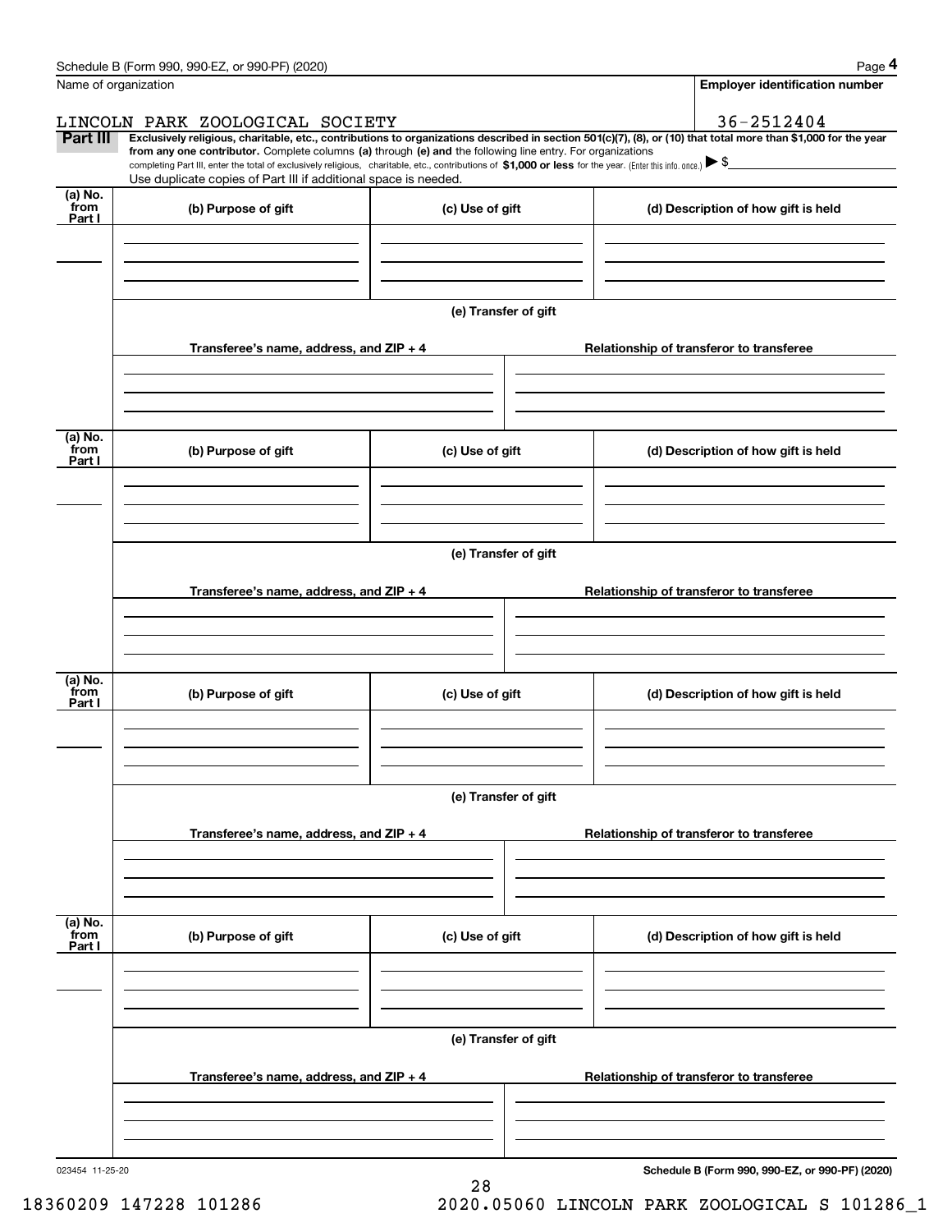Name of organization | Employer identification number

LINCOLN PARK ZOOLOGICAL SOCIETY | 36-2512404

**Part III** **Exclusively religious, charitable, etc., contributions to organizations described in section 501(c)(7), (8), or (10) that total more than $1,000 for the year from any one contributor.** Complete columns **(a)** through **(e)** and the following line entry. For organizations completing Part III, enter the total of exclusively religious, charitable, etc., contributions of **$1,000 or less** for the year. (Enter this info. once.) ▶ $

Use duplicate copies of Part III if additional space is needed.

| (a) No. from Part I | (b) Purpose of gift | (c) Use of gift | (d) Description of how gift is held |
|---|---|---|---|
| | | | |

(e) Transfer of gift

| Transferee's name, address, and ZIP + 4 | Relationship of transferor to transferee |
|---|---|
| | |

| (a) No. from Part I | (b) Purpose of gift | (c) Use of gift | (d) Description of how gift is held |
|---|---|---|---|
| | | | |

(e) Transfer of gift

| Transferee's name, address, and ZIP + 4 | Relationship of transferor to transferee |
|---|---|
| | |

| (a) No. from Part I | (b) Purpose of gift | (c) Use of gift | (d) Description of how gift is held |
|---|---|---|---|
| | | | |

(e) Transfer of gift

| Transferee's name, address, and ZIP + 4 | Relationship of transferor to transferee |
|---|---|
| | |

| (a) No. from Part I | (b) Purpose of gift | (c) Use of gift | (d) Description of how gift is held |
|---|---|---|---|
| | | | |

(e) Transfer of gift

| Transferee's name, address, and ZIP + 4 | Relationship of transferor to transferee |
|---|---|
| | |

023454 11-25-20

**Schedule B (Form 990, 990-EZ, or 990-PF) (2020)**

18360209 147228 101286 2020.05060 LINCOLN PARK ZOOLOGICAL S 101286_1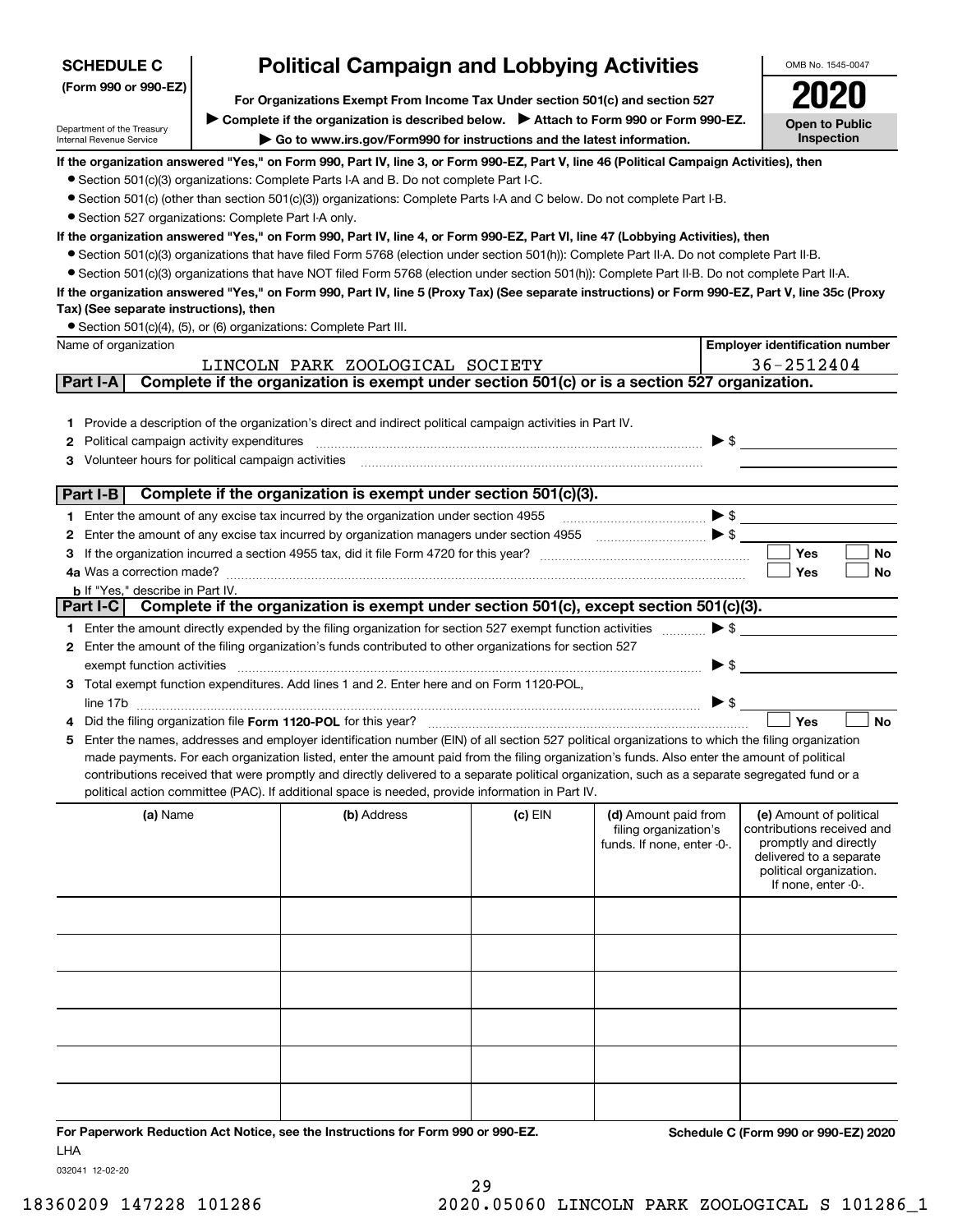**SCHEDULE C (Form 990 or 990-EZ)**

Department of the Treasury
Internal Revenue Service

# Political Campaign and Lobbying Activities

**For Organizations Exempt From Income Tax Under section 501(c) and section 527**

▶ **Complete if the organization is described below.** ▶ **Attach to Form 990 or Form 990-EZ.**

▶ **Go to www.irs.gov/Form990 for instructions and the latest information.**

OMB No. 1545-0047

**2020**

**Open to Public Inspection**

**If the organization answered "Yes," on Form 990, Part IV, line 3, or Form 990-EZ, Part V, line 46 (Political Campaign Activities), then**

- Section 501(c)(3) organizations: Complete Parts I-A and B. Do not complete Part I-C.
- Section 501(c) (other than section 501(c)(3)) organizations: Complete Parts I-A and C below. Do not complete Part I-B.
- Section 527 organizations: Complete Part I-A only.

**If the organization answered "Yes," on Form 990, Part IV, line 4, or Form 990-EZ, Part VI, line 47 (Lobbying Activities), then**

- Section 501(c)(3) organizations that have filed Form 5768 (election under section 501(h)): Complete Part II-A. Do not complete Part II-B.
- Section 501(c)(3) organizations that have NOT filed Form 5768 (election under section 501(h)): Complete Part II-B. Do not complete Part II-A.

**If the organization answered "Yes," on Form 990, Part IV, line 5 (Proxy Tax) (See separate instructions) or Form 990-EZ, Part V, line 35c (Proxy Tax) (See separate instructions), then**

- Section 501(c)(4), (5), or (6) organizations: Complete Part III.

| Name of organization | Employer identification number |
|---|---|
| LINCOLN PARK ZOOLOGICAL SOCIETY | 36-2512404 |

## Part I-A Complete if the organization is exempt under section 501(c) or is a section 527 organization.

1. Provide a description of the organization's direct and indirect political campaign activities in Part IV.
2. Political campaign activity expenditures ▶ $
3. Volunteer hours for political campaign activities

## Part I-B Complete if the organization is exempt under section 501(c)(3).

1. Enter the amount of any excise tax incurred by the organization under section 4955 ▶ $
2. Enter the amount of any excise tax incurred by organization managers under section 4955 ▶ $
3. If the organization incurred a section 4955 tax, did it file Form 4720 for this year? ☐ Yes ☐ No
4. a Was a correction made? ☐ Yes ☐ No
   b If "Yes," describe in Part IV.

## Part I-C Complete if the organization is exempt under section 501(c), except section 501(c)(3).

1. Enter the amount directly expended by the filing organization for section 527 exempt function activities ▶ $
2. Enter the amount of the filing organization's funds contributed to other organizations for section 527 exempt function activities ▶ $
3. Total exempt function expenditures. Add lines 1 and 2. Enter here and on Form 1120-POL, line 17b ▶ $
4. Did the filing organization file **Form 1120-POL** for this year? ☐ Yes ☐ No
5. Enter the names, addresses and employer identification number (EIN) of all section 527 political organizations to which the filing organization made payments. For each organization listed, enter the amount paid from the filing organization's funds. Also enter the amount of political contributions received that were promptly and directly delivered to a separate political organization, such as a separate segregated fund or a political action committee (PAC). If additional space is needed, provide information in Part IV.

| (a) Name | (b) Address | (c) EIN | (d) Amount paid from filing organization's funds. If none, enter -0-. | (e) Amount of political contributions received and promptly and directly delivered to a separate political organization. If none, enter -0-. |
|---|---|---|---|---|
| | | | | |
| | | | | |
| | | | | |
| | | | | |
| | | | | |
| | | | | |

**For Paperwork Reduction Act Notice, see the Instructions for Form 990 or 990-EZ.**

**Schedule C (Form 990 or 990-EZ) 2020**

LHA

032041 12-02-20

18360209 147228 101286 2020.05060 LINCOLN PARK ZOOLOGICAL S 101286_1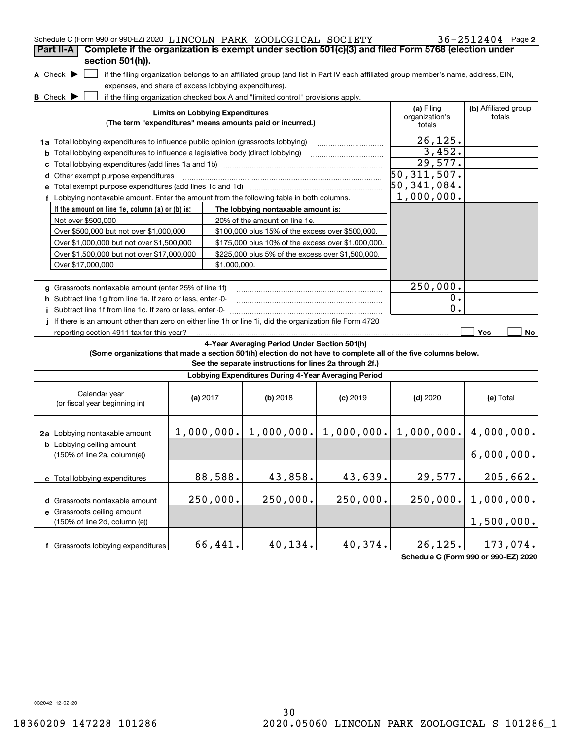Schedule C (Form 990 or 990-EZ) 2020 LINCOLN PARK ZOOLOGICAL SOCIETY 36-2512404 Page 2

## Part II-A Complete if the organization is exempt under section 501(c)(3) and filed Form 5768 (election under section 501(h)).

**A** Check ▶ ☐ if the filing organization belongs to an affiliated group (and list in Part IV each affiliated group member's name, address, EIN, expenses, and share of excess lobbying expenditures).

**B** Check ▶ ☐ if the filing organization checked box A and "limited control" provisions apply.

| Limits on Lobbying Expenditures (The term "expenditures" means amounts paid or incurred.) | (a) Filing organization's totals | (b) Affiliated group totals |
|---|---|---|
| **1a** Total lobbying expenditures to influence public opinion (grassroots lobbying) | 26,125. | |
| **b** Total lobbying expenditures to influence a legislative body (direct lobbying) | 3,452. | |
| **c** Total lobbying expenditures (add lines 1a and 1b) | 29,577. | |
| **d** Other exempt purpose expenditures | 50,311,507. | |
| **e** Total exempt purpose expenditures (add lines 1c and 1d) | 50,341,084. | |
| **f** Lobbying nontaxable amount. Enter the amount from the following table in both columns. | 1,000,000. | |

| If the amount on line 1e, column (a) or (b) is: | The lobbying nontaxable amount is: |
|---|---|
| Not over $500,000 | 20% of the amount on line 1e. |
| Over $500,000 but not over $1,000,000 | $100,000 plus 15% of the excess over $500,000. |
| Over $1,000,000 but not over $1,500,000 | $175,000 plus 10% of the excess over $1,000,000. |
| Over $1,500,000 but not over $17,000,000 | $225,000 plus 5% of the excess over $1,500,000. |
| Over $17,000,000 | $1,000,000. |

| | (a) Filing organization's totals | (b) Affiliated group totals |
|---|---|---|
| **g** Grassroots nontaxable amount (enter 25% of line 1f) | 250,000. | |
| **h** Subtract line 1g from line 1a. If zero or less, enter -0- | 0. | |
| **i** Subtract line 1f from line 1c. If zero or less, enter -0- | 0. | |
| **j** If there is an amount other than zero on either line 1h or line 1i, did the organization file Form 4720 reporting section 4911 tax for this year? | ☐ Yes | ☐ No |

### 4-Year Averaging Period Under Section 501(h)

**(Some organizations that made a section 501(h) election do not have to complete all of the five columns below. See the separate instructions for lines 2a through 2f.)**

**Lobbying Expenditures During 4-Year Averaging Period**

| Calendar year (or fiscal year beginning in) | (a) 2017 | (b) 2018 | (c) 2019 | (d) 2020 | (e) Total |
|---|---|---|---|---|---|
| **2a** Lobbying nontaxable amount | 1,000,000. | 1,000,000. | 1,000,000. | 1,000,000. | 4,000,000. |
| **b** Lobbying ceiling amount (150% of line 2a, column(e)) | | | | | 6,000,000. |
| **c** Total lobbying expenditures | 88,588. | 43,858. | 43,639. | 29,577. | 205,662. |
| **d** Grassroots nontaxable amount | 250,000. | 250,000. | 250,000. | 250,000. | 1,000,000. |
| **e** Grassroots ceiling amount (150% of line 2d, column (e)) | | | | | 1,500,000. |
| **f** Grassroots lobbying expenditures | 66,441. | 40,134. | 40,374. | 26,125. | 173,074. |

Schedule C (Form 990 or 990-EZ) 2020

032042 12-02-20

18360209 147228 101286 2020.05060 LINCOLN PARK ZOOLOGICAL S 101286_1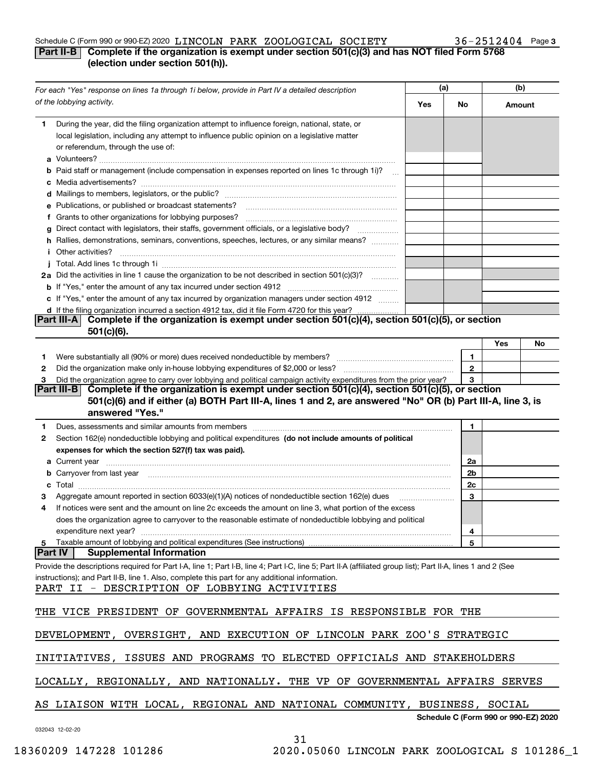Schedule C (Form 990 or 990-EZ) 2020 LINCOLN PARK ZOOLOGICAL SOCIETY 36-2512404 Page 3

## Part II-B Complete if the organization is exempt under section 501(c)(3) and has NOT filed Form 5768 (election under section 501(h)).

| For each "Yes" response on lines 1a through 1i below, provide in Part IV a detailed description of the lobbying activity. | (a) Yes | (a) No | (b) Amount |
|---|---|---|---|
| **1** During the year, did the filing organization attempt to influence foreign, national, state, or local legislation, including any attempt to influence public opinion on a legislative matter or referendum, through the use of: | | | |
| **a** Volunteers? | | | |
| **b** Paid staff or management (include compensation in expenses reported on lines 1c through 1i)? | | | |
| **c** Media advertisements? | | | |
| **d** Mailings to members, legislators, or the public? | | | |
| **e** Publications, or published or broadcast statements? | | | |
| **f** Grants to other organizations for lobbying purposes? | | | |
| **g** Direct contact with legislators, their staffs, government officials, or a legislative body? | | | |
| **h** Rallies, demonstrations, seminars, conventions, speeches, lectures, or any similar means? | | | |
| **i** Other activities? | | | |
| **j** Total. Add lines 1c through 1i | | | |
| **2a** Did the activities in line 1 cause the organization to be not described in section 501(c)(3)? | | | |
| **b** If "Yes," enter the amount of any tax incurred under section 4912 | | | |
| **c** If "Yes," enter the amount of any tax incurred by organization managers under section 4912 | | | |
| **d** If the filing organization incurred a section 4912 tax, did it file Form 4720 for this year? | | | |

## Part III-A Complete if the organization is exempt under section 501(c)(4), section 501(c)(5), or section 501(c)(6).

| | | | Yes | No |
|---|---|---|---|---|
| **1** | Were substantially all (90% or more) dues received nondeductible by members? | 1 | | |
| **2** | Did the organization make only in-house lobbying expenditures of $2,000 or less? | 2 | | |
| **3** | Did the organization agree to carry over lobbying and political campaign activity expenditures from the prior year? | 3 | | |

## Part III-B Complete if the organization is exempt under section 501(c)(4), section 501(c)(5), or section 501(c)(6) and if either (a) BOTH Part III-A, lines 1 and 2, are answered "No" OR (b) Part III-A, line 3, is answered "Yes."

| | | | |
|---|---|---|---|
| **1** | Dues, assessments and similar amounts from members | 1 | |
| **2** | Section 162(e) nondeductible lobbying and political expenditures **(do not include amounts of political expenses for which the section 527(f) tax was paid).** | | |
| **a** | Current year | 2a | |
| **b** | Carryover from last year | 2b | |
| **c** | Total | 2c | |
| **3** | Aggregate amount reported in section 6033(e)(1)(A) notices of nondeductible section 162(e) dues | 3 | |
| **4** | If notices were sent and the amount on line 2c exceeds the amount on line 3, what portion of the excess does the organization agree to carryover to the reasonable estimate of nondeductible lobbying and political expenditure next year? | 4 | |
| **5** | Taxable amount of lobbying and political expenditures (See instructions) | 5 | |

## Part IV Supplemental Information

Provide the descriptions required for Part I-A, line 1; Part I-B, line 4; Part I-C, line 5; Part II-A (affiliated group list); Part II-A, lines 1 and 2 (See instructions); and Part II-B, line 1. Also, complete this part for any additional information.

PART II - DESCRIPTION OF LOBBYING ACTIVITIES

THE VICE PRESIDENT OF GOVERNMENTAL AFFAIRS IS RESPONSIBLE FOR THE DEVELOPMENT, OVERSIGHT, AND EXECUTION OF LINCOLN PARK ZOO'S STRATEGIC INITIATIVES, ISSUES AND PROGRAMS TO ELECTED OFFICIALS AND STAKEHOLDERS LOCALLY, REGIONALLY, AND NATIONALLY. THE VP OF GOVERNMENTAL AFFAIRS SERVES AS LIAISON WITH LOCAL, REGIONAL AND NATIONAL COMMUNITY, BUSINESS, SOCIAL

Schedule C (Form 990 or 990-EZ) 2020

032043 12-02-20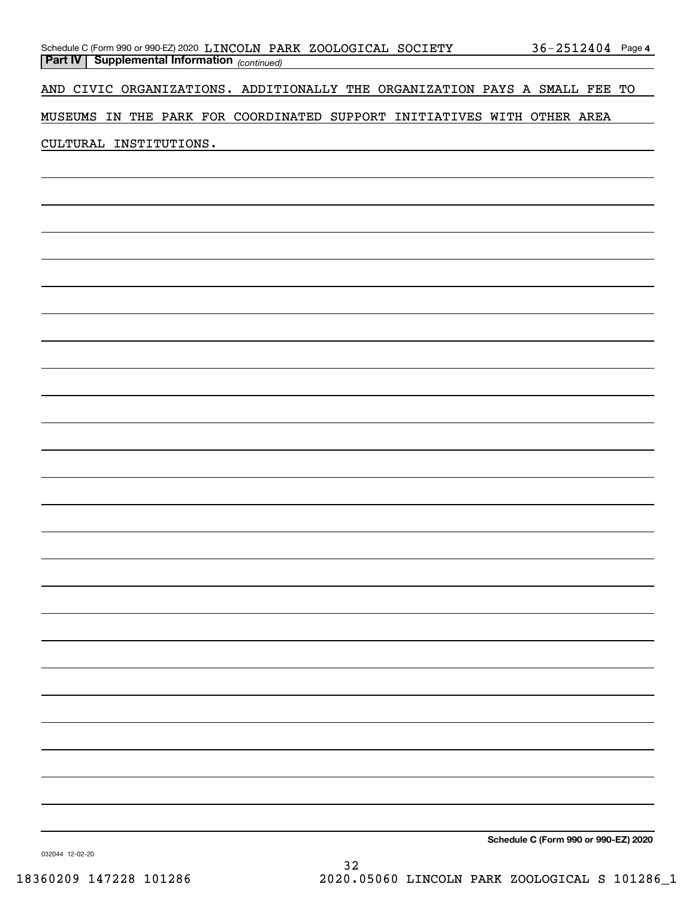**Part IV | Supplemental Information** *(continued)*

AND CIVIC ORGANIZATIONS. ADDITIONALLY THE ORGANIZATION PAYS A SMALL FEE TO MUSEUMS IN THE PARK FOR COORDINATED SUPPORT INITIATIVES WITH OTHER AREA CULTURAL INSTITUTIONS.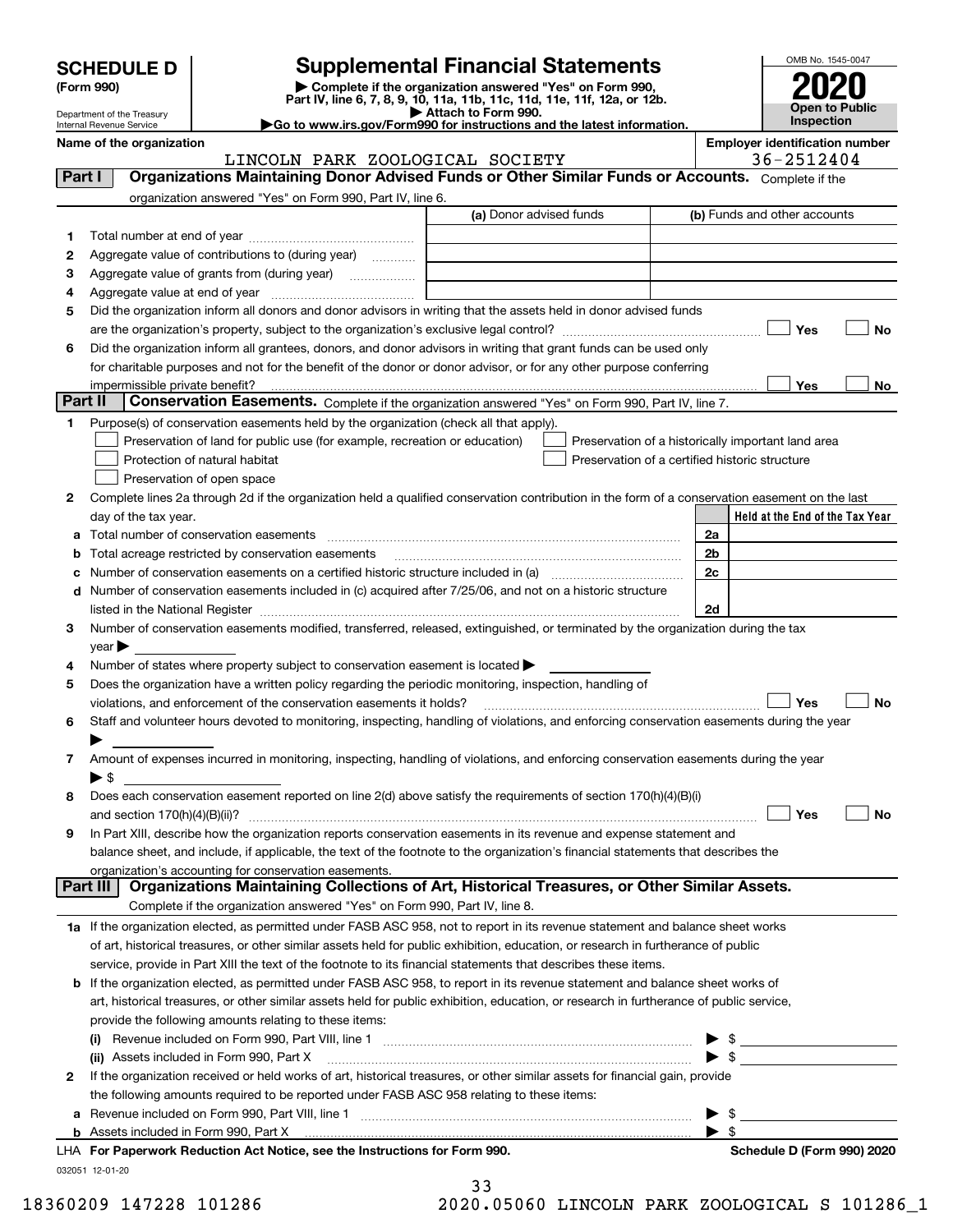# SCHEDULE D (Form 990)

Department of the Treasury
Internal Revenue Service

## Supplemental Financial Statements

▶ Complete if the organization answered "Yes" on Form 990, Part IV, line 6, 7, 8, 9, 10, 11a, 11b, 11c, 11d, 11e, 11f, 12a, or 12b.
▶ Attach to Form 990.
▶Go to www.irs.gov/Form990 for instructions and the latest information.

OMB No. 1545-0047

**2020**

**Open to Public Inspection**

**Name of the organization:** LINCOLN PARK ZOOLOGICAL SOCIETY

**Employer identification number:** 36-2512404

### Part I — Organizations Maintaining Donor Advised Funds or Other Similar Funds or Accounts.
Complete if the organization answered "Yes" on Form 990, Part IV, line 6.

| | | (a) Donor advised funds | (b) Funds and other accounts |
|---|---|---|---|
| 1 | Total number at end of year | | |
| 2 | Aggregate value of contributions to (during year) | | |
| 3 | Aggregate value of grants from (during year) | | |
| 4 | Aggregate value at end of year | | |

5 Did the organization inform all donors and donor advisors in writing that the assets held in donor advised funds are the organization's property, subject to the organization's exclusive legal control? ☐ Yes ☐ No

6 Did the organization inform all grantees, donors, and donor advisors in writing that grant funds can be used only for charitable purposes and not for the benefit of the donor or donor advisor, or for any other purpose conferring impermissible private benefit? ☐ Yes ☐ No

### Part II — Conservation Easements.
Complete if the organization answered "Yes" on Form 990, Part IV, line 7.

1 Purpose(s) of conservation easements held by the organization (check all that apply).
- ☐ Preservation of land for public use (for example, recreation or education)
- ☐ Protection of natural habitat
- ☐ Preservation of open space
- ☐ Preservation of a historically important land area
- ☐ Preservation of a certified historic structure

2 Complete lines 2a through 2d if the organization held a qualified conservation contribution in the form of a conservation easement on the last day of the tax year.

| | | | Held at the End of the Tax Year |
|---|---|---|---|
| a | Total number of conservation easements | 2a | |
| b | Total acreage restricted by conservation easements | 2b | |
| c | Number of conservation easements on a certified historic structure included in (a) | 2c | |
| d | Number of conservation easements included in (c) acquired after 7/25/06, and not on a historic structure listed in the National Register | 2d | |

3 Number of conservation easements modified, transferred, released, extinguished, or terminated by the organization during the tax year ▶

4 Number of states where property subject to conservation easement is located ▶

5 Does the organization have a written policy regarding the periodic monitoring, inspection, handling of violations, and enforcement of the conservation easements it holds? ☐ Yes ☐ No

6 Staff and volunteer hours devoted to monitoring, inspecting, handling of violations, and enforcing conservation easements during the year ▶

7 Amount of expenses incurred in monitoring, inspecting, handling of violations, and enforcing conservation easements during the year ▶ $

8 Does each conservation easement reported on line 2(d) above satisfy the requirements of section 170(h)(4)(B)(i) and section 170(h)(4)(B)(ii)? ☐ Yes ☐ No

9 In Part XIII, describe how the organization reports conservation easements in its revenue and expense statement and balance sheet, and include, if applicable, the text of the footnote to the organization's financial statements that describes the organization's accounting for conservation easements.

### Part III — Organizations Maintaining Collections of Art, Historical Treasures, or Other Similar Assets.
Complete if the organization answered "Yes" on Form 990, Part IV, line 8.

1a If the organization elected, as permitted under FASB ASC 958, not to report in its revenue statement and balance sheet works of art, historical treasures, or other similar assets held for public exhibition, education, or research in furtherance of public service, provide in Part XIII the text of the footnote to its financial statements that describes these items.

b If the organization elected, as permitted under FASB ASC 958, to report in its revenue statement and balance sheet works of art, historical treasures, or other similar assets held for public exhibition, education, or research in furtherance of public service, provide the following amounts relating to these items:

(i) Revenue included on Form 990, Part VIII, line 1 ▶ $

(ii) Assets included in Form 990, Part X ▶ $

2 If the organization received or held works of art, historical treasures, or other similar assets for financial gain, provide the following amounts required to be reported under FASB ASC 958 relating to these items:

a Revenue included on Form 990, Part VIII, line 1 ▶ $

b Assets included in Form 990, Part X ▶ $

LHA For Paperwork Reduction Act Notice, see the Instructions for Form 990. Schedule D (Form 990) 2020

032051 12-01-20

18360209 147228 101286 2020.05060 LINCOLN PARK ZOOLOGICAL S 101286_1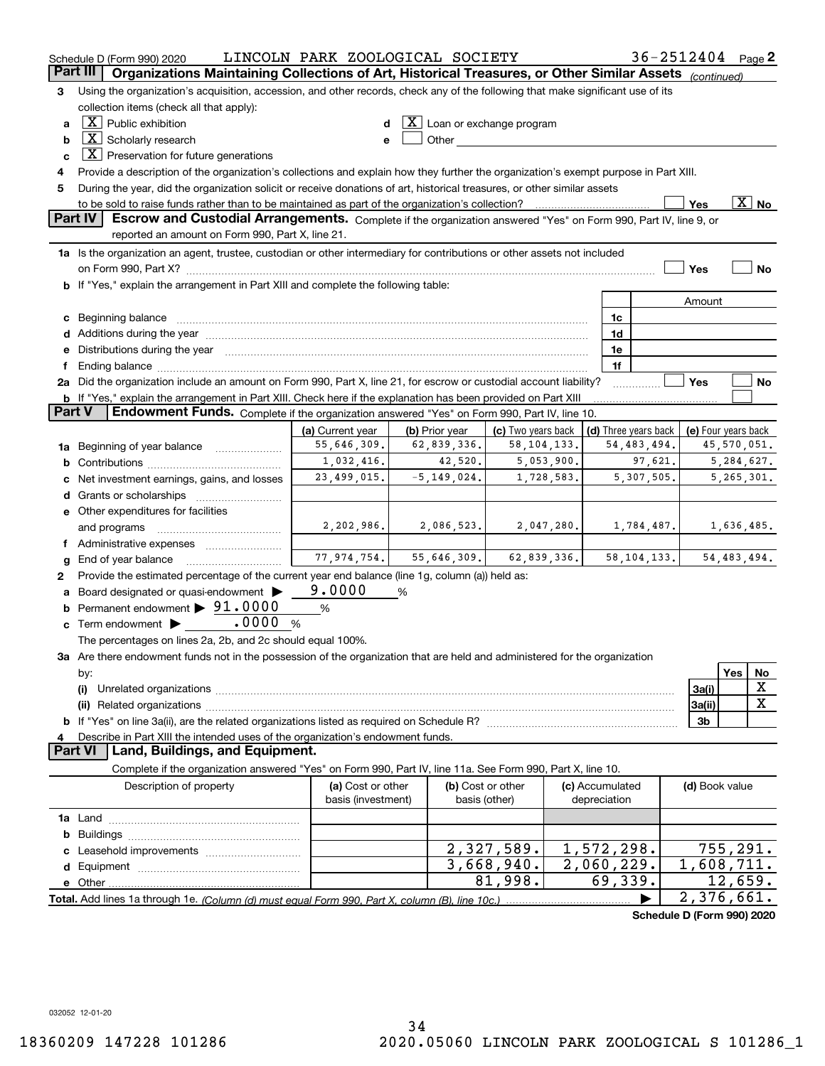Schedule D (Form 990) 2020 LINCOLN PARK ZOOLOGICAL SOCIETY 36-2512404 Page 2

## Part III Organizations Maintaining Collections of Art, Historical Treasures, or Other Similar Assets *(continued)*

3 Using the organization's acquisition, accession, and other records, check any of the following that make significant use of its collection items (check all that apply):

- a [X] Public exhibition
- b [X] Scholarly research
- c [X] Preservation for future generations
- d [X] Loan or exchange program
- e [ ] Other

4 Provide a description of the organization's collections and explain how they further the organization's exempt purpose in Part XIII.

5 During the year, did the organization solicit or receive donations of art, historical treasures, or other similar assets to be sold to raise funds rather than to be maintained as part of the organization's collection? [ ] Yes [X] No

## Part IV Escrow and Custodial Arrangements.

Complete if the organization answered "Yes" on Form 990, Part IV, line 9, or reported an amount on Form 990, Part X, line 21.

1a Is the organization an agent, trustee, custodian or other intermediary for contributions or other assets not included on Form 990, Part X? [ ] Yes [ ] No

b If "Yes," explain the arrangement in Part XIII and complete the following table:

| | | Amount |
|---|---|---|
| c Beginning balance | 1c | |
| d Additions during the year | 1d | |
| e Distributions during the year | 1e | |
| f Ending balance | 1f | |

2a Did the organization include an amount on Form 990, Part X, line 21, for escrow or custodial account liability? [ ] Yes [ ] No

b If "Yes," explain the arrangement in Part XIII. Check here if the explanation has been provided on Part XIII [ ]

## Part V Endowment Funds.

Complete if the organization answered "Yes" on Form 990, Part IV, line 10.

| | (a) Current year | (b) Prior year | (c) Two years back | (d) Three years back | (e) Four years back |
|---|---|---|---|---|---|
| 1a Beginning of year balance | 55,646,309. | 62,839,336. | 58,104,133. | 54,483,494. | 45,570,051. |
| b Contributions | 1,032,416. | 42,520. | 5,053,900. | 97,621. | 5,284,627. |
| c Net investment earnings, gains, and losses | 23,499,015. | -5,149,024. | 1,728,583. | 5,307,505. | 5,265,301. |
| d Grants or scholarships | | | | | |
| e Other expenditures for facilities and programs | 2,202,986. | 2,086,523. | 2,047,280. | 1,784,487. | 1,636,485. |
| f Administrative expenses | | | | | |
| g End of year balance | 77,974,754. | 55,646,309. | 62,839,336. | 58,104,133. | 54,483,494. |

2 Provide the estimated percentage of the current year end balance (line 1g, column (a)) held as:

- a Board designated or quasi-endowment ▶ 9.0000 %
- b Permanent endowment ▶ 91.0000 %
- c Term endowment ▶ .0000 %

The percentages on lines 2a, 2b, and 2c should equal 100%.

3a Are there endowment funds not in the possession of the organization that are held and administered for the organization by:

| | | Yes | No |
|---|---|---|---|
| (i) Unrelated organizations | 3a(i) | | X |
| (ii) Related organizations | 3a(ii) | | X |
| b If "Yes" on line 3a(ii), are the related organizations listed as required on Schedule R? | 3b | | |

4 Describe in Part XIII the intended uses of the organization's endowment funds.

## Part VI Land, Buildings, and Equipment.

Complete if the organization answered "Yes" on Form 990, Part IV, line 11a. See Form 990, Part X, line 10.

| Description of property | (a) Cost or other basis (investment) | (b) Cost or other basis (other) | (c) Accumulated depreciation | (d) Book value |
|---|---|---|---|---|
| 1a Land | | | | |
| b Buildings | | | | |
| c Leasehold improvements | | 2,327,589. | 1,572,298. | 755,291. |
| d Equipment | | 3,668,940. | 2,060,229. | 1,608,711. |
| e Other | | 81,998. | 69,339. | 12,659. |
| **Total.** Add lines 1a through 1e. *(Column (d) must equal Form 990, Part X, column (B), line 10c.)* ▶ | | | | 2,376,661. |

**Schedule D (Form 990) 2020**

032052 12-01-20

18360209 147228 101286 2020.05060 LINCOLN PARK ZOOLOGICAL S 101286_1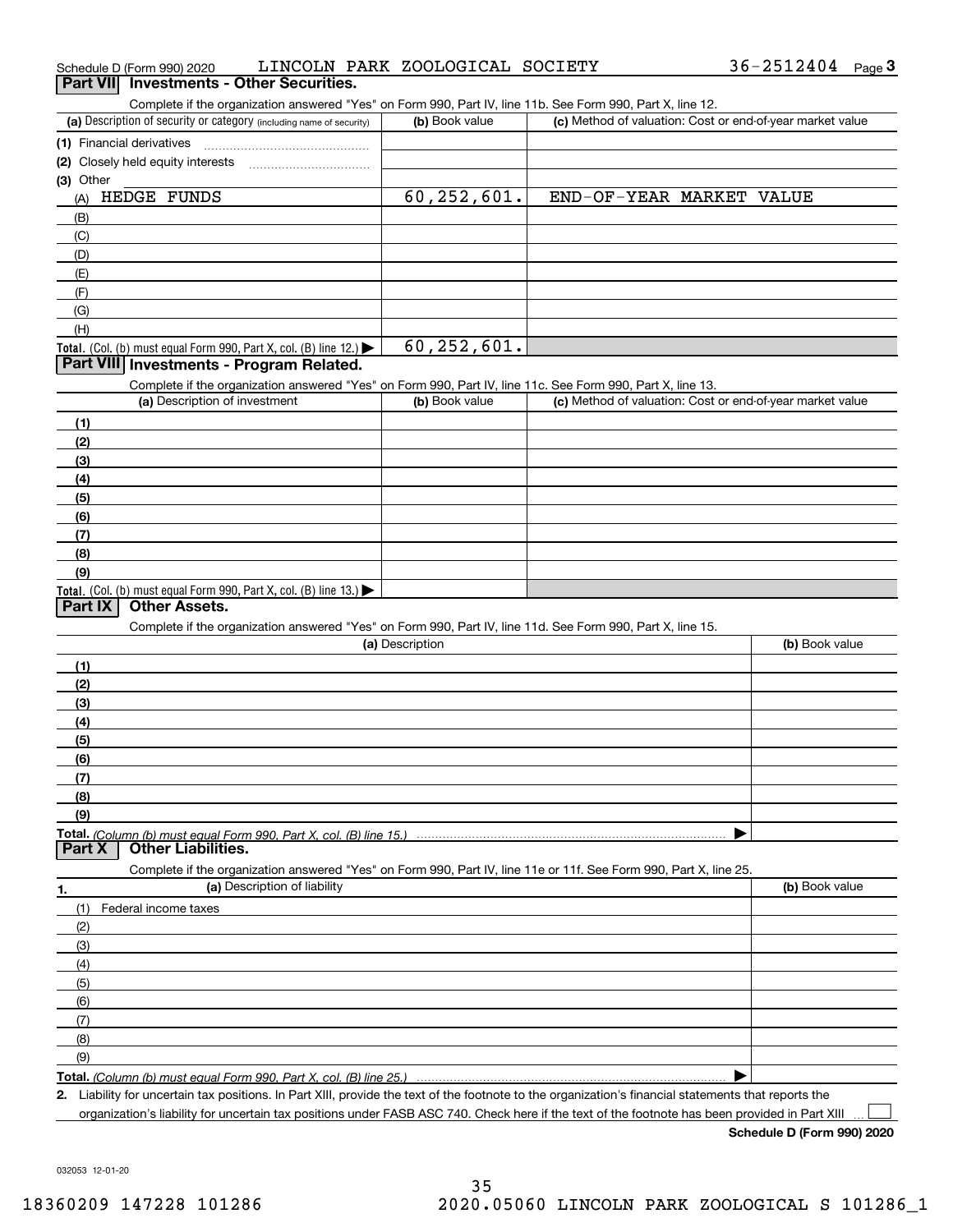Schedule D (Form 990) 2020 LINCOLN PARK ZOOLOGICAL SOCIETY 36-2512404 Page 3

## Part VII Investments - Other Securities.

Complete if the organization answered "Yes" on Form 990, Part IV, line 11b. See Form 990, Part X, line 12.

| (a) Description of security or category (including name of security) | (b) Book value | (c) Method of valuation: Cost or end-of-year market value |
|---|---|---|
| (1) Financial derivatives | | |
| (2) Closely held equity interests | | |
| (3) Other | | |
| (A) HEDGE FUNDS | 60,252,601. | END-OF-YEAR MARKET VALUE |
| (B) | | |
| (C) | | |
| (D) | | |
| (E) | | |
| (F) | | |
| (G) | | |
| (H) | | |
| **Total.** (Col. (b) must equal Form 990, Part X, col. (B) line 12.) ▶ | 60,252,601. | |

## Part VIII Investments - Program Related.

Complete if the organization answered "Yes" on Form 990, Part IV, line 11c. See Form 990, Part X, line 13.

| (a) Description of investment | (b) Book value | (c) Method of valuation: Cost or end-of-year market value |
|---|---|---|
| (1) | | |
| (2) | | |
| (3) | | |
| (4) | | |
| (5) | | |
| (6) | | |
| (7) | | |
| (8) | | |
| (9) | | |
| **Total.** (Col. (b) must equal Form 990, Part X, col. (B) line 13.) ▶ | | |

## Part IX Other Assets.

Complete if the organization answered "Yes" on Form 990, Part IV, line 11d. See Form 990, Part X, line 15.

| (a) Description | (b) Book value |
|---|---|
| (1) | |
| (2) | |
| (3) | |
| (4) | |
| (5) | |
| (6) | |
| (7) | |
| (8) | |
| (9) | |
| **Total.** *(Column (b) must equal Form 990, Part X, col. (B) line 15.)* ▶ | |

## Part X Other Liabilities.

Complete if the organization answered "Yes" on Form 990, Part IV, line 11e or 11f. See Form 990, Part X, line 25.

| 1. (a) Description of liability | (b) Book value |
|---|---|
| (1) Federal income taxes | |
| (2) | |
| (3) | |
| (4) | |
| (5) | |
| (6) | |
| (7) | |
| (8) | |
| (9) | |
| **Total.** *(Column (b) must equal Form 990, Part X, col. (B) line 25.)* ▶ | |

2. Liability for uncertain tax positions. In Part XIII, provide the text of the footnote to the organization's financial statements that reports the organization's liability for uncertain tax positions under FASB ASC 740. Check here if the text of the footnote has been provided in Part XIII ☐

**Schedule D (Form 990) 2020**

032053 12-01-20

18360209 147228 101286 2020.05060 LINCOLN PARK ZOOLOGICAL S 101286_1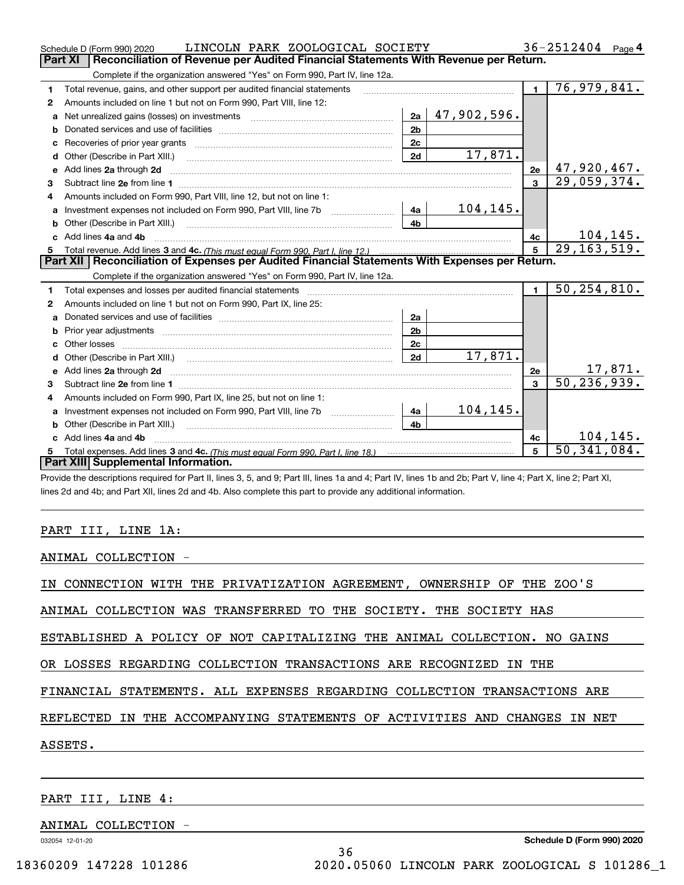Schedule D (Form 990) 2020 LINCOLN PARK ZOOLOGICAL SOCIETY 36-2512404 Page 4

## Part XI Reconciliation of Revenue per Audited Financial Statements With Revenue per Return.

Complete if the organization answered "Yes" on Form 990, Part IV, line 12a.

| | | | | | |
|---|---|---|---|---|---|
| 1 | Total revenue, gains, and other support per audited financial statements | | | 1 | 76,979,841. |
| 2 | Amounts included on line 1 but not on Form 990, Part VIII, line 12: | | | | |
| a | Net unrealized gains (losses) on investments | 2a | 47,902,596. | | |
| b | Donated services and use of facilities | 2b | | | |
| c | Recoveries of prior year grants | 2c | | | |
| d | Other (Describe in Part XIII.) | 2d | 17,871. | | |
| e | Add lines 2a through 2d | | | 2e | 47,920,467. |
| 3 | Subtract line 2e from line 1 | | | 3 | 29,059,374. |
| 4 | Amounts included on Form 990, Part VIII, line 12, but not on line 1: | | | | |
| a | Investment expenses not included on Form 990, Part VIII, line 7b | 4a | 104,145. | | |
| b | Other (Describe in Part XIII.) | 4b | | | |
| c | Add lines 4a and 4b | | | 4c | 104,145. |
| 5 | Total revenue. Add lines 3 and 4c. *(This must equal Form 990, Part I, line 12.)* | | | 5 | 29,163,519. |

## Part XII Reconciliation of Expenses per Audited Financial Statements With Expenses per Return.

Complete if the organization answered "Yes" on Form 990, Part IV, line 12a.

| | | | | | |
|---|---|---|---|---|---|
| 1 | Total expenses and losses per audited financial statements | | | 1 | 50,254,810. |
| 2 | Amounts included on line 1 but not on Form 990, Part IX, line 25: | | | | |
| a | Donated services and use of facilities | 2a | | | |
| b | Prior year adjustments | 2b | | | |
| c | Other losses | 2c | | | |
| d | Other (Describe in Part XIII.) | 2d | 17,871. | | |
| e | Add lines 2a through 2d | | | 2e | 17,871. |
| 3 | Subtract line 2e from line 1 | | | 3 | 50,236,939. |
| 4 | Amounts included on Form 990, Part IX, line 25, but not on line 1: | | | | |
| a | Investment expenses not included on Form 990, Part VIII, line 7b | 4a | 104,145. | | |
| b | Other (Describe in Part XIII.) | 4b | | | |
| c | Add lines 4a and 4b | | | 4c | 104,145. |
| 5 | Total expenses. Add lines 3 and 4c. *(This must equal Form 990, Part I, line 18.)* | | | 5 | 50,341,084. |

## Part XIII Supplemental Information.

Provide the descriptions required for Part II, lines 3, 5, and 9; Part III, lines 1a and 4; Part IV, lines 1b and 2b; Part V, line 4; Part X, line 2; Part XI, lines 2d and 4b; and Part XII, lines 2d and 4b. Also complete this part to provide any additional information.

PART III, LINE 1A:

ANIMAL COLLECTION -

IN CONNECTION WITH THE PRIVATIZATION AGREEMENT, OWNERSHIP OF THE ZOO'S ANIMAL COLLECTION WAS TRANSFERRED TO THE SOCIETY. THE SOCIETY HAS ESTABLISHED A POLICY OF NOT CAPITALIZING THE ANIMAL COLLECTION. NO GAINS OR LOSSES REGARDING COLLECTION TRANSACTIONS ARE RECOGNIZED IN THE FINANCIAL STATEMENTS. ALL EXPENSES REGARDING COLLECTION TRANSACTIONS ARE REFLECTED IN THE ACCOMPANYING STATEMENTS OF ACTIVITIES AND CHANGES IN NET ASSETS.

PART III, LINE 4:

ANIMAL COLLECTION -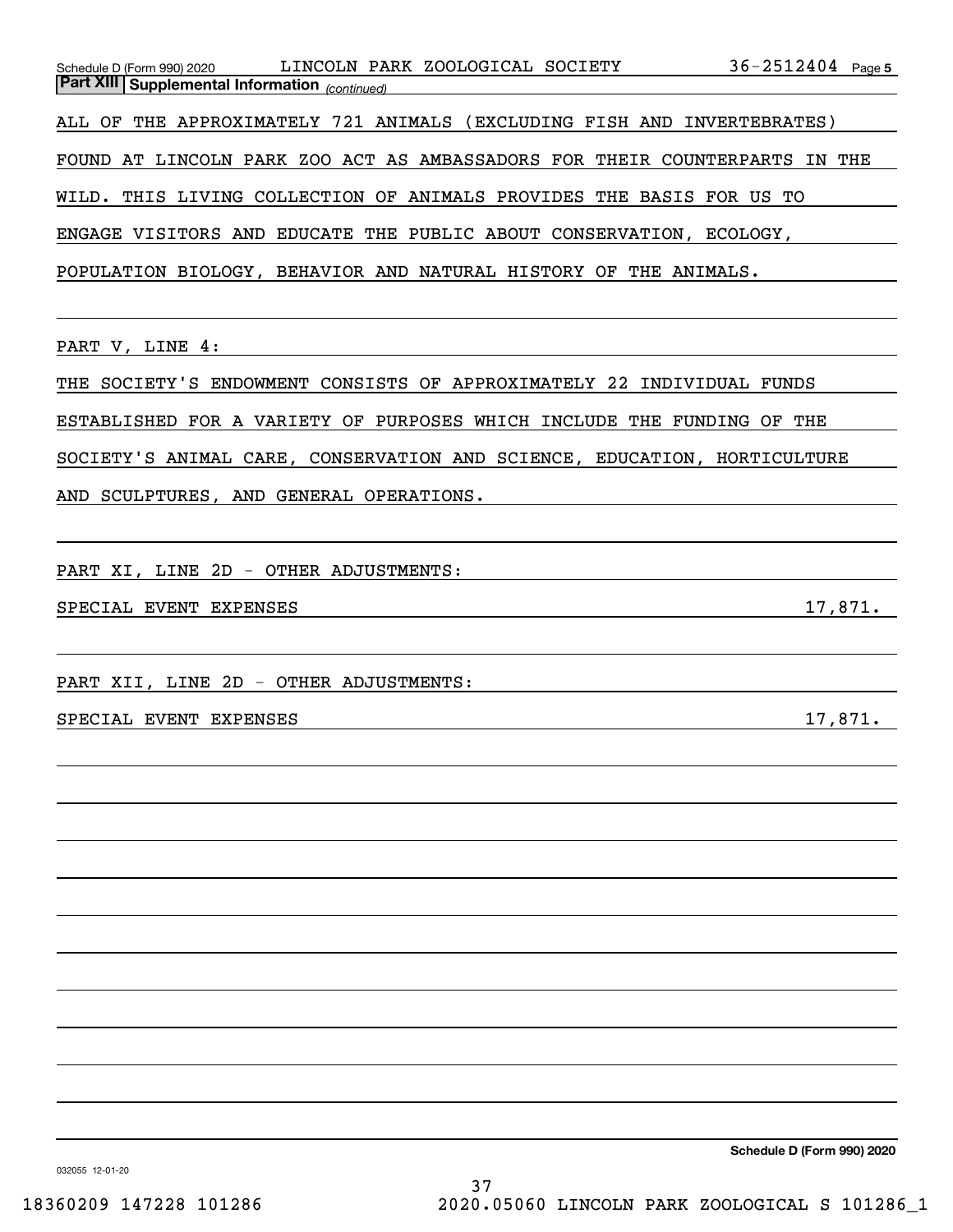## Part XIII | Supplemental Information *(continued)*

ALL OF THE APPROXIMATELY 721 ANIMALS (EXCLUDING FISH AND INVERTEBRATES) FOUND AT LINCOLN PARK ZOO ACT AS AMBASSADORS FOR THEIR COUNTERPARTS IN THE WILD. THIS LIVING COLLECTION OF ANIMALS PROVIDES THE BASIS FOR US TO ENGAGE VISITORS AND EDUCATE THE PUBLIC ABOUT CONSERVATION, ECOLOGY, POPULATION BIOLOGY, BEHAVIOR AND NATURAL HISTORY OF THE ANIMALS.

PART V, LINE 4:

THE SOCIETY'S ENDOWMENT CONSISTS OF APPROXIMATELY 22 INDIVIDUAL FUNDS ESTABLISHED FOR A VARIETY OF PURPOSES WHICH INCLUDE THE FUNDING OF THE SOCIETY'S ANIMAL CARE, CONSERVATION AND SCIENCE, EDUCATION, HORTICULTURE AND SCULPTURES, AND GENERAL OPERATIONS.

PART XI, LINE 2D - OTHER ADJUSTMENTS:

| | |
|---|---|
| SPECIAL EVENT EXPENSES | 17,871. |

PART XII, LINE 2D - OTHER ADJUSTMENTS:

| | |
|---|---|
| SPECIAL EVENT EXPENSES | 17,871. |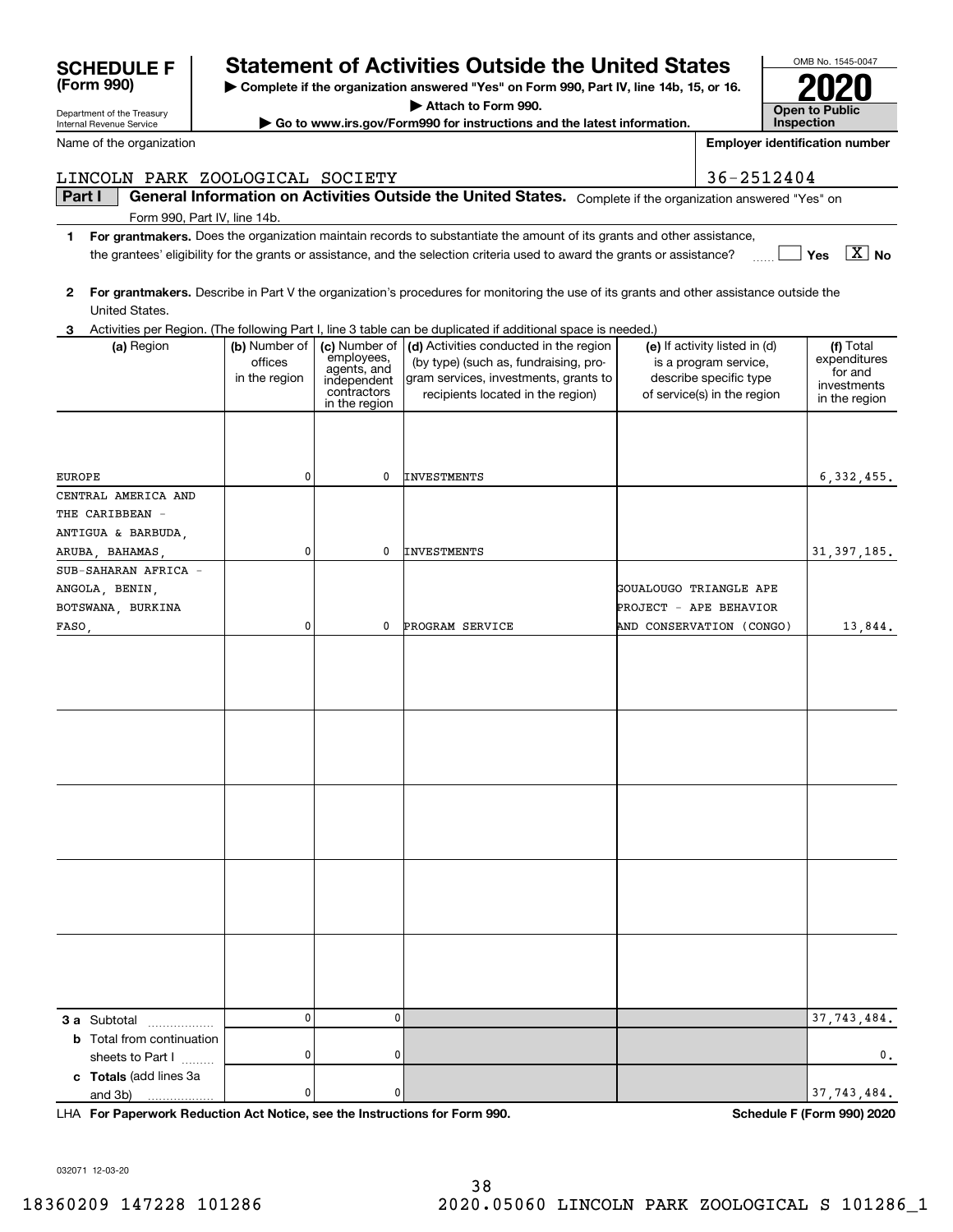# SCHEDULE F (Form 990)

Department of the Treasury
Internal Revenue Service

## Statement of Activities Outside the United States

▶ Complete if the organization answered "Yes" on Form 990, Part IV, line 14b, 15, or 16.
▶ Attach to Form 990.
▶ Go to www.irs.gov/Form990 for instructions and the latest information.

OMB No. 1545-0047

**2020**

**Open to Public Inspection**

Name of the organization: LINCOLN PARK ZOOLOGICAL SOCIETY

Employer identification number: 36-2512404

**Part I General Information on Activities Outside the United States.** Complete if the organization answered "Yes" on Form 990, Part IV, line 14b.

**1 For grantmakers.** Does the organization maintain records to substantiate the amount of its grants and other assistance, the grantees' eligibility for the grants or assistance, and the selection criteria used to award the grants or assistance? ☐ Yes ☒ No

**2 For grantmakers.** Describe in Part V the organization's procedures for monitoring the use of its grants and other assistance outside the United States.

**3** Activities per Region. (The following Part I, line 3 table can be duplicated if additional space is needed.)

| (a) Region | (b) Number of offices in the region | (c) Number of employees, agents, and independent contractors in the region | (d) Activities conducted in the region (by type) (such as, fundraising, program services, investments, grants to recipients located in the region) | (e) If activity listed in (d) is a program service, describe specific type of service(s) in the region | (f) Total expenditures for and investments in the region |
|---|---|---|---|---|---|
| EUROPE | 0 | 0 | INVESTMENTS | | 6,332,455. |
| CENTRAL AMERICA AND THE CARIBBEAN - ANTIGUA & BARBUDA, ARUBA, BAHAMAS, | 0 | 0 | INVESTMENTS | | 31,397,185. |
| SUB-SAHARAN AFRICA - ANGOLA, BENIN, BOTSWANA, BURKINA FASO, | 0 | 0 | PROGRAM SERVICE | GOUALOUGO TRIANGLE APE PROJECT - APE BEHAVIOR AND CONSERVATION (CONGO) | 13,844. |
| | | | | | |
| | | | | | |
| | | | | | |
| | | | | | |
| | | | | | |
| **3 a** Subtotal | 0 | 0 | | | 37,743,484. |
| **b** Total from continuation sheets to Part I | 0 | 0 | | | 0. |
| **c Totals** (add lines 3a and 3b) | 0 | 0 | | | 37,743,484. |

LHA **For Paperwork Reduction Act Notice, see the Instructions for Form 990.** **Schedule F (Form 990) 2020**

032071 12-03-20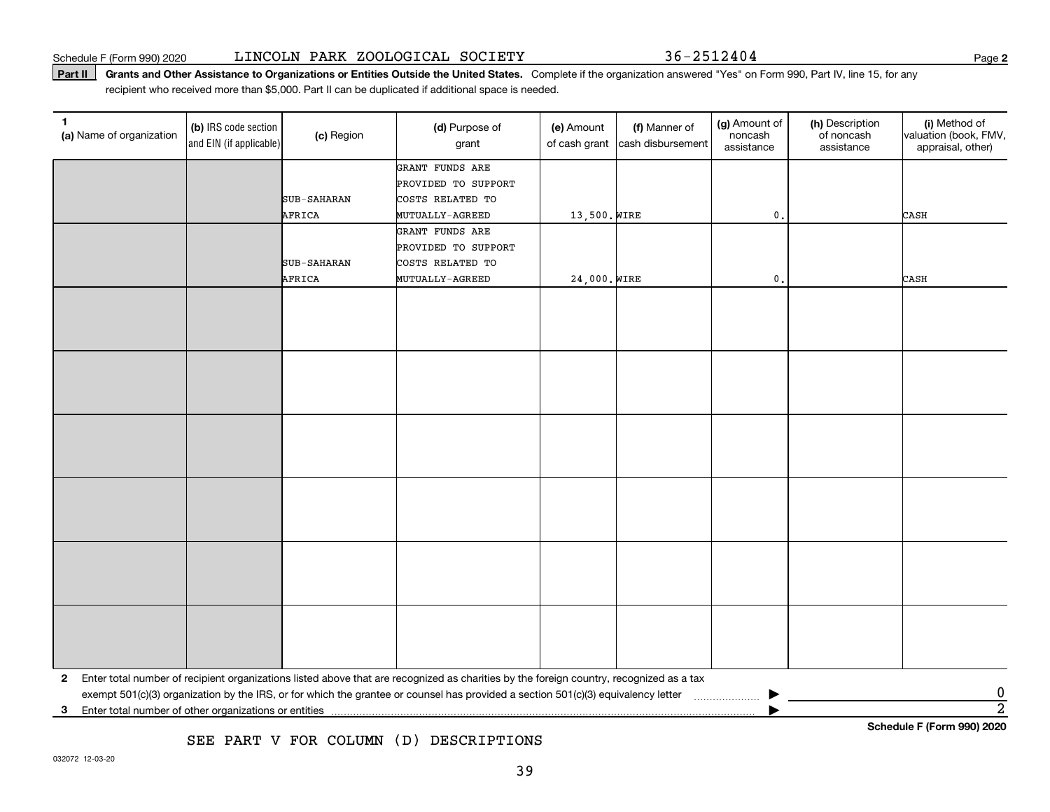Schedule F (Form 990) 2020 LINCOLN PARK ZOOLOGICAL SOCIETY 36-2512404

**Part II Grants and Other Assistance to Organizations or Entities Outside the United States.** Complete if the organization answered "Yes" on Form 990, Part IV, line 15, for any recipient who received more than $5,000. Part II can be duplicated if additional space is needed.

| 1 (a) Name of organization | (b) IRS code section and EIN (if applicable) | (c) Region | (d) Purpose of grant | (e) Amount of cash grant | (f) Manner of cash disbursement | (g) Amount of noncash assistance | (h) Description of noncash assistance | (i) Method of valuation (book, FMV, appraisal, other) |
|---|---|---|---|---|---|---|---|---|
| | | SUB-SAHARAN AFRICA | GRANT FUNDS ARE PROVIDED TO SUPPORT COSTS RELATED TO MUTUALLY-AGREED | 13,500. | WIRE | 0. | | CASH |
| | | SUB-SAHARAN AFRICA | GRANT FUNDS ARE PROVIDED TO SUPPORT COSTS RELATED TO MUTUALLY-AGREED | 24,000. | WIRE | 0. | | CASH |
| | | | | | | | | |
| | | | | | | | | |
| | | | | | | | | |
| | | | | | | | | |
| | | | | | | | | |
| | | | | | | | | |

**2** Enter total number of recipient organizations listed above that are recognized as charities by the foreign country, recognized as a tax exempt 501(c)(3) organization by the IRS, or for which the grantee or counsel has provided a section 501(c)(3) equivalency letter ▶ 0

**3** Enter total number of other organizations or entities ▶ 2

SEE PART V FOR COLUMN (D) DESCRIPTIONS

Schedule F (Form 990) 2020

032072 12-03-20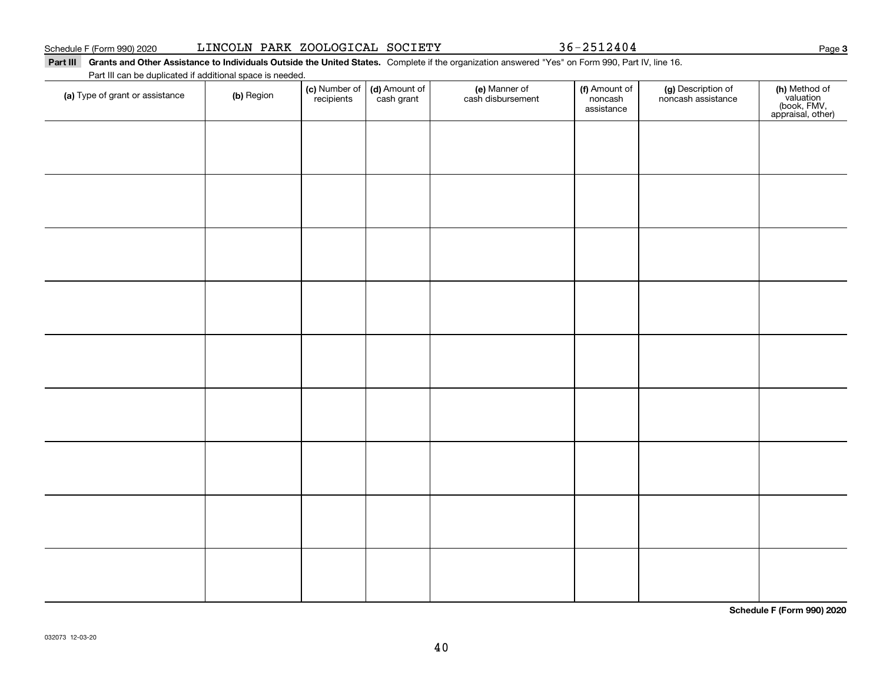Schedule F (Form 990) 2020 LINCOLN PARK ZOOLOGICAL SOCIETY 36-2512404 Page 3

**Part III** **Grants and Other Assistance to Individuals Outside the United States.** Complete if the organization answered "Yes" on Form 990, Part IV, line 16.
Part III can be duplicated if additional space is needed.

| (a) Type of grant or assistance | (b) Region | (c) Number of recipients | (d) Amount of cash grant | (e) Manner of cash disbursement | (f) Amount of noncash assistance | (g) Description of noncash assistance | (h) Method of valuation (book, FMV, appraisal, other) |
|---|---|---|---|---|---|---|---|
| | | | | | | | |
| | | | | | | | |
| | | | | | | | |
| | | | | | | | |
| | | | | | | | |
| | | | | | | | |
| | | | | | | | |
| | | | | | | | |
| | | | | | | | |

**Schedule F (Form 990) 2020**

032073 12-03-20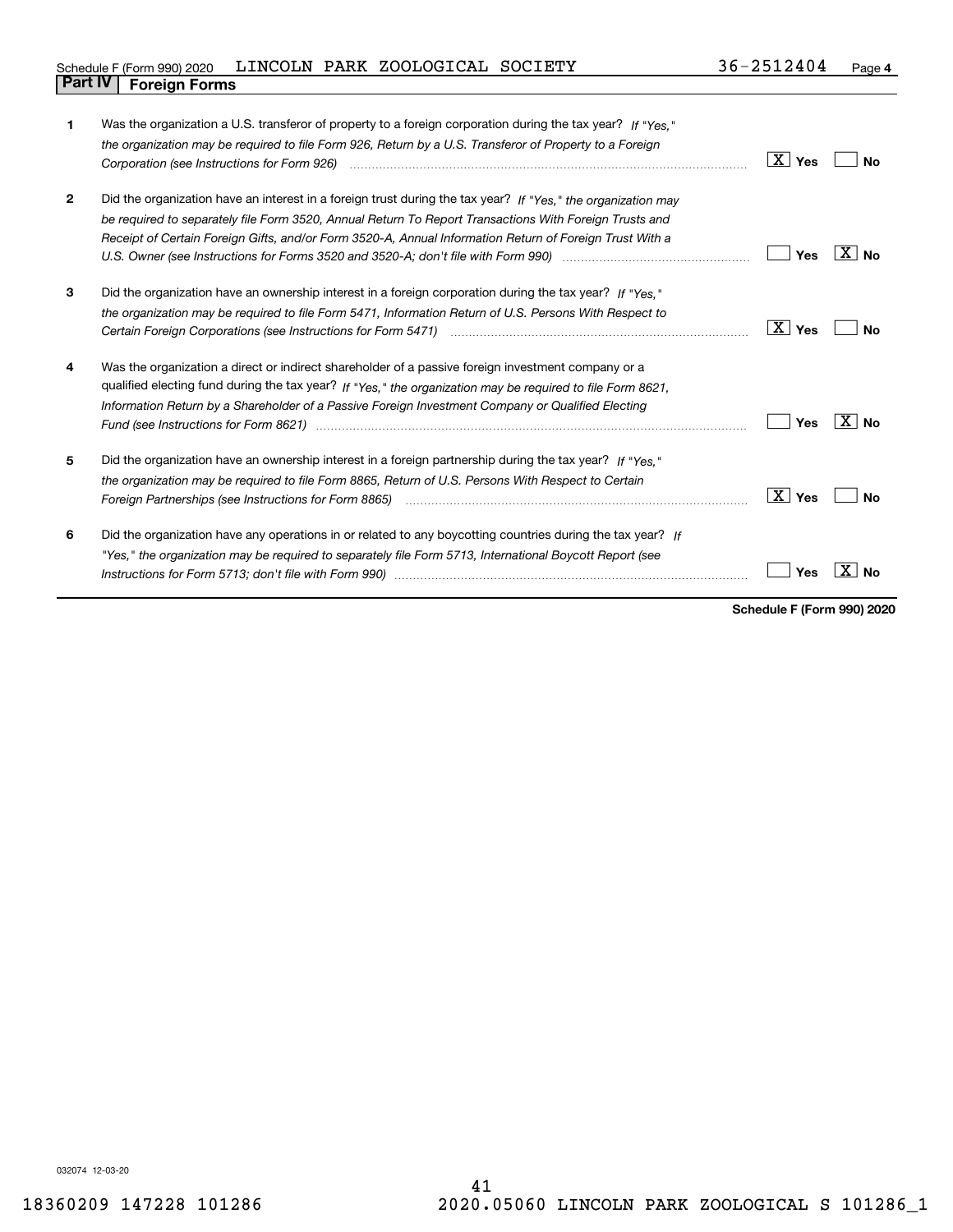Schedule F (Form 990) 2020 LINCOLN PARK ZOOLOGICAL SOCIETY 36-2512404 Page **4**

## Part IV Foreign Forms

| | | Yes | No |
|---|---|---|---|
| **1** | Was the organization a U.S. transferor of property to a foreign corporation during the tax year? *If "Yes," the organization may be required to file Form 926, Return by a U.S. Transferor of Property to a Foreign Corporation (see Instructions for Form 926)* | X | |
| **2** | Did the organization have an interest in a foreign trust during the tax year? *If "Yes," the organization may be required to separately file Form 3520, Annual Return To Report Transactions With Foreign Trusts and Receipt of Certain Foreign Gifts, and/or Form 3520-A, Annual Information Return of Foreign Trust With a U.S. Owner (see Instructions for Forms 3520 and 3520-A; don't file with Form 990)* | | X |
| **3** | Did the organization have an ownership interest in a foreign corporation during the tax year? *If "Yes," the organization may be required to file Form 5471, Information Return of U.S. Persons With Respect to Certain Foreign Corporations (see Instructions for Form 5471)* | X | |
| **4** | Was the organization a direct or indirect shareholder of a passive foreign investment company or a qualified electing fund during the tax year? *If "Yes," the organization may be required to file Form 8621, Information Return by a Shareholder of a Passive Foreign Investment Company or Qualified Electing Fund (see Instructions for Form 8621)* | | X |
| **5** | Did the organization have an ownership interest in a foreign partnership during the tax year? *If "Yes," the organization may be required to file Form 8865, Return of U.S. Persons With Respect to Certain Foreign Partnerships (see Instructions for Form 8865)* | X | |
| **6** | Did the organization have any operations in or related to any boycotting countries during the tax year? *If "Yes," the organization may be required to separately file Form 5713, International Boycott Report (see Instructions for Form 5713; don't file with Form 990)* | | X |

**Schedule F (Form 990) 2020**

032074 12-03-20

18360209 147228 101286 2020.05060 LINCOLN PARK ZOOLOGICAL S 101286_1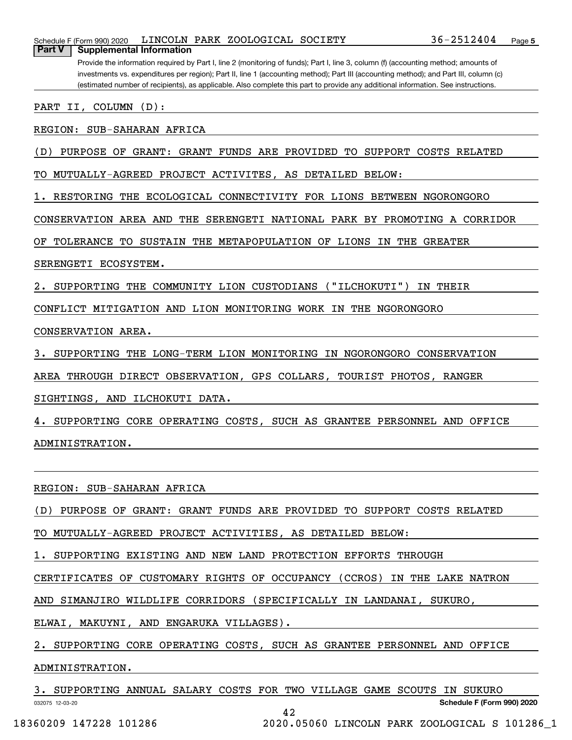## Part V | Supplemental Information

Provide the information required by Part I, line 2 (monitoring of funds); Part I, line 3, column (f) (accounting method; amounts of investments vs. expenditures per region); Part II, line 1 (accounting method); Part III (accounting method); and Part III, column (c) (estimated number of recipients), as applicable. Also complete this part to provide any additional information. See instructions.

PART II, COLUMN (D):

REGION: SUB-SAHARAN AFRICA

(D) PURPOSE OF GRANT: GRANT FUNDS ARE PROVIDED TO SUPPORT COSTS RELATED TO MUTUALLY-AGREED PROJECT ACTIVITES, AS DETAILED BELOW:

1. RESTORING THE ECOLOGICAL CONNECTIVITY FOR LIONS BETWEEN NGORONGORO CONSERVATION AREA AND THE SERENGETI NATIONAL PARK BY PROMOTING A CORRIDOR OF TOLERANCE TO SUSTAIN THE METAPOPULATION OF LIONS IN THE GREATER SERENGETI ECOSYSTEM.

2. SUPPORTING THE COMMUNITY LION CUSTODIANS ("ILCHOKUTI") IN THEIR CONFLICT MITIGATION AND LION MONITORING WORK IN THE NGORONGORO CONSERVATION AREA.

3. SUPPORTING THE LONG-TERM LION MONITORING IN NGORONGORO CONSERVATION AREA THROUGH DIRECT OBSERVATION, GPS COLLARS, TOURIST PHOTOS, RANGER SIGHTINGS, AND ILCHOKUTI DATA.

4. SUPPORTING CORE OPERATING COSTS, SUCH AS GRANTEE PERSONNEL AND OFFICE ADMINISTRATION.

REGION: SUB-SAHARAN AFRICA

(D) PURPOSE OF GRANT: GRANT FUNDS ARE PROVIDED TO SUPPORT COSTS RELATED TO MUTUALLY-AGREED PROJECT ACTIVITIES, AS DETAILED BELOW:

1. SUPPORTING EXISTING AND NEW LAND PROTECTION EFFORTS THROUGH CERTIFICATES OF CUSTOMARY RIGHTS OF OCCUPANCY (CCROS) IN THE LAKE NATRON AND SIMANJIRO WILDLIFE CORRIDORS (SPECIFICALLY IN LANDANAI, SUKURO, ELWAI, MAKUYNI, AND ENGARUKA VILLAGES).

2. SUPPORTING CORE OPERATING COSTS, SUCH AS GRANTEE PERSONNEL AND OFFICE ADMINISTRATION.

3. SUPPORTING ANNUAL SALARY COSTS FOR TWO VILLAGE GAME SCOUTS IN SUKURO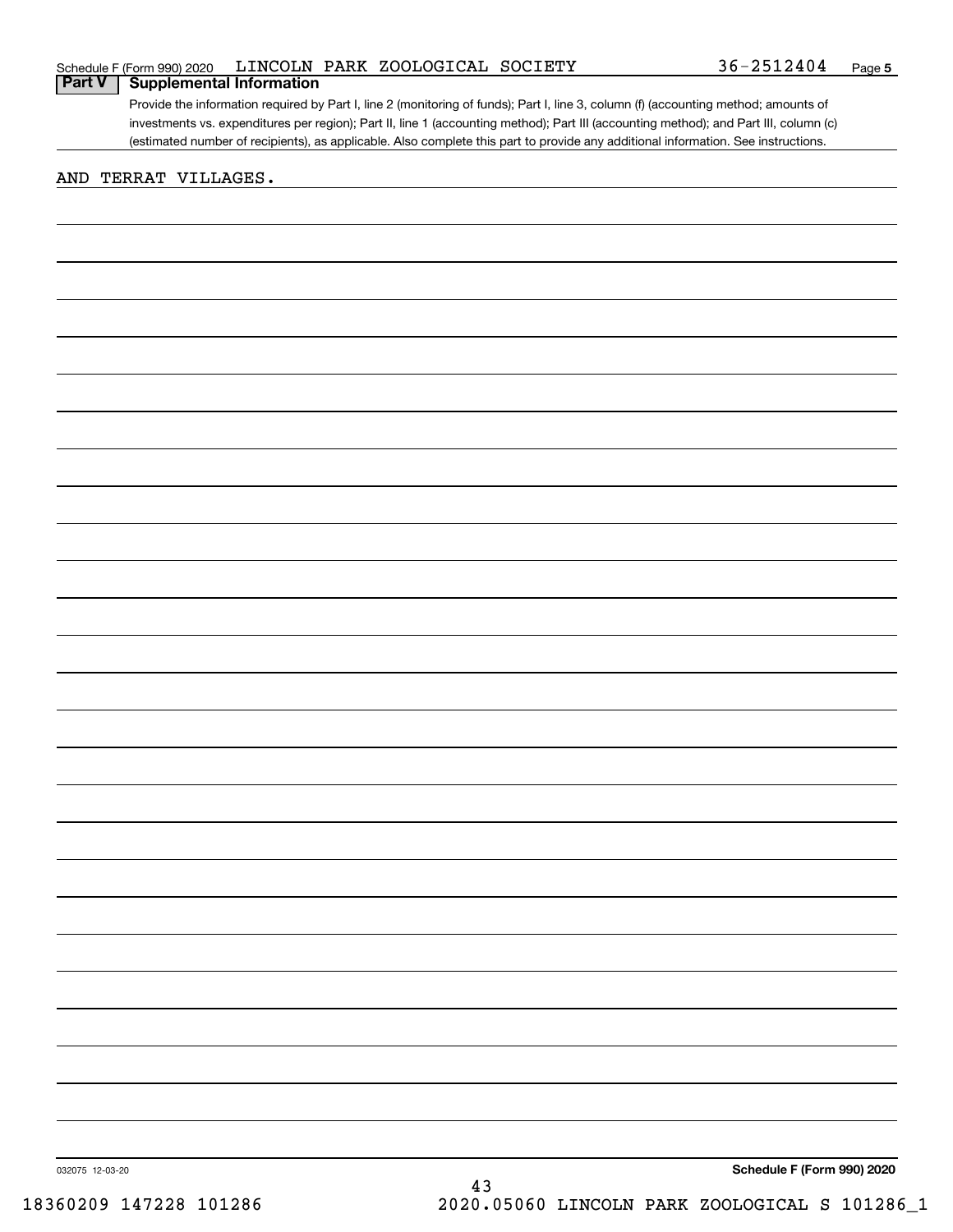## Part V Supplemental Information

Provide the information required by Part I, line 2 (monitoring of funds); Part I, line 3, column (f) (accounting method; amounts of investments vs. expenditures per region); Part II, line 1 (accounting method); Part III (accounting method); and Part III, column (c) (estimated number of recipients), as applicable. Also complete this part to provide any additional information. See instructions.

AND TERRAT VILLAGES.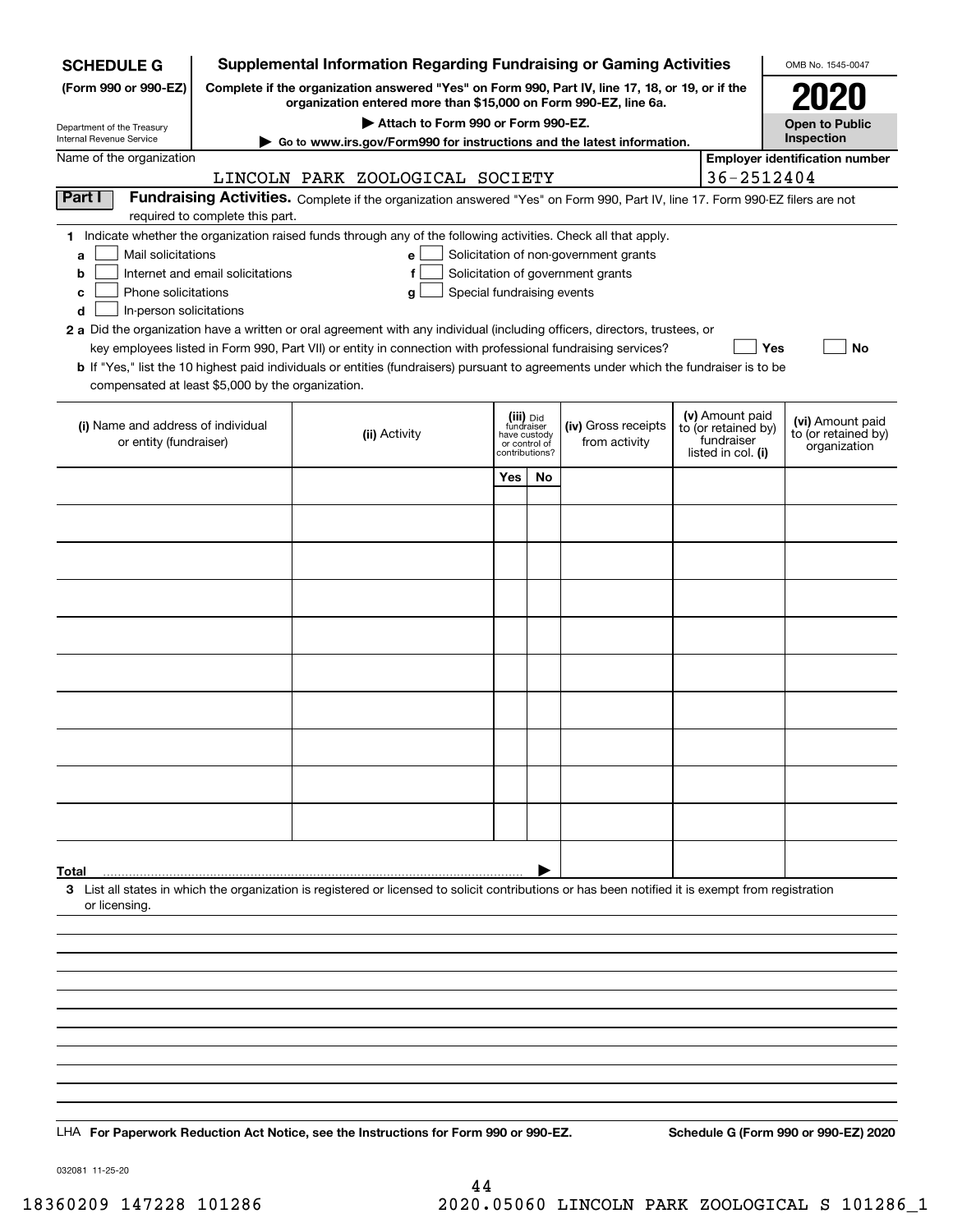**SCHEDULE G** (Form 990 or 990-EZ)

Department of the Treasury
Internal Revenue Service

## Supplemental Information Regarding Fundraising or Gaming Activities

**Complete if the organization answered "Yes" on Form 990, Part IV, line 17, 18, or 19, or if the organization entered more than $15,000 on Form 990-EZ, line 6a.**

**▶ Attach to Form 990 or Form 990-EZ.**

**▶ Go to www.irs.gov/Form990 for instructions and the latest information.**

OMB No. 1545-0047

**2020**

**Open to Public Inspection**

Name of the organization: LINCOLN PARK ZOOLOGICAL SOCIETY

**Employer identification number:** 36-2512404

**Part I Fundraising Activities.** Complete if the organization answered "Yes" on Form 990, Part IV, line 17. Form 990-EZ filers are not required to complete this part.

**1** Indicate whether the organization raised funds through any of the following activities. Check all that apply.

- **a** ☐ Mail solicitations
- **b** ☐ Internet and email solicitations
- **c** ☐ Phone solicitations
- **d** ☐ In-person solicitations
- **e** ☐ Solicitation of non-government grants
- **f** ☐ Solicitation of government grants
- **g** ☐ Special fundraising events

**2 a** Did the organization have a written or oral agreement with any individual (including officers, directors, trustees, or key employees listed in Form 990, Part VII) or entity in connection with professional fundraising services? ☐ **Yes** ☐ **No**

**b** If "Yes," list the 10 highest paid individuals or entities (fundraisers) pursuant to agreements under which the fundraiser is to be compensated at least $5,000 by the organization.

| (i) Name and address of individual or entity (fundraiser) | (ii) Activity | (iii) Did fundraiser have custody or control of contributions? Yes | No | (iv) Gross receipts from activity | (v) Amount paid to (or retained by) fundraiser listed in col. (i) | (vi) Amount paid to (or retained by) organization |
|---|---|---|---|---|---|---|
| | | | | | | |
| | | | | | | |
| | | | | | | |
| | | | | | | |
| | | | | | | |
| | | | | | | |
| | | | | | | |
| | | | | | | |
| | | | | | | |
| | | | | | | |
| **Total** ▶ | | | | | | |

**3** List all states in which the organization is registered or licensed to solicit contributions or has been notified it is exempt from registration or licensing.

LHA **For Paperwork Reduction Act Notice, see the Instructions for Form 990 or 990-EZ.** **Schedule G (Form 990 or 990-EZ) 2020**

032081 11-25-20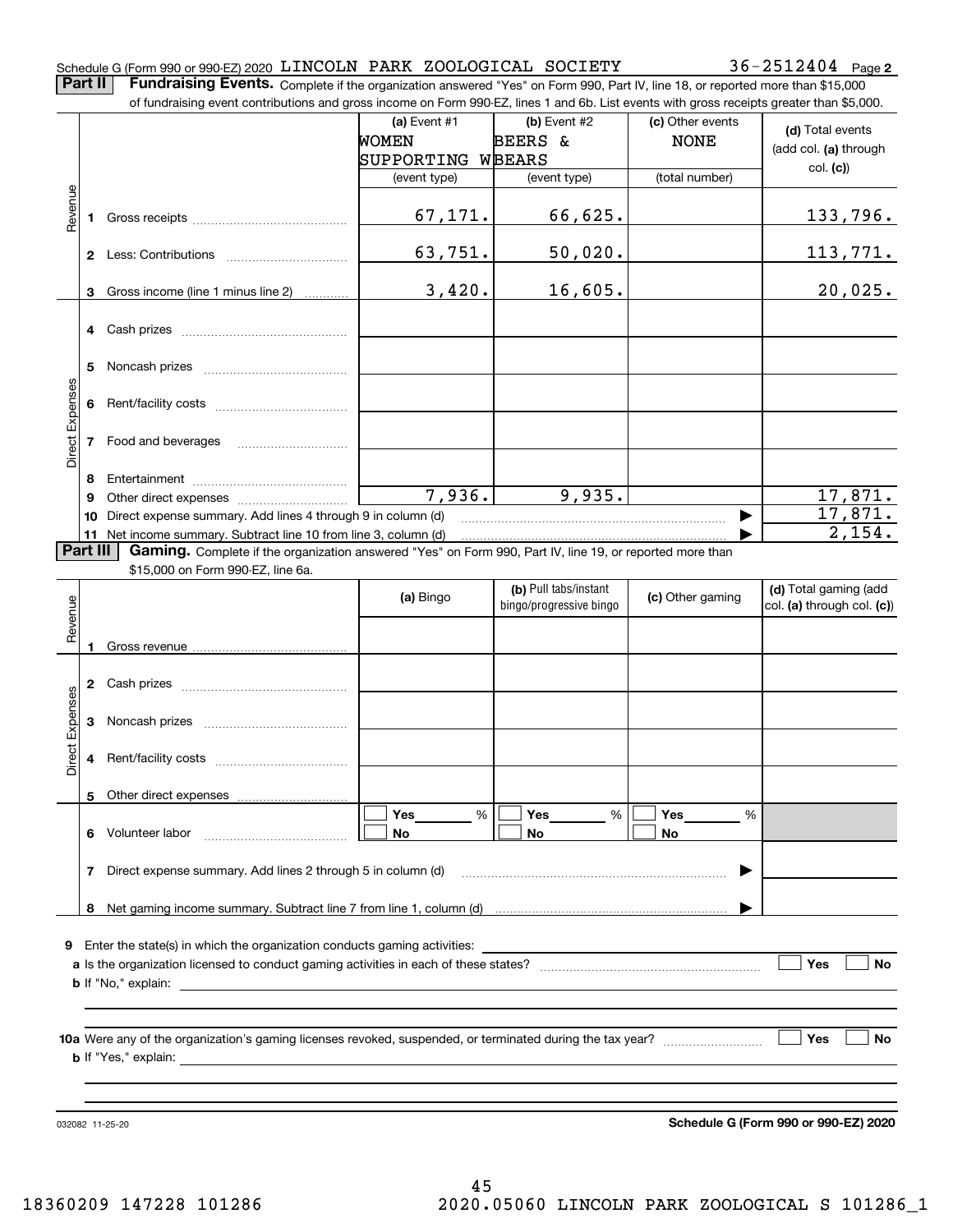Schedule G (Form 990 or 990-EZ) 2020 LINCOLN PARK ZOOLOGICAL SOCIETY 36-2512404 Page 2

**Part II** **Fundraising Events.** Complete if the organization answered "Yes" on Form 990, Part IV, line 18, or reported more than $15,000 of fundraising event contributions and gross income on Form 990-EZ, lines 1 and 6b. List events with gross receipts greater than $5,000.

| | | (a) Event #1<br>WOMEN SUPPORTING W<br>(event type) | (b) Event #2<br>BEERS & BEARS<br>(event type) | (c) Other events<br>NONE<br>(total number) | (d) Total events (add col. (a) through col. (c)) |
|---|---|---|---|---|---|
| Revenue | 1 Gross receipts | 67,171. | 66,625. | | 133,796. |
| | 2 Less: Contributions | 63,751. | 50,020. | | 113,771. |
| | 3 Gross income (line 1 minus line 2) | 3,420. | 16,605. | | 20,025. |
| Direct Expenses | 4 Cash prizes | | | | |
| | 5 Noncash prizes | | | | |
| | 6 Rent/facility costs | | | | |
| | 7 Food and beverages | | | | |
| | 8 Entertainment | | | | |
| | 9 Other direct expenses | 7,936. | 9,935. | | 17,871. |
| | 10 Direct expense summary. Add lines 4 through 9 in column (d) | | | | 17,871. |
| | 11 Net income summary. Subtract line 10 from line 3, column (d) | | | | 2,154. |

**Part III** **Gaming.** Complete if the organization answered "Yes" on Form 990, Part IV, line 19, or reported more than $15,000 on Form 990-EZ, line 6a.

| | | (a) Bingo | (b) Pull tabs/instant bingo/progressive bingo | (c) Other gaming | (d) Total gaming (add col. (a) through col. (c)) |
|---|---|---|---|---|---|
| Revenue | 1 Gross revenue | | | | |
| Direct Expenses | 2 Cash prizes | | | | |
| | 3 Noncash prizes | | | | |
| | 4 Rent/facility costs | | | | |
| | 5 Other direct expenses | | | | |
| | 6 Volunteer labor | ☐ Yes ___ %<br>☐ No | ☐ Yes ___ %<br>☐ No | ☐ Yes ___ %<br>☐ No | |
| | 7 Direct expense summary. Add lines 2 through 5 in column (d) | | | | |
| | 8 Net gaming income summary. Subtract line 7 from line 1, column (d) | | | | |

9 Enter the state(s) in which the organization conducts gaming activities: ______

a Is the organization licensed to conduct gaming activities in each of these states? ☐ Yes ☐ No

b If "No," explain: ______

10a Were any of the organization's gaming licenses revoked, suspended, or terminated during the tax year? ☐ Yes ☐ No

b If "Yes," explain: ______

032082 11-25-20 **Schedule G (Form 990 or 990-EZ) 2020**

18360209 147228 101286 2020.05060 LINCOLN PARK ZOOLOGICAL S 101286_1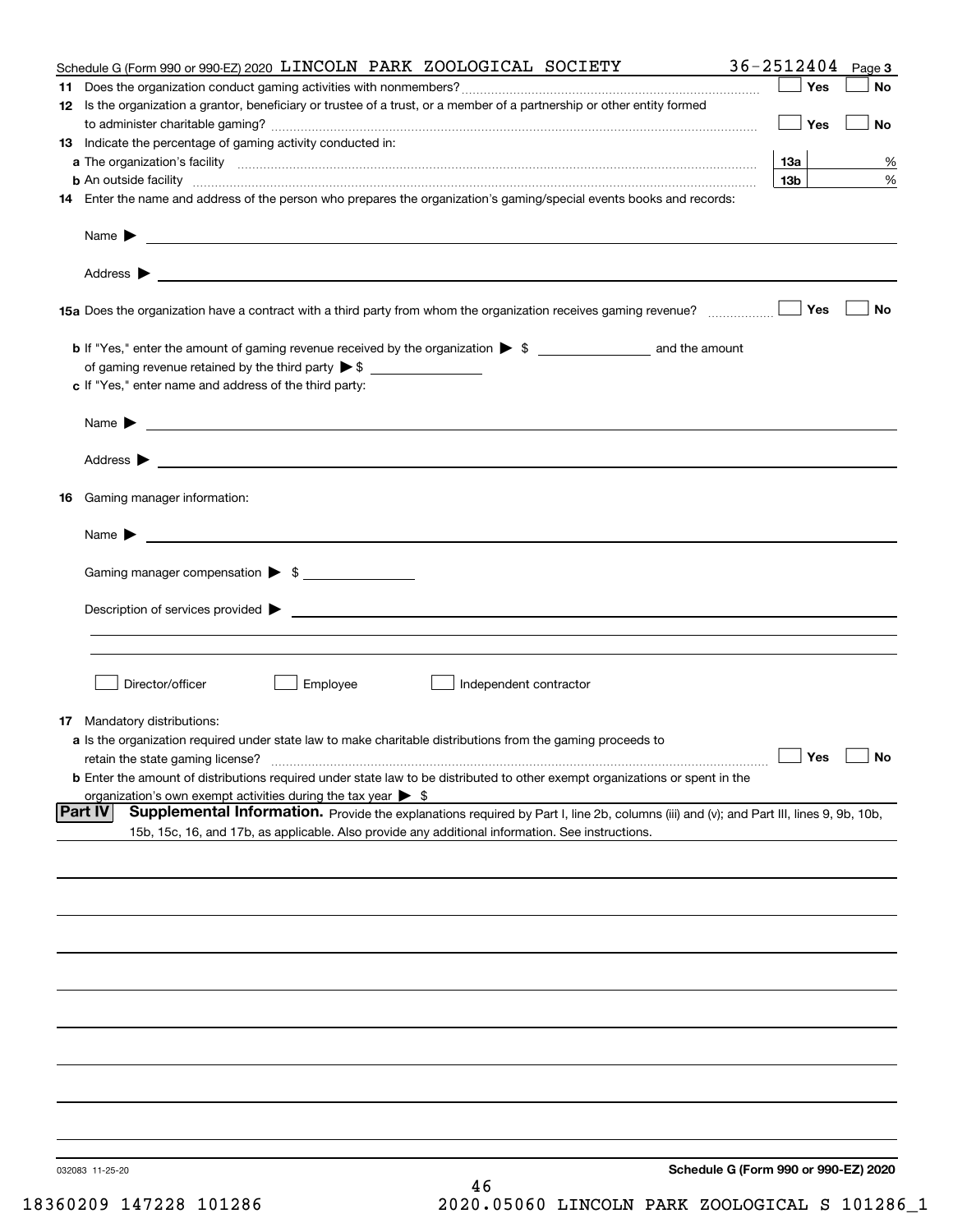Schedule G (Form 990 or 990-EZ) 2020 LINCOLN PARK ZOOLOGICAL SOCIETY 36-2512404 Page 3

**11** Does the organization conduct gaming activities with nonmembers? ☐ Yes ☐ No

**12** Is the organization a grantor, beneficiary or trustee of a trust, or a member of a partnership or other entity formed to administer charitable gaming? ☐ Yes ☐ No

**13** Indicate the percentage of gaming activity conducted in:

**a** The organization's facility **13a** %

**b** An outside facility **13b** %

**14** Enter the name and address of the person who prepares the organization's gaming/special events books and records:

Name ▶

Address ▶

**15a** Does the organization have a contract with a third party from whom the organization receives gaming revenue? ☐ Yes ☐ No

**b** If "Yes," enter the amount of gaming revenue received by the organization ▶ $ ______ and the amount of gaming revenue retained by the third party ▶ $ ______

**c** If "Yes," enter name and address of the third party:

Name ▶

Address ▶

**16** Gaming manager information:

Name ▶

Gaming manager compensation ▶ $

Description of services provided ▶

☐ Director/officer ☐ Employee ☐ Independent contractor

**17** Mandatory distributions:

**a** Is the organization required under state law to make charitable distributions from the gaming proceeds to retain the state gaming license? ☐ Yes ☐ No

**b** Enter the amount of distributions required under state law to be distributed to other exempt organizations or spent in the organization's own exempt activities during the tax year ▶ $

**Part IV** **Supplemental Information.** Provide the explanations required by Part I, line 2b, columns (iii) and (v); and Part III, lines 9, 9b, 10b, 15b, 15c, 16, and 17b, as applicable. Also provide any additional information. See instructions.

032083 11-25-20 **Schedule G (Form 990 or 990-EZ) 2020**

18360209 147228 101286 2020.05060 LINCOLN PARK ZOOLOGICAL S 101286_1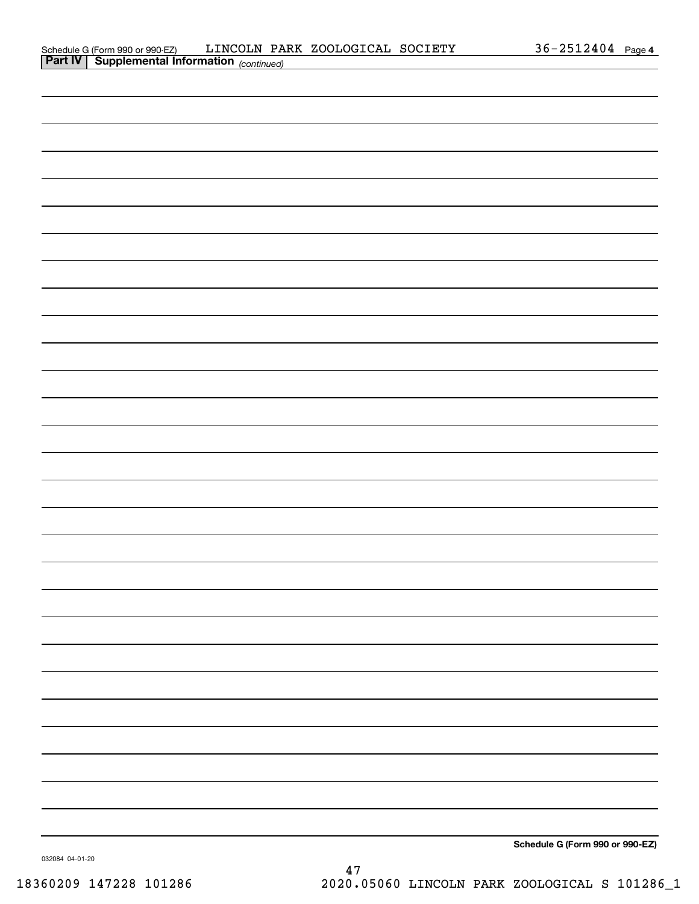Schedule G (Form 990 or 990-EZ) LINCOLN PARK ZOOLOGICAL SOCIETY 36-2512404 Page 4

**Part IV | Supplemental Information** *(continued)*

**Schedule G (Form 990 or 990-EZ)**

032084 04-01-20

18360209 147228 101286 2020.05060 LINCOLN PARK ZOOLOGICAL S 101286_1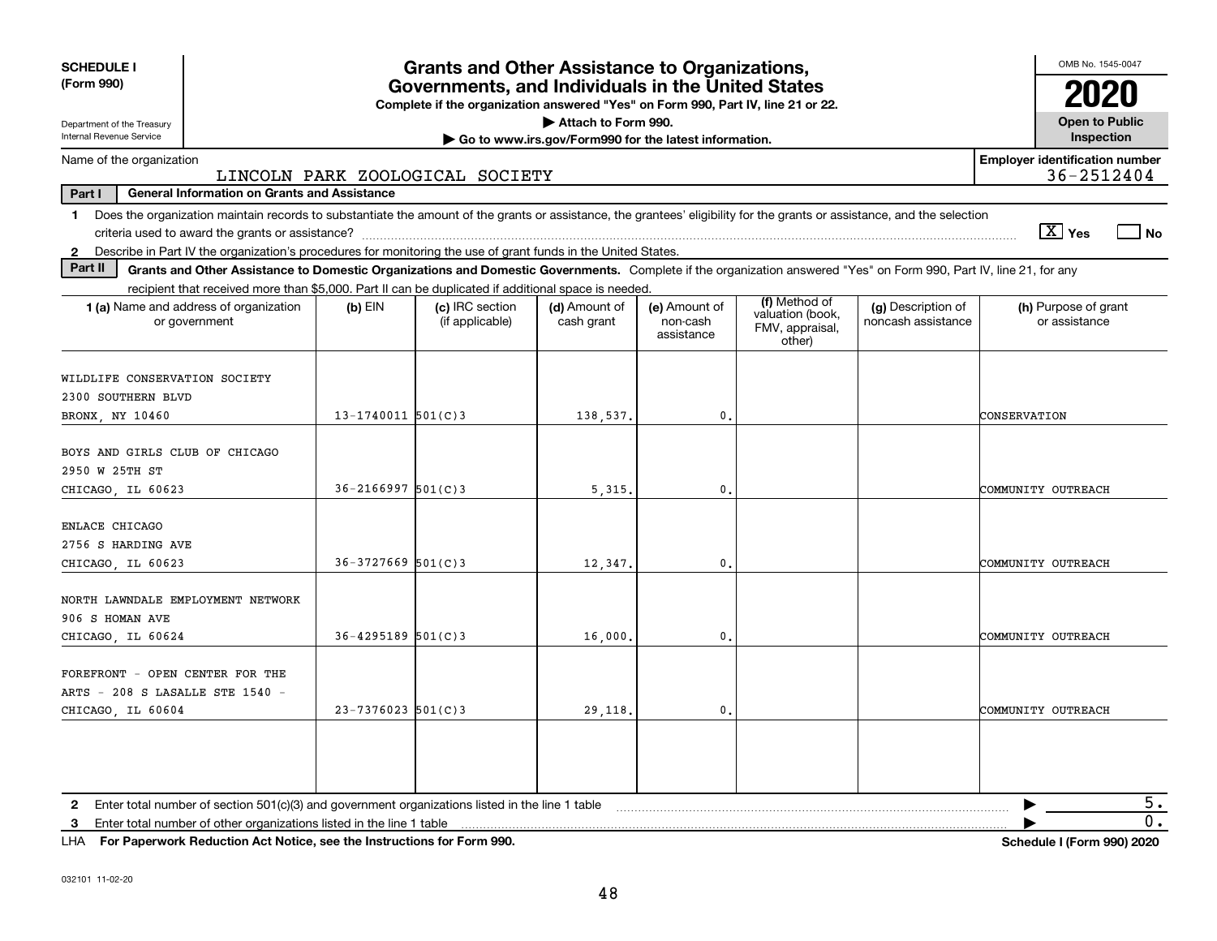**SCHEDULE I (Form 990)**

Department of the Treasury
Internal Revenue Service

# Grants and Other Assistance to Organizations, Governments, and Individuals in the United States

**Complete if the organization answered "Yes" on Form 990, Part IV, line 21 or 22.**

**▶ Attach to Form 990.**

**▶ Go to www.irs.gov/Form990 for the latest information.**

OMB No. 1545-0047

**2020**

**Open to Public Inspection**

Name of the organization: LINCOLN PARK ZOOLOGICAL SOCIETY

**Employer identification number** 36-2512404

**Part I General Information on Grants and Assistance**

1 Does the organization maintain records to substantiate the amount of the grants or assistance, the grantees' eligibility for the grants or assistance, and the selection criteria used to award the grants or assistance? [X] Yes [ ] No

2 Describe in Part IV the organization's procedures for monitoring the use of grant funds in the United States.

**Part II Grants and Other Assistance to Domestic Organizations and Domestic Governments.** Complete if the organization answered "Yes" on Form 990, Part IV, line 21, for any recipient that received more than $5,000. Part II can be duplicated if additional space is needed.

| 1 (a) Name and address of organization or government | (b) EIN | (c) IRC section (if applicable) | (d) Amount of cash grant | (e) Amount of non-cash assistance | (f) Method of valuation (book, FMV, appraisal, other) | (g) Description of noncash assistance | (h) Purpose of grant or assistance |
|---|---|---|---|---|---|---|---|
| WILDLIFE CONSERVATION SOCIETY<br>2300 SOUTHERN BLVD<br>BRONX, NY 10460 | 13-1740011 | 501(C)3 | 138,537. | 0. | | | CONSERVATION |
| BOYS AND GIRLS CLUB OF CHICAGO<br>2950 W 25TH ST<br>CHICAGO, IL 60623 | 36-2166997 | 501(C)3 | 5,315. | 0. | | | COMMUNITY OUTREACH |
| ENLACE CHICAGO<br>2756 S HARDING AVE<br>CHICAGO, IL 60623 | 36-3727669 | 501(C)3 | 12,347. | 0. | | | COMMUNITY OUTREACH |
| NORTH LAWNDALE EMPLOYMENT NETWORK<br>906 S HOMAN AVE<br>CHICAGO, IL 60624 | 36-4295189 | 501(C)3 | 16,000. | 0. | | | COMMUNITY OUTREACH |
| FOREFRONT - OPEN CENTER FOR THE ARTS - 208 S LASALLE STE 1540 -<br>CHICAGO, IL 60604 | 23-7376023 | 501(C)3 | 29,118. | 0. | | | COMMUNITY OUTREACH |
| | | | | | | | |

2 Enter total number of section 501(c)(3) and government organizations listed in the line 1 table ▶ 5.

3 Enter total number of other organizations listed in the line 1 table ▶ 0.

LHA **For Paperwork Reduction Act Notice, see the Instructions for Form 990.** **Schedule I (Form 990) 2020**

032101 11-02-20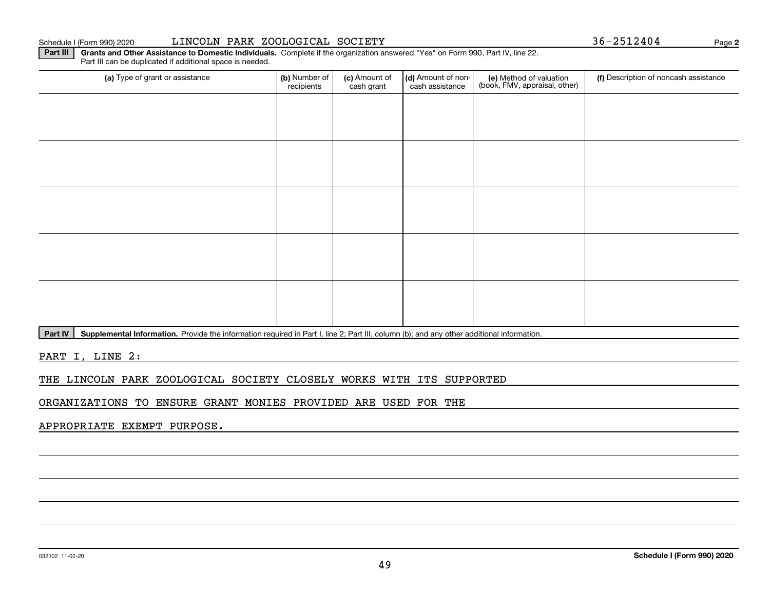Schedule I (Form 990) 2020 LINCOLN PARK ZOOLOGICAL SOCIETY 36-2512404 Page **2**

**Part III** **Grants and Other Assistance to Domestic Individuals.** Complete if the organization answered "Yes" on Form 990, Part IV, line 22. Part III can be duplicated if additional space is needed.

| (a) Type of grant or assistance | (b) Number of recipients | (c) Amount of cash grant | (d) Amount of non-cash assistance | (e) Method of valuation (book, FMV, appraisal, other) | (f) Description of noncash assistance |
|---|---|---|---|---|---|
| | | | | | |
| | | | | | |
| | | | | | |
| | | | | | |
| | | | | | |

**Part IV** **Supplemental Information.** Provide the information required in Part I, line 2; Part III, column (b); and any other additional information.

PART I, LINE 2:

THE LINCOLN PARK ZOOLOGICAL SOCIETY CLOSELY WORKS WITH ITS SUPPORTED ORGANIZATIONS TO ENSURE GRANT MONIES PROVIDED ARE USED FOR THE APPROPRIATE EXEMPT PURPOSE.

032102 11-02-20 **Schedule I (Form 990) 2020**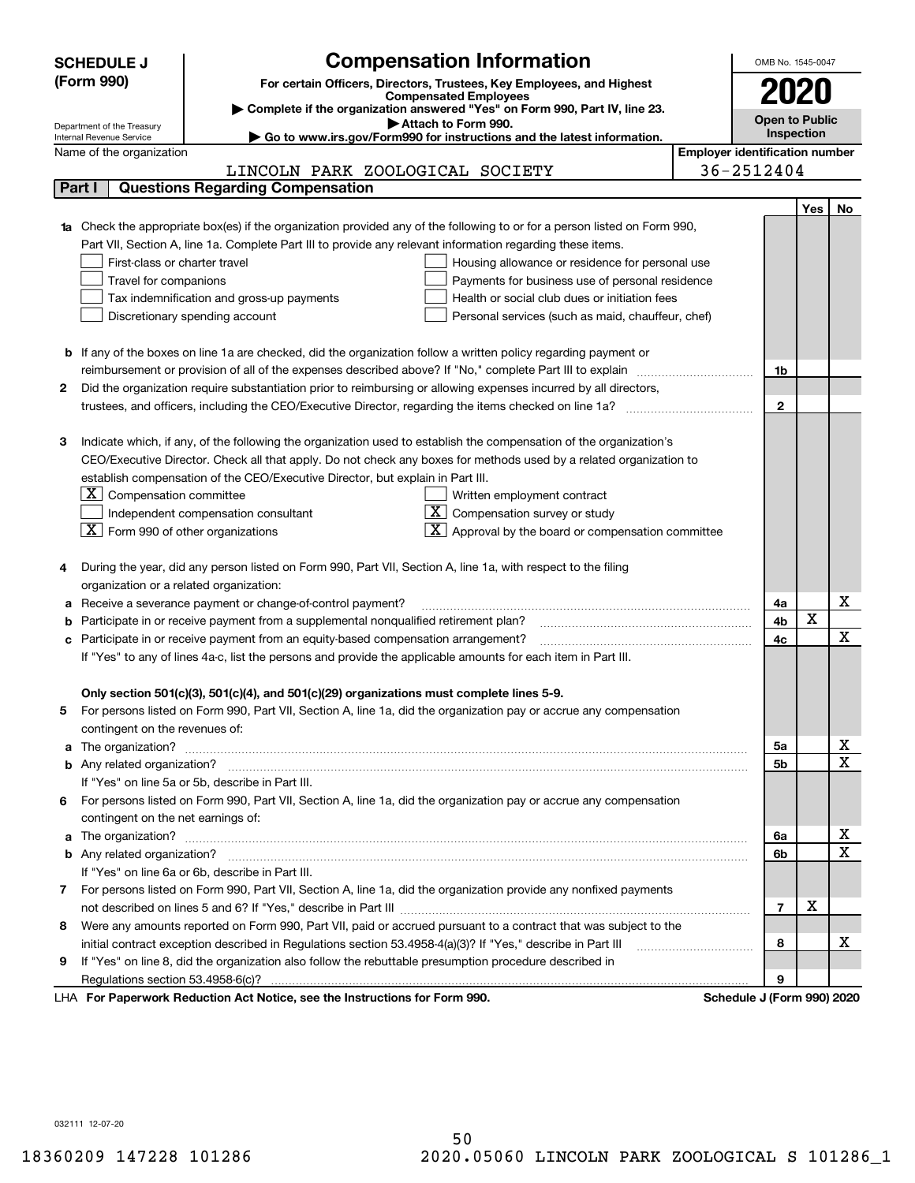# SCHEDULE J (Form 990)

## Compensation Information

**For certain Officers, Directors, Trustees, Key Employees, and Highest Compensated Employees**

▶ Complete if the organization answered "Yes" on Form 990, Part IV, line 23.

▶ Attach to Form 990.

▶ Go to www.irs.gov/Form990 for instructions and the latest information.

OMB No. 1545-0047

**2020**

**Open to Public Inspection**

Department of the Treasury
Internal Revenue Service

| Name of the organization | Employer identification number |
|---|---|
| LINCOLN PARK ZOOLOGICAL SOCIETY | 36-2512404 |

### Part I — Questions Regarding Compensation

| | | | Yes | No |
|---|---|---|---|---|
| **1a** | Check the appropriate box(es) if the organization provided any of the following to or for a person listed on Form 990, Part VII, Section A, line 1a. Complete Part III to provide any relevant information regarding these items.<br>☐ First-class or charter travel ☐ Housing allowance or residence for personal use<br>☐ Travel for companions ☐ Payments for business use of personal residence<br>☐ Tax indemnification and gross-up payments ☐ Health or social club dues or initiation fees<br>☐ Discretionary spending account ☐ Personal services (such as maid, chauffeur, chef) | | | |
| **b** | If any of the boxes on line 1a are checked, did the organization follow a written policy regarding payment or reimbursement or provision of all of the expenses described above? If "No," complete Part III to explain | 1b | | |
| **2** | Did the organization require substantiation prior to reimbursing or allowing expenses incurred by all directors, trustees, and officers, including the CEO/Executive Director, regarding the items checked on line 1a? | 2 | | |
| **3** | Indicate which, if any, of the following the organization used to establish the compensation of the organization's CEO/Executive Director. Check all that apply. Do not check any boxes for methods used by a related organization to establish compensation of the CEO/Executive Director, but explain in Part III.<br>☒ Compensation committee ☐ Written employment contract<br>☐ Independent compensation consultant ☒ Compensation survey or study<br>☒ Form 990 of other organizations ☒ Approval by the board or compensation committee | | | |
| **4** | During the year, did any person listed on Form 990, Part VII, Section A, line 1a, with respect to the filing organization or a related organization: | | | |
| **a** | Receive a severance payment or change-of-control payment? | 4a | | X |
| **b** | Participate in or receive payment from a supplemental nonqualified retirement plan? | 4b | X | |
| **c** | Participate in or receive payment from an equity-based compensation arrangement? | 4c | | X |
| | If "Yes" to any of lines 4a-c, list the persons and provide the applicable amounts for each item in Part III. | | | |
| | **Only section 501(c)(3), 501(c)(4), and 501(c)(29) organizations must complete lines 5-9.** | | | |
| **5** | For persons listed on Form 990, Part VII, Section A, line 1a, did the organization pay or accrue any compensation contingent on the revenues of: | | | |
| **a** | The organization? | 5a | | X |
| **b** | Any related organization? | 5b | | X |
| | If "Yes" on line 5a or 5b, describe in Part III. | | | |
| **6** | For persons listed on Form 990, Part VII, Section A, line 1a, did the organization pay or accrue any compensation contingent on the net earnings of: | | | |
| **a** | The organization? | 6a | | X |
| **b** | Any related organization? | 6b | | X |
| | If "Yes" on line 6a or 6b, describe in Part III. | | | |
| **7** | For persons listed on Form 990, Part VII, Section A, line 1a, did the organization provide any nonfixed payments not described on lines 5 and 6? If "Yes," describe in Part III | 7 | X | |
| **8** | Were any amounts reported on Form 990, Part VII, paid or accrued pursuant to a contract that was subject to the initial contract exception described in Regulations section 53.4958-4(a)(3)? If "Yes," describe in Part III | 8 | | X |
| **9** | If "Yes" on line 8, did the organization also follow the rebuttable presumption procedure described in Regulations section 53.4958-6(c)? | 9 | | |

LHA **For Paperwork Reduction Act Notice, see the Instructions for Form 990.** **Schedule J (Form 990) 2020**

032111 12-07-20

18360209 147228 101286 2020.05060 LINCOLN PARK ZOOLOGICAL S 101286_1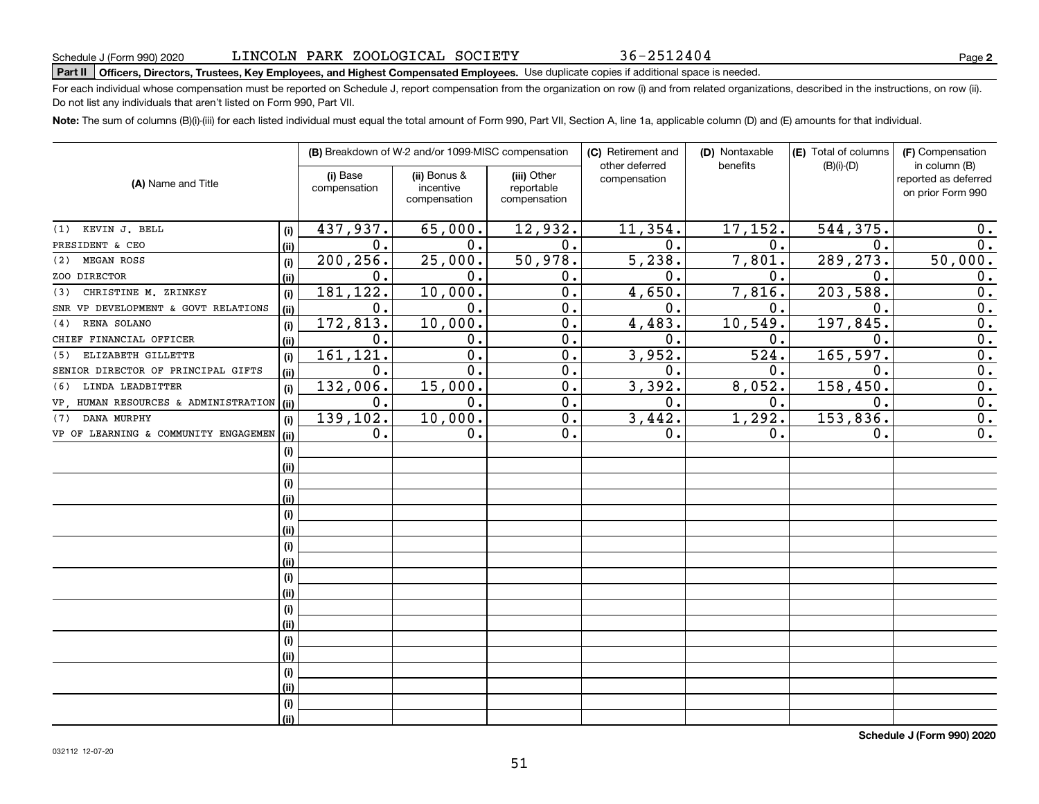Schedule J (Form 990) 2020 LINCOLN PARK ZOOLOGICAL SOCIETY 36-2512404

**Part II Officers, Directors, Trustees, Key Employees, and Highest Compensated Employees.** Use duplicate copies if additional space is needed.

For each individual whose compensation must be reported on Schedule J, report compensation from the organization on row (i) and from related organizations, described in the instructions, on row (ii). Do not list any individuals that aren't listed on Form 990, Part VII.

**Note:** The sum of columns (B)(i)-(iii) for each listed individual must equal the total amount of Form 990, Part VII, Section A, line 1a, applicable column (D) and (E) amounts for that individual.

| (A) Name and Title | | (B) Breakdown of W-2 and/or 1099-MISC compensation | | | (C) Retirement and other deferred compensation | (D) Nontaxable benefits | (E) Total of columns (B)(i)-(D) | (F) Compensation in column (B) reported as deferred on prior Form 990 |
|---|---|---|---|---|---|---|---|---|
| | | (i) Base compensation | (ii) Bonus & incentive compensation | (iii) Other reportable compensation | | | | |
| (1) KEVIN J. BELL | (i) | 437,937. | 65,000. | 12,932. | 11,354. | 17,152. | 544,375. | 0. |
| PRESIDENT & CEO | (ii) | 0. | 0. | 0. | 0. | 0. | 0. | 0. |
| (2) MEGAN ROSS | (i) | 200,256. | 25,000. | 50,978. | 5,238. | 7,801. | 289,273. | 50,000. |
| ZOO DIRECTOR | (ii) | 0. | 0. | 0. | 0. | 0. | 0. | 0. |
| (3) CHRISTINE M. ZRINKSY | (i) | 181,122. | 10,000. | 0. | 4,650. | 7,816. | 203,588. | 0. |
| SNR VP DEVELOPMENT & GOVT RELATIONS | (ii) | 0. | 0. | 0. | 0. | 0. | 0. | 0. |
| (4) RENA SOLANO | (i) | 172,813. | 10,000. | 0. | 4,483. | 10,549. | 197,845. | 0. |
| CHIEF FINANCIAL OFFICER | (ii) | 0. | 0. | 0. | 0. | 0. | 0. | 0. |
| (5) ELIZABETH GILLETTE | (i) | 161,121. | 0. | 0. | 3,952. | 524. | 165,597. | 0. |
| SENIOR DIRECTOR OF PRINCIPAL GIFTS | (ii) | 0. | 0. | 0. | 0. | 0. | 0. | 0. |
| (6) LINDA LEADBITTER | (i) | 132,006. | 15,000. | 0. | 3,392. | 8,052. | 158,450. | 0. |
| VP, HUMAN RESOURCES & ADMINISTRATION | (ii) | 0. | 0. | 0. | 0. | 0. | 0. | 0. |
| (7) DANA MURPHY | (i) | 139,102. | 10,000. | 0. | 3,442. | 1,292. | 153,836. | 0. |
| VP OF LEARNING & COMMUNITY ENGAGEMEN | (ii) | 0. | 0. | 0. | 0. | 0. | 0. | 0. |
| | (i) | | | | | | | |
| | (ii) | | | | | | | |
| | (i) | | | | | | | |
| | (ii) | | | | | | | |
| | (i) | | | | | | | |
| | (ii) | | | | | | | |
| | (i) | | | | | | | |
| | (ii) | | | | | | | |
| | (i) | | | | | | | |
| | (ii) | | | | | | | |
| | (i) | | | | | | | |
| | (ii) | | | | | | | |
| | (i) | | | | | | | |
| | (ii) | | | | | | | |
| | (i) | | | | | | | |
| | (ii) | | | | | | | |
| | (i) | | | | | | | |
| | (ii) | | | | | | | |

**Schedule J (Form 990) 2020**

032112 12-07-20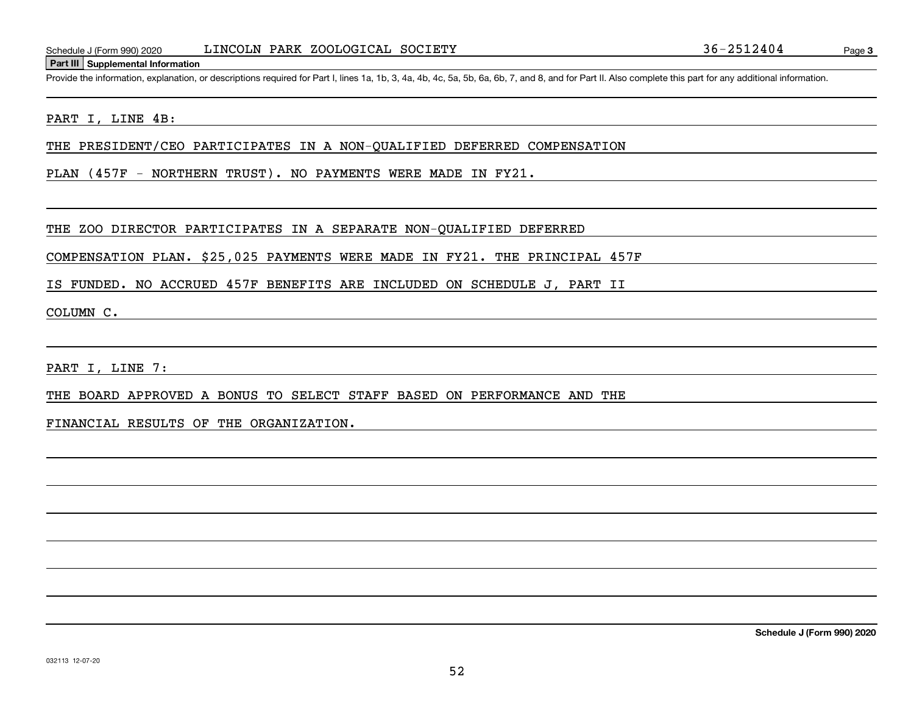## Part III Supplemental Information

Provide the information, explanation, or descriptions required for Part I, lines 1a, 1b, 3, 4a, 4b, 4c, 5a, 5b, 6a, 6b, 7, and 8, and for Part II. Also complete this part for any additional information.

PART I, LINE 4B:

THE PRESIDENT/CEO PARTICIPATES IN A NON-QUALIFIED DEFERRED COMPENSATION PLAN (457F - NORTHERN TRUST). NO PAYMENTS WERE MADE IN FY21.

THE ZOO DIRECTOR PARTICIPATES IN A SEPARATE NON-QUALIFIED DEFERRED COMPENSATION PLAN. $25,025 PAYMENTS WERE MADE IN FY21. THE PRINCIPAL 457F IS FUNDED. NO ACCRUED 457F BENEFITS ARE INCLUDED ON SCHEDULE J, PART II COLUMN C.

PART I, LINE 7:

THE BOARD APPROVED A BONUS TO SELECT STAFF BASED ON PERFORMANCE AND THE FINANCIAL RESULTS OF THE ORGANIZATION.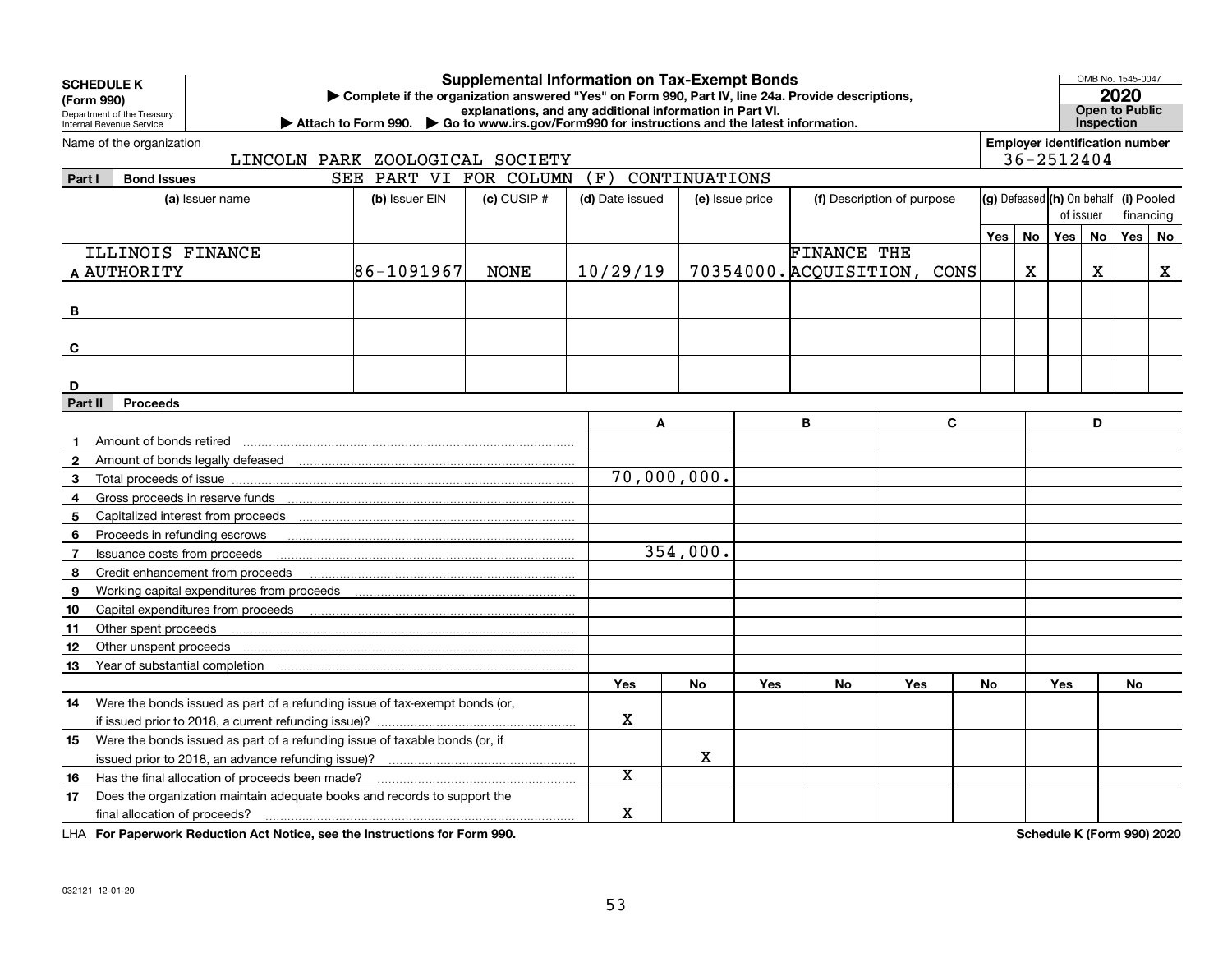**SCHEDULE K**
**(Form 990)**
Department of the Treasury
Internal Revenue Service

# Supplemental Information on Tax-Exempt Bonds

▶ Complete if the organization answered "Yes" on Form 990, Part IV, line 24a. Provide descriptions, explanations, and any additional information in Part VI.
▶ Attach to Form 990. ▶ Go to www.irs.gov/Form990 for instructions and the latest information.

OMB No. 1545-0047
**2020**
**Open to Public Inspection**

Name of the organization: LINCOLN PARK ZOOLOGICAL SOCIETY
Employer identification number: 36-2512404

## Part I Bond Issues

SEE PART VI FOR COLUMN (F) CONTINUATIONS

| | (a) Issuer name | (b) Issuer EIN | (c) CUSIP # | (d) Date issued | (e) Issue price | (f) Description of purpose | (g) Defeased Yes | (g) Defeased No | (h) On behalf of issuer Yes | (h) On behalf of issuer No | (i) Pooled financing Yes | (i) Pooled financing No |
|---|---|---|---|---|---|---|---|---|---|---|---|---|
| A | ILLINOIS FINANCE AUTHORITY | 86-1091967 | NONE | 10/29/19 | 70354000. | FINANCE THE ACQUISITION, CONS | | X | | X | | X |
| B | | | | | | | | | | | | |
| C | | | | | | | | | | | | |
| D | | | | | | | | | | | | |

## Part II Proceeds

| | | A | | B | | C | | D | |
|---|---|---|---|---|---|---|---|---|---|
| 1 | Amount of bonds retired | | | | | | | | |
| 2 | Amount of bonds legally defeased | | | | | | | | |
| 3 | Total proceeds of issue | 70,000,000. | | | | | | | |
| 4 | Gross proceeds in reserve funds | | | | | | | | |
| 5 | Capitalized interest from proceeds | | | | | | | | |
| 6 | Proceeds in refunding escrows | | | | | | | | |
| 7 | Issuance costs from proceeds | 354,000. | | | | | | | |
| 8 | Credit enhancement from proceeds | | | | | | | | |
| 9 | Working capital expenditures from proceeds | | | | | | | | |
| 10 | Capital expenditures from proceeds | | | | | | | | |
| 11 | Other spent proceeds | | | | | | | | |
| 12 | Other unspent proceeds | | | | | | | | |
| 13 | Year of substantial completion | | | | | | | | |
| | | Yes | No | Yes | No | Yes | No | Yes | No |
| 14 | Were the bonds issued as part of a refunding issue of tax-exempt bonds (or, if issued prior to 2018, a current refunding issue)? | X | | | | | | | |
| 15 | Were the bonds issued as part of a refunding issue of taxable bonds (or, if issued prior to 2018, an advance refunding issue)? | | X | | | | | | |
| 16 | Has the final allocation of proceeds been made? | X | | | | | | | |
| 17 | Does the organization maintain adequate books and records to support the final allocation of proceeds? | X | | | | | | | |

LHA **For Paperwork Reduction Act Notice, see the Instructions for Form 990.**

**Schedule K (Form 990) 2020**

032121 12-01-20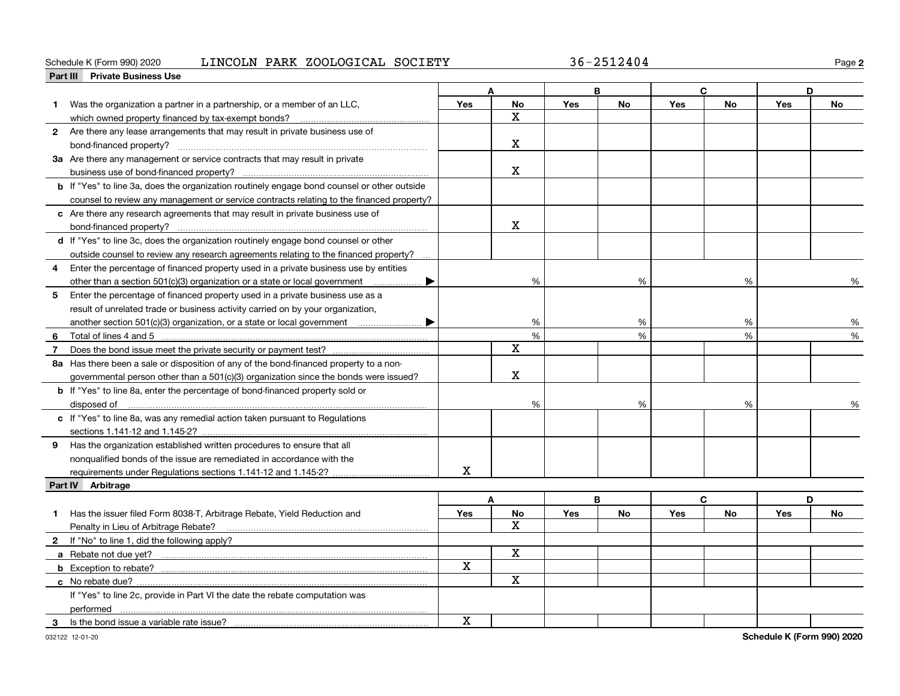Schedule K (Form 990) 2020 LINCOLN PARK ZOOLOGICAL SOCIETY 36-2512404

## Part III Private Business Use

| | A | | B | | C | | D | |
|---|---|---|---|---|---|---|---|---|
| | Yes | No | Yes | No | Yes | No | Yes | No |
| **1** Was the organization a partner in a partnership, or a member of an LLC, which owned property financed by tax-exempt bonds? | | X | | | | | | |
| **2** Are there any lease arrangements that may result in private business use of bond-financed property? | | X | | | | | | |
| **3a** Are there any management or service contracts that may result in private business use of bond-financed property? | | X | | | | | | |
| **b** If "Yes" to line 3a, does the organization routinely engage bond counsel or other outside counsel to review any management or service contracts relating to the financed property? | | | | | | | | |
| **c** Are there any research agreements that may result in private business use of bond-financed property? | | X | | | | | | |
| **d** If "Yes" to line 3c, does the organization routinely engage bond counsel or other outside counsel to review any research agreements relating to the financed property? | | | | | | | | |
| **4** Enter the percentage of financed property used in a private business use by entities other than a section 501(c)(3) organization or a state or local government ▶ | | % | | % | | % | | % |
| **5** Enter the percentage of financed property used in a private business use as a result of unrelated trade or business activity carried on by your organization, another section 501(c)(3) organization, or a state or local government ▶ | | % | | % | | % | | % |
| **6** Total of lines 4 and 5 | | % | | % | | % | | % |
| **7** Does the bond issue meet the private security or payment test? | | X | | | | | | |
| **8a** Has there been a sale or disposition of any of the bond-financed property to a non-governmental person other than a 501(c)(3) organization since the bonds were issued? | | X | | | | | | |
| **b** If "Yes" to line 8a, enter the percentage of bond-financed property sold or disposed of | | % | | % | | % | | % |
| **c** If "Yes" to line 8a, was any remedial action taken pursuant to Regulations sections 1.141-12 and 1.145-2? | | | | | | | | |
| **9** Has the organization established written procedures to ensure that all nonqualified bonds of the issue are remediated in accordance with the requirements under Regulations sections 1.141-12 and 1.145-2? | X | | | | | | | |

## Part IV Arbitrage

| | A | | B | | C | | D | |
|---|---|---|---|---|---|---|---|---|
| | Yes | No | Yes | No | Yes | No | Yes | No |
| **1** Has the issuer filed Form 8038-T, Arbitrage Rebate, Yield Reduction and Penalty in Lieu of Arbitrage Rebate? | | X | | | | | | |
| **2** If "No" to line 1, did the following apply? | | | | | | | | |
| **a** Rebate not due yet? | | X | | | | | | |
| **b** Exception to rebate? | X | | | | | | | |
| **c** No rebate due? | | X | | | | | | |
| If "Yes" to line 2c, provide in Part VI the date the rebate computation was performed | | | | | | | | |
| **3** Is the bond issue a variable rate issue? | X | | | | | | | |

032122 12-01-20

Schedule K (Form 990) 2020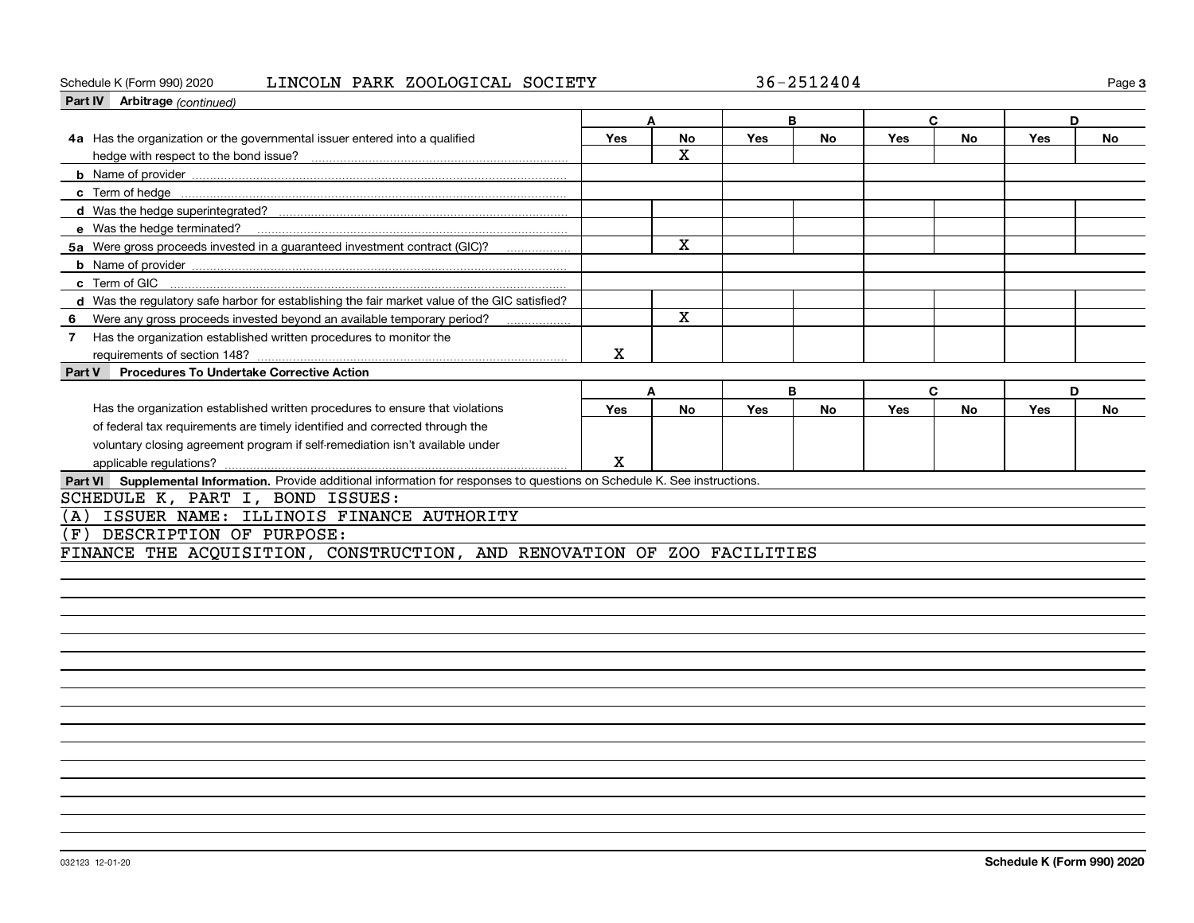Schedule K (Form 990) 2020 LINCOLN PARK ZOOLOGICAL SOCIETY 36-2512404

**Part IV Arbitrage** *(continued)*

| | A | | B | | C | | D | |
|---|---|---|---|---|---|---|---|---|
| | Yes | No | Yes | No | Yes | No | Yes | No |
| **4a** Has the organization or the governmental issuer entered into a qualified hedge with respect to the bond issue? | | X | | | | | | |
| **b** Name of provider | | | | | | | | |
| **c** Term of hedge | | | | | | | | |
| **d** Was the hedge superintegrated? | | | | | | | | |
| **e** Was the hedge terminated? | | | | | | | | |
| **5a** Were gross proceeds invested in a guaranteed investment contract (GIC)? | | X | | | | | | |
| **b** Name of provider | | | | | | | | |
| **c** Term of GIC | | | | | | | | |
| **d** Was the regulatory safe harbor for establishing the fair market value of the GIC satisfied? | | | | | | | | |
| **6** Were any gross proceeds invested beyond an available temporary period? | | X | | | | | | |
| **7** Has the organization established written procedures to monitor the requirements of section 148? | X | | | | | | | |

**Part V Procedures To Undertake Corrective Action**

| | A | | B | | C | | D | |
|---|---|---|---|---|---|---|---|---|
| | Yes | No | Yes | No | Yes | No | Yes | No |
| Has the organization established written procedures to ensure that violations of federal tax requirements are timely identified and corrected through the voluntary closing agreement program if self-remediation isn't available under applicable regulations? | X | | | | | | | |

**Part VI Supplemental Information.** Provide additional information for responses to questions on Schedule K. See instructions.

SCHEDULE K, PART I, BOND ISSUES:
(A) ISSUER NAME: ILLINOIS FINANCE AUTHORITY
(F) DESCRIPTION OF PURPOSE:
FINANCE THE ACQUISITION, CONSTRUCTION, AND RENOVATION OF ZOO FACILITIES

032123 12-01-20 **Schedule K (Form 990) 2020**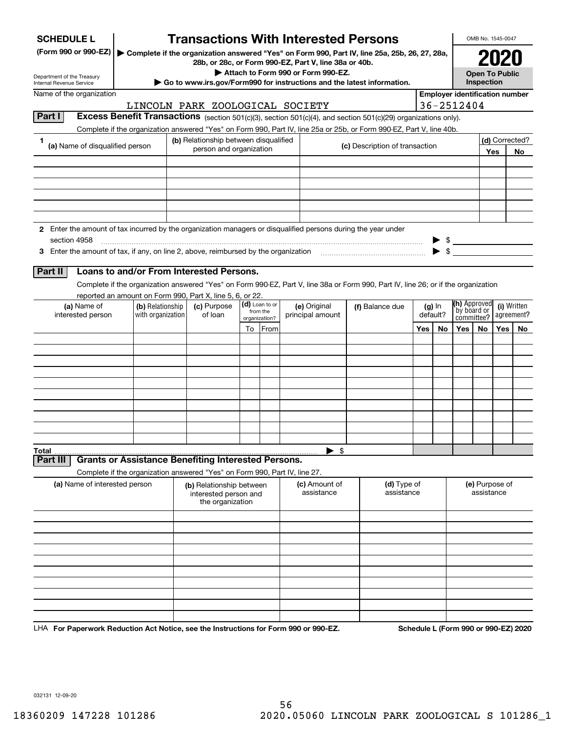# SCHEDULE L (Form 990 or 990-EZ)

Department of the Treasury
Internal Revenue Service

## Transactions With Interested Persons

▶ Complete if the organization answered "Yes" on Form 990, Part IV, line 25a, 25b, 26, 27, 28a, 28b, or 28c, or Form 990-EZ, Part V, line 38a or 40b.

▶ Attach to Form 990 or Form 990-EZ.

▶ Go to www.irs.gov/Form990 for instructions and the latest information.

OMB No. 1545-0047

**2020**

**Open To Public Inspection**

Name of the organization: LINCOLN PARK ZOOLOGICAL SOCIETY

Employer identification number: 36-2512404

### Part I — Excess Benefit Transactions (section 501(c)(3), section 501(c)(4), and section 501(c)(29) organizations only).

Complete if the organization answered "Yes" on Form 990, Part IV, line 25a or 25b, or Form 990-EZ, Part V, line 40b.

| 1 (a) Name of disqualified person | (b) Relationship between disqualified person and organization | (c) Description of transaction | (d) Corrected? Yes | No |
|---|---|---|---|---|
| | | | | |
| | | | | |
| | | | | |
| | | | | |
| | | | | |
| | | | | |

2 Enter the amount of tax incurred by the organization managers or disqualified persons during the year under section 4958 ▶ $

3 Enter the amount of tax, if any, on line 2, above, reimbursed by the organization ▶ $

### Part II — Loans to and/or From Interested Persons.

Complete if the organization answered "Yes" on Form 990-EZ, Part V, line 38a or Form 990, Part IV, line 26; or if the organization reported an amount on Form 990, Part X, line 5, 6, or 22.

| (a) Name of interested person | (b) Relationship with organization | (c) Purpose of loan | (d) Loan to or from the organization? To | From | (e) Original principal amount | (f) Balance due | (g) In default? Yes | No | (h) Approved by board or committee? Yes | No | (i) Written agreement? Yes | No |
|---|---|---|---|---|---|---|---|---|---|---|---|---|
| | | | | | | | | | | | | |
| | | | | | | | | | | | | |
| | | | | | | | | | | | | |
| | | | | | | | | | | | | |
| | | | | | | | | | | | | |
| | | | | | | | | | | | | |
| | | | | | | | | | | | | |
| | | | | | | | | | | | | |
| | | | | | | | | | | | | |
| | | | | | | | | | | | | |
| **Total** | | | | | ▶ $ | | | | | | | |

### Part III — Grants or Assistance Benefiting Interested Persons.

Complete if the organization answered "Yes" on Form 990, Part IV, line 27.

| (a) Name of interested person | (b) Relationship between interested person and the organization | (c) Amount of assistance | (d) Type of assistance | (e) Purpose of assistance |
|---|---|---|---|---|
| | | | | |
| | | | | |
| | | | | |
| | | | | |
| | | | | |
| | | | | |
| | | | | |
| | | | | |
| | | | | |
| | | | | |

LHA For Paperwork Reduction Act Notice, see the Instructions for Form 990 or 990-EZ. Schedule L (Form 990 or 990-EZ) 2020

032131 12-09-20

18360209 147228 101286 2020.05060 LINCOLN PARK ZOOLOGICAL S 101286_1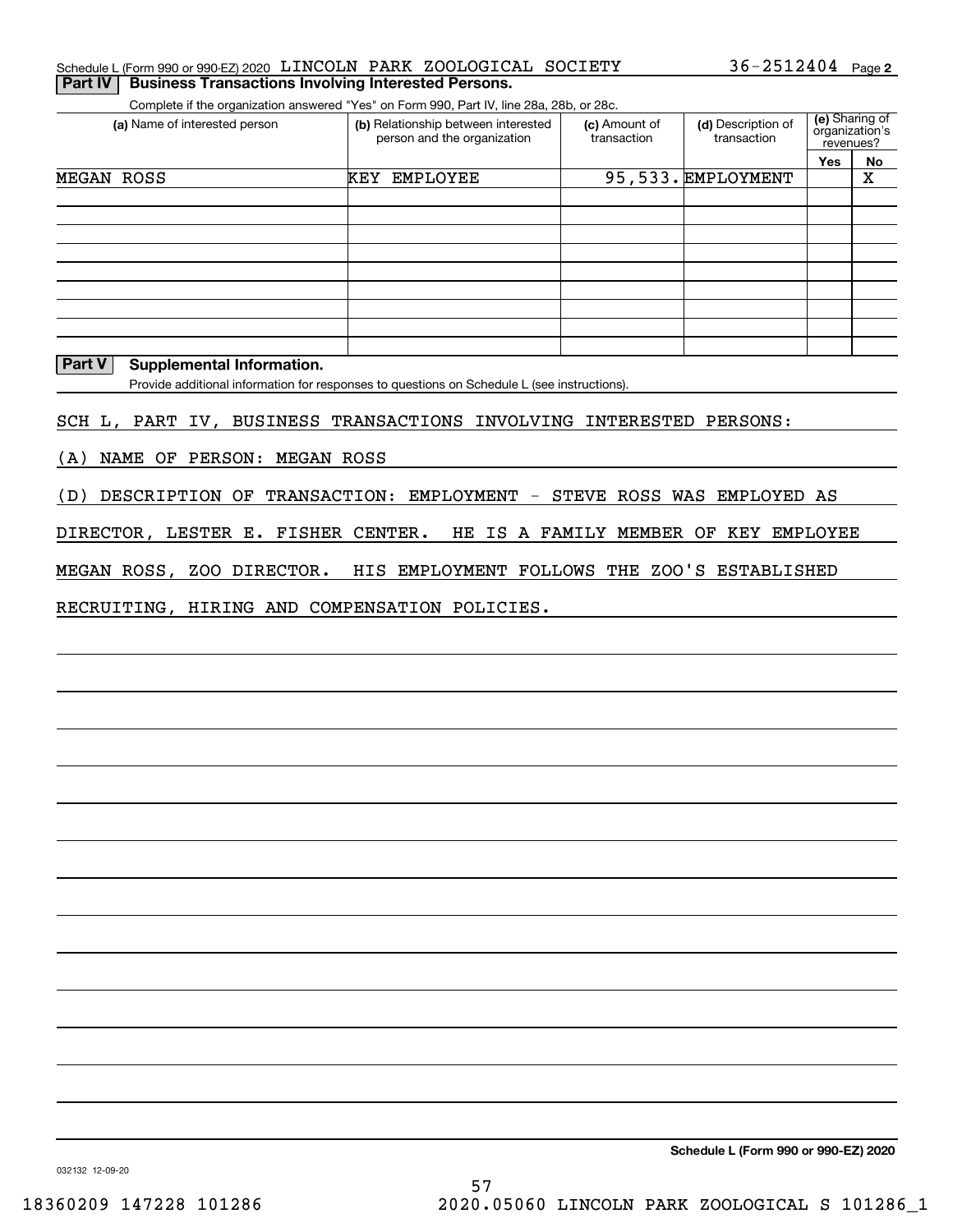Schedule L (Form 990 or 990-EZ) 2020 LINCOLN PARK ZOOLOGICAL SOCIETY 36-2512404 Page 2

**Part IV | Business Transactions Involving Interested Persons.**

Complete if the organization answered "Yes" on Form 990, Part IV, line 28a, 28b, or 28c.

| (a) Name of interested person | (b) Relationship between interested person and the organization | (c) Amount of transaction | (d) Description of transaction | (e) Sharing of organization's revenues? | |
|---|---|---|---|---|---|
| | | | | Yes | No |
| MEGAN ROSS | KEY EMPLOYEE | 95,533. | EMPLOYMENT | | X |
| | | | | | |
| | | | | | |
| | | | | | |
| | | | | | |
| | | | | | |
| | | | | | |
| | | | | | |
| | | | | | |

**Part V | Supplemental Information.**

Provide additional information for responses to questions on Schedule L (see instructions).

SCH L, PART IV, BUSINESS TRANSACTIONS INVOLVING INTERESTED PERSONS:

(A) NAME OF PERSON: MEGAN ROSS

(D) DESCRIPTION OF TRANSACTION: EMPLOYMENT - STEVE ROSS WAS EMPLOYED AS DIRECTOR, LESTER E. FISHER CENTER. HE IS A FAMILY MEMBER OF KEY EMPLOYEE MEGAN ROSS, ZOO DIRECTOR. HIS EMPLOYMENT FOLLOWS THE ZOO'S ESTABLISHED RECRUITING, HIRING AND COMPENSATION POLICIES.

**Schedule L (Form 990 or 990-EZ) 2020**

032132 12-09-20

18360209 147228 101286 2020.05060 LINCOLN PARK ZOOLOGICAL S 101286_1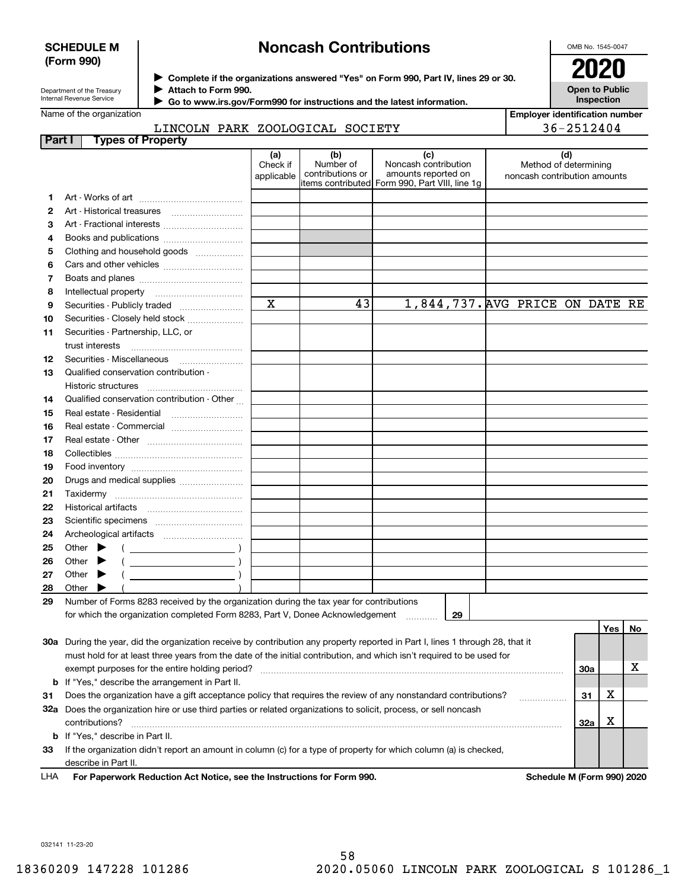**SCHEDULE M (Form 990)**

# Noncash Contributions

OMB No. 1545-0047

**2020**

**Open to Public Inspection**

Department of the Treasury
Internal Revenue Service

▶ Complete if the organizations answered "Yes" on Form 990, Part IV, lines 29 or 30.
▶ Attach to Form 990.
▶ Go to www.irs.gov/Form990 for instructions and the latest information.

Name of the organization: LINCOLN PARK ZOOLOGICAL SOCIETY

Employer identification number: 36-2512404

## Part I Types of Property

| | | (a) Check if applicable | (b) Number of contributions or items contributed | (c) Noncash contribution amounts reported on Form 990, Part VIII, line 1g | (d) Method of determining noncash contribution amounts |
|---|---|---|---|---|---|
| 1 | Art - Works of art | | | | |
| 2 | Art - Historical treasures | | | | |
| 3 | Art - Fractional interests | | | | |
| 4 | Books and publications | | | | |
| 5 | Clothing and household goods | | | | |
| 6 | Cars and other vehicles | | | | |
| 7 | Boats and planes | | | | |
| 8 | Intellectual property | | | | |
| 9 | Securities - Publicly traded | X | 43 | 1,844,737. | AVG PRICE ON DATE RE |
| 10 | Securities - Closely held stock | | | | |
| 11 | Securities - Partnership, LLC, or trust interests | | | | |
| 12 | Securities - Miscellaneous | | | | |
| 13 | Qualified conservation contribution - Historic structures | | | | |
| 14 | Qualified conservation contribution - Other | | | | |
| 15 | Real estate - Residential | | | | |
| 16 | Real estate - Commercial | | | | |
| 17 | Real estate - Other | | | | |
| 18 | Collectibles | | | | |
| 19 | Food inventory | | | | |
| 20 | Drugs and medical supplies | | | | |
| 21 | Taxidermy | | | | |
| 22 | Historical artifacts | | | | |
| 23 | Scientific specimens | | | | |
| 24 | Archeological artifacts | | | | |
| 25 | Other ▶ ( ) | | | | |
| 26 | Other ▶ ( ) | | | | |
| 27 | Other ▶ ( ) | | | | |
| 28 | Other ▶ ( ) | | | | |

29 Number of Forms 8283 received by the organization during the tax year for contributions for which the organization completed Form 8283, Part V, Donee Acknowledgement ..... 29

| | | | Yes | No |
|---|---|---|---|---|
| 30a | During the year, did the organization receive by contribution any property reported in Part I, lines 1 through 28, that it must hold for at least three years from the date of the initial contribution, and which isn't required to be used for exempt purposes for the entire holding period? | 30a | | X |
| b | If "Yes," describe the arrangement in Part II. | | | |
| 31 | Does the organization have a gift acceptance policy that requires the review of any nonstandard contributions? | 31 | X | |
| 32a | Does the organization hire or use third parties or related organizations to solicit, process, or sell noncash contributions? | 32a | X | |
| b | If "Yes," describe in Part II. | | | |
| 33 | If the organization didn't report an amount in column (c) for a type of property for which column (a) is checked, describe in Part II. | | | |

LHA **For Paperwork Reduction Act Notice, see the Instructions for Form 990.** **Schedule M (Form 990) 2020**

032141 11-23-20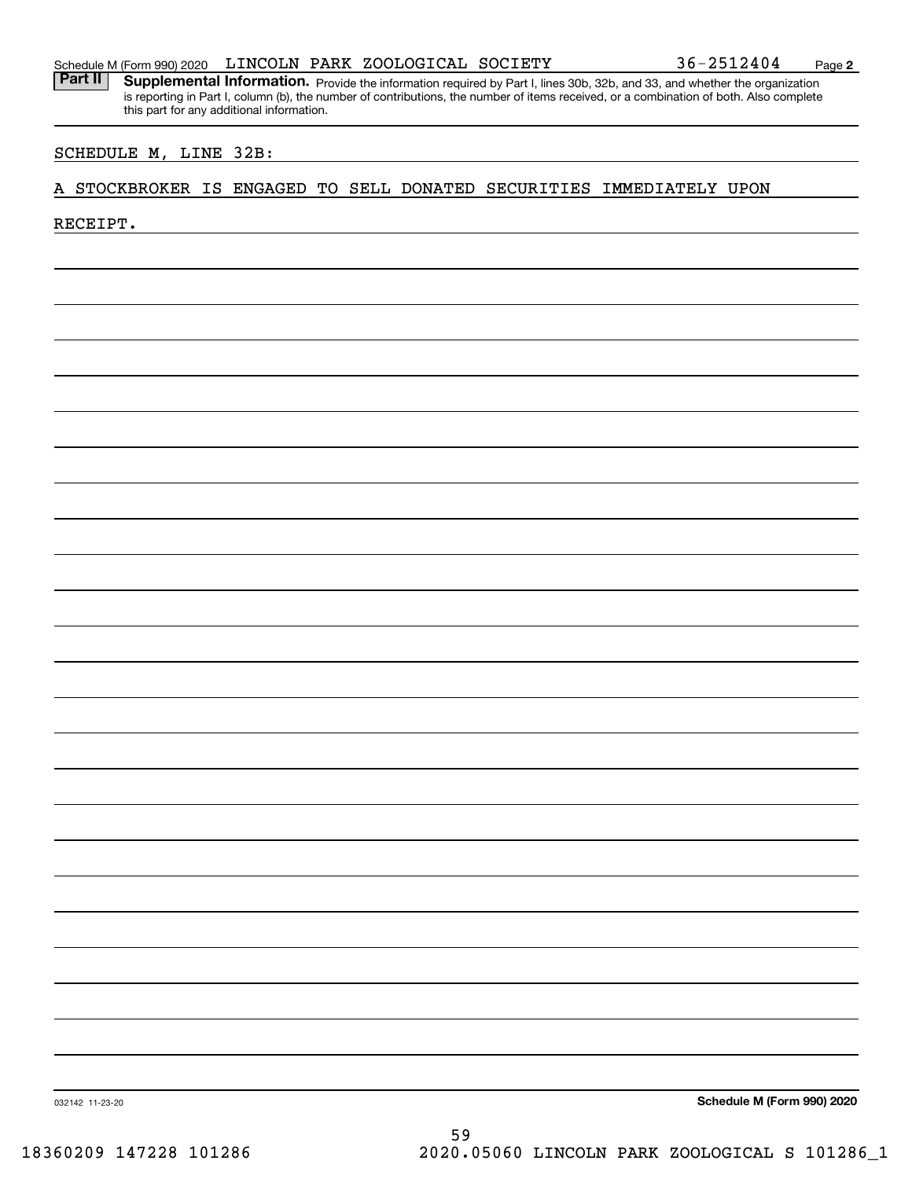Schedule M (Form 990) 2020 LINCOLN PARK ZOOLOGICAL SOCIETY 36-2512404 Page 2

**Part II** **Supplemental Information.** Provide the information required by Part I, lines 30b, 32b, and 33, and whether the organization is reporting in Part I, column (b), the number of contributions, the number of items received, or a combination of both. Also complete this part for any additional information.

SCHEDULE M, LINE 32B:

A STOCKBROKER IS ENGAGED TO SELL DONATED SECURITIES IMMEDIATELY UPON RECEIPT.

032142 11-23-20

**Schedule M (Form 990) 2020**

18360209 147228 101286 2020.05060 LINCOLN PARK ZOOLOGICAL S 101286_1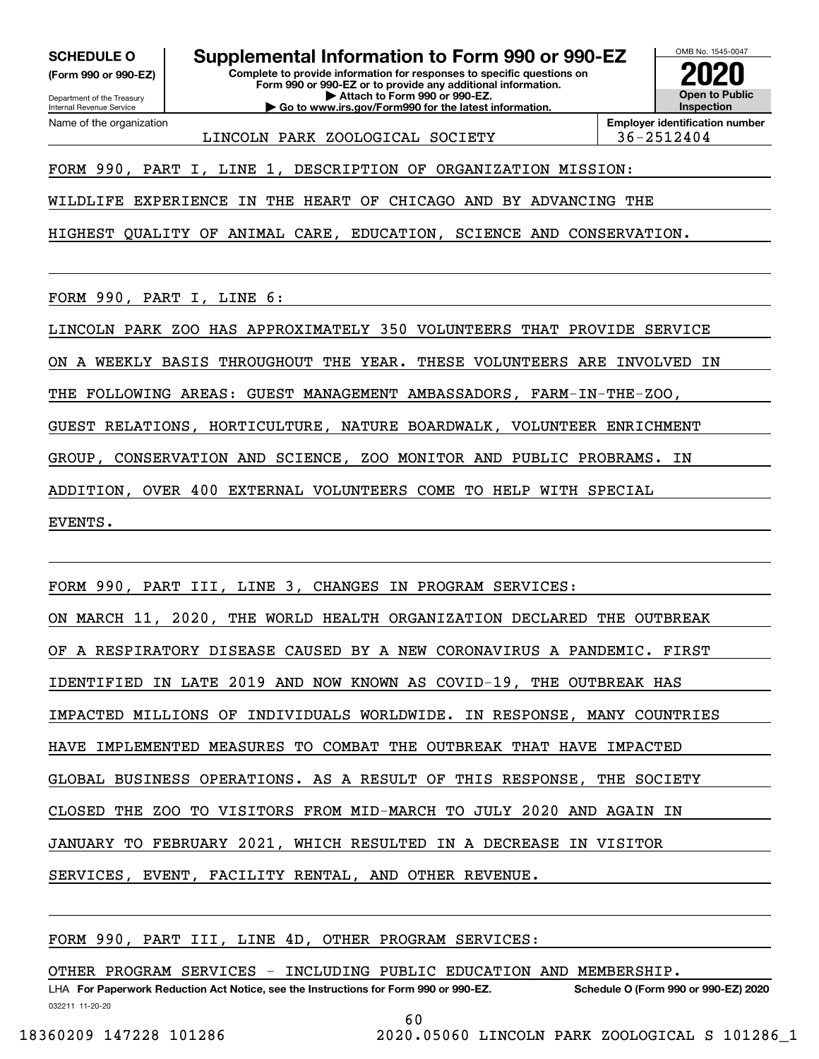**SCHEDULE O**
**(Form 990 or 990-EZ)**

Department of the Treasury
Internal Revenue Service

# Supplemental Information to Form 990 or 990-EZ

**Complete to provide information for responses to specific questions on Form 990 or 990-EZ or to provide any additional information.**
**▶ Attach to Form 990 or 990-EZ.**
**▶ Go to www.irs.gov/Form990 for the latest information.**

OMB No. 1545-0047

**2020**

**Open to Public Inspection**

| Name of the organization | Employer identification number |
|---|---|
| LINCOLN PARK ZOOLOGICAL SOCIETY | 36-2512404 |

FORM 990, PART I, LINE 1, DESCRIPTION OF ORGANIZATION MISSION:

WILDLIFE EXPERIENCE IN THE HEART OF CHICAGO AND BY ADVANCING THE HIGHEST QUALITY OF ANIMAL CARE, EDUCATION, SCIENCE AND CONSERVATION.

FORM 990, PART I, LINE 6:

LINCOLN PARK ZOO HAS APPROXIMATELY 350 VOLUNTEERS THAT PROVIDE SERVICE ON A WEEKLY BASIS THROUGHOUT THE YEAR. THESE VOLUNTEERS ARE INVOLVED IN THE FOLLOWING AREAS: GUEST MANAGEMENT AMBASSADORS, FARM-IN-THE-ZOO, GUEST RELATIONS, HORTICULTURE, NATURE BOARDWALK, VOLUNTEER ENRICHMENT GROUP, CONSERVATION AND SCIENCE, ZOO MONITOR AND PUBLIC PROBRAMS. IN ADDITION, OVER 400 EXTERNAL VOLUNTEERS COME TO HELP WITH SPECIAL EVENTS.

FORM 990, PART III, LINE 3, CHANGES IN PROGRAM SERVICES:

ON MARCH 11, 2020, THE WORLD HEALTH ORGANIZATION DECLARED THE OUTBREAK OF A RESPIRATORY DISEASE CAUSED BY A NEW CORONAVIRUS A PANDEMIC. FIRST IDENTIFIED IN LATE 2019 AND NOW KNOWN AS COVID-19, THE OUTBREAK HAS IMPACTED MILLIONS OF INDIVIDUALS WORLDWIDE. IN RESPONSE, MANY COUNTRIES HAVE IMPLEMENTED MEASURES TO COMBAT THE OUTBREAK THAT HAVE IMPACTED GLOBAL BUSINESS OPERATIONS. AS A RESULT OF THIS RESPONSE, THE SOCIETY CLOSED THE ZOO TO VISITORS FROM MID-MARCH TO JULY 2020 AND AGAIN IN JANUARY TO FEBRUARY 2021, WHICH RESULTED IN A DECREASE IN VISITOR SERVICES, EVENT, FACILITY RENTAL, AND OTHER REVENUE.

FORM 990, PART III, LINE 4D, OTHER PROGRAM SERVICES:

OTHER PROGRAM SERVICES - INCLUDING PUBLIC EDUCATION AND MEMBERSHIP.

LHA **For Paperwork Reduction Act Notice, see the Instructions for Form 990 or 990-EZ.** **Schedule O (Form 990 or 990-EZ) 2020**

032211 11-20-20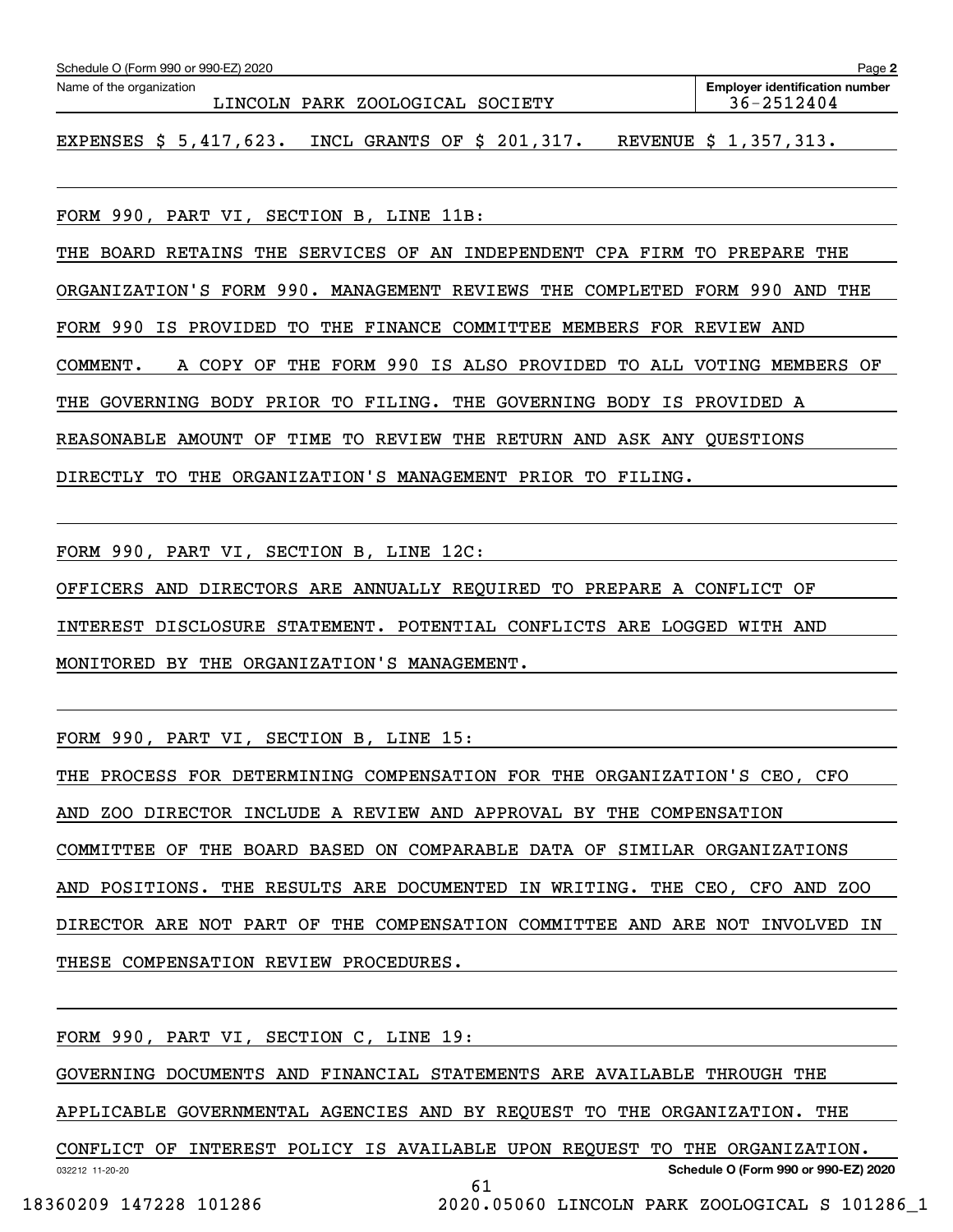Schedule O (Form 990 or 990-EZ) 2020

Name of the organization: LINCOLN PARK ZOOLOGICAL SOCIETY

Employer identification number: 36-2512404

EXPENSES $ 5,417,623. INCL GRANTS OF $ 201,317. REVENUE $ 1,357,313.

FORM 990, PART VI, SECTION B, LINE 11B:

THE BOARD RETAINS THE SERVICES OF AN INDEPENDENT CPA FIRM TO PREPARE THE ORGANIZATION'S FORM 990. MANAGEMENT REVIEWS THE COMPLETED FORM 990 AND THE FORM 990 IS PROVIDED TO THE FINANCE COMMITTEE MEMBERS FOR REVIEW AND COMMENT. A COPY OF THE FORM 990 IS ALSO PROVIDED TO ALL VOTING MEMBERS OF THE GOVERNING BODY PRIOR TO FILING. THE GOVERNING BODY IS PROVIDED A REASONABLE AMOUNT OF TIME TO REVIEW THE RETURN AND ASK ANY QUESTIONS DIRECTLY TO THE ORGANIZATION'S MANAGEMENT PRIOR TO FILING.

FORM 990, PART VI, SECTION B, LINE 12C:

OFFICERS AND DIRECTORS ARE ANNUALLY REQUIRED TO PREPARE A CONFLICT OF INTEREST DISCLOSURE STATEMENT. POTENTIAL CONFLICTS ARE LOGGED WITH AND MONITORED BY THE ORGANIZATION'S MANAGEMENT.

FORM 990, PART VI, SECTION B, LINE 15:

THE PROCESS FOR DETERMINING COMPENSATION FOR THE ORGANIZATION'S CEO, CFO AND ZOO DIRECTOR INCLUDE A REVIEW AND APPROVAL BY THE COMPENSATION COMMITTEE OF THE BOARD BASED ON COMPARABLE DATA OF SIMILAR ORGANIZATIONS AND POSITIONS. THE RESULTS ARE DOCUMENTED IN WRITING. THE CEO, CFO AND ZOO DIRECTOR ARE NOT PART OF THE COMPENSATION COMMITTEE AND ARE NOT INVOLVED IN THESE COMPENSATION REVIEW PROCEDURES.

FORM 990, PART VI, SECTION C, LINE 19:

GOVERNING DOCUMENTS AND FINANCIAL STATEMENTS ARE AVAILABLE THROUGH THE APPLICABLE GOVERNMENTAL AGENCIES AND BY REQUEST TO THE ORGANIZATION. THE CONFLICT OF INTEREST POLICY IS AVAILABLE UPON REQUEST TO THE ORGANIZATION.